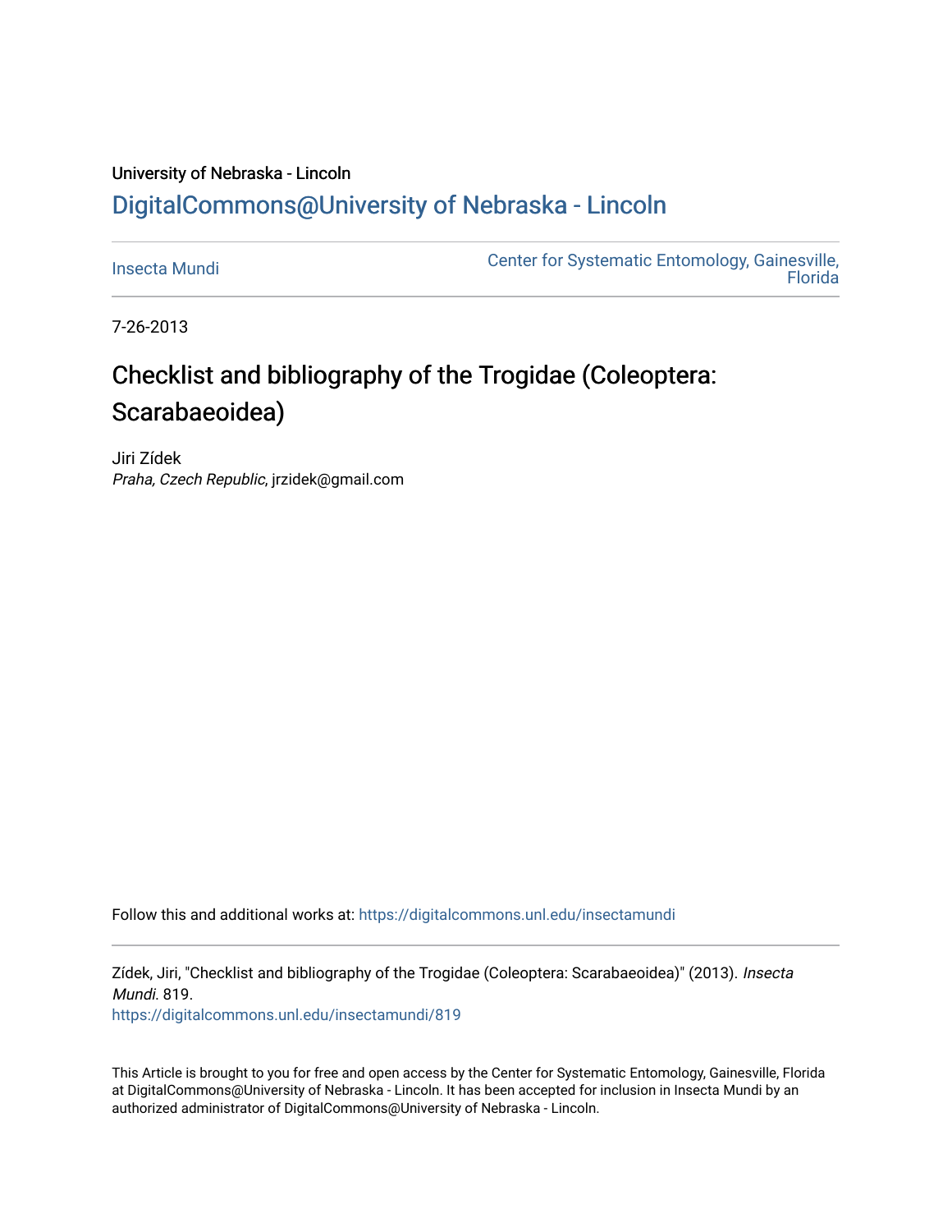University of Nebraska - Lincoln

## DigitalCommons@University of Nebraska - Lincoln

Insecta Mundi

Center for Systematic Entomology, Gainesville, Florida

7-26-2013

# Checklist and bibliography of the Trogidae (Coleoptera: Scarabaeoidea)

Jiri Zídek

*Praha, Czech Republic*, jrzidek@gmail.com

Follow this and additional works at: https://digitalcommons.unl.edu/insectamundi

Zídek, Jiri, "Checklist and bibliography of the Trogidae (Coleoptera: Scarabaeoidea)" (2013). *Insecta Mundi*. 819.

https://digitalcommons.unl.edu/insectamundi/819

This Article is brought to you for free and open access by the Center for Systematic Entomology, Gainesville, Florida at DigitalCommons@University of Nebraska - Lincoln. It has been accepted for inclusion in Insecta Mundi by an authorized administrator of DigitalCommons@University of Nebraska - Lincoln.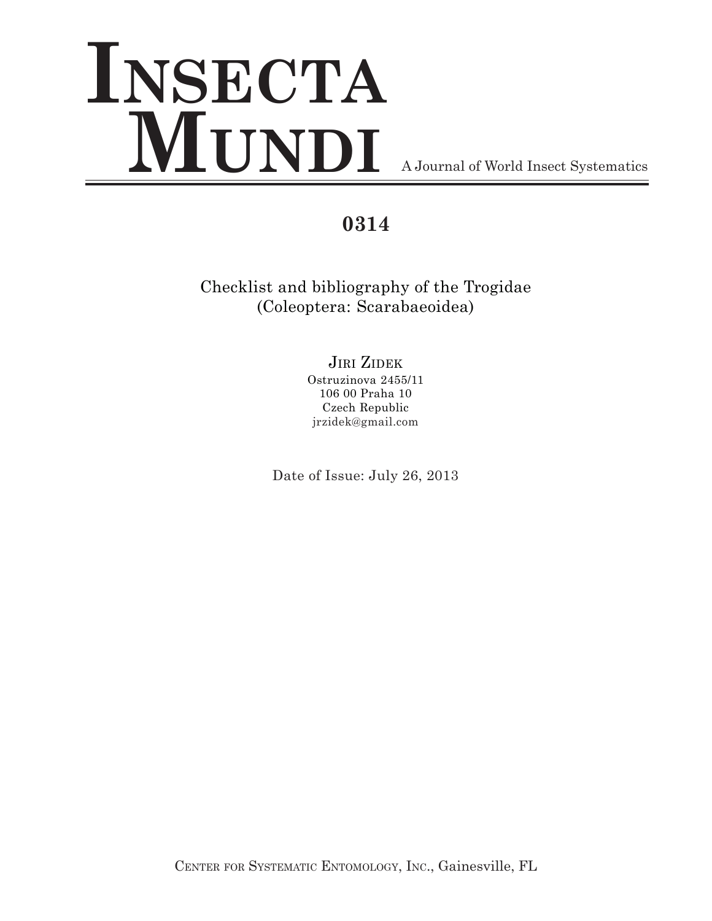# INSECTA MUNDI

A Journal of World Insect Systematics

## 0314

Checklist and bibliography of the Trogidae (Coleoptera: Scarabaeoidea)

JIRI ZIDEK
Ostruzinova 2455/11
106 00 Praha 10
Czech Republic
jrzidek@gmail.com

Date of Issue: July 26, 2013

CENTER FOR SYSTEMATIC ENTOMOLOGY, INC., Gainesville, FL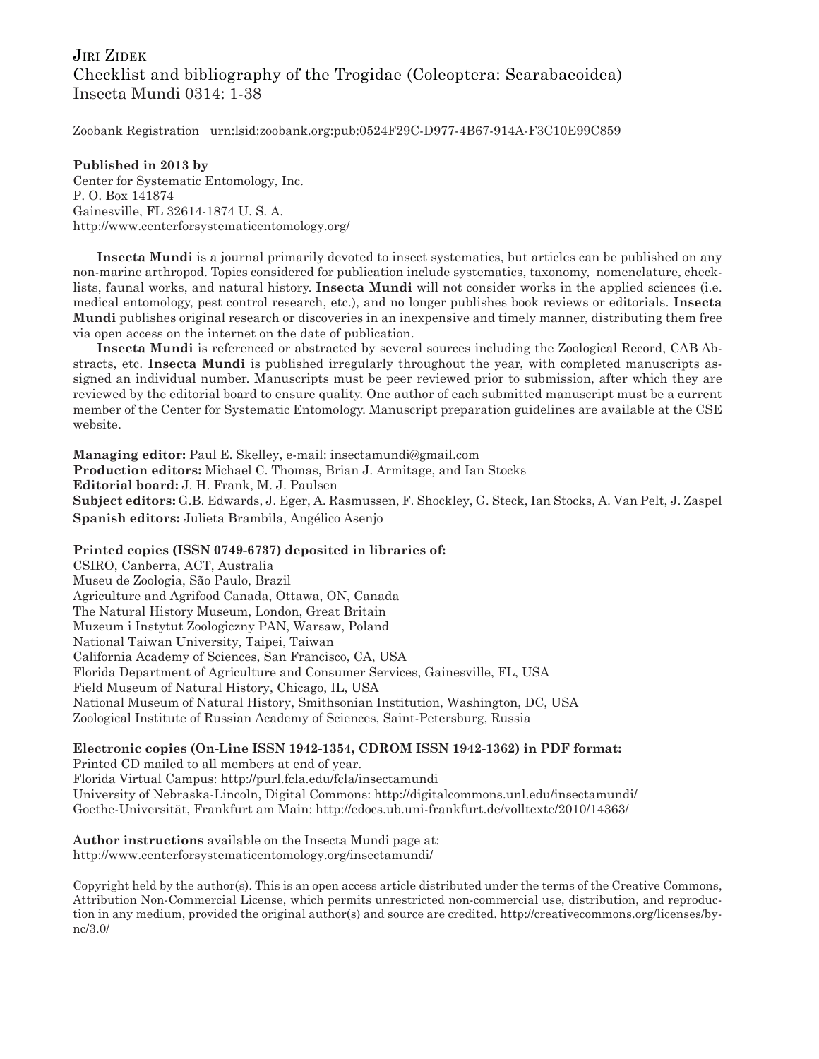Jiri Zidek
Checklist and bibliography of the Trogidae (Coleoptera: Scarabaeoidea)
Insecta Mundi 0314: 1-38

Zoobank Registration urn:lsid:zoobank.org:pub:0524F29C-D977-4B67-914A-F3C10E99C859

**Published in 2013 by**
Center for Systematic Entomology, Inc.
P. O. Box 141874
Gainesville, FL 32614-1874 U. S. A.
http://www.centerforsystematicentomology.org/

**Insecta Mundi** is a journal primarily devoted to insect systematics, but articles can be published on any non-marine arthropod. Topics considered for publication include systematics, taxonomy, nomenclature, checklists, faunal works, and natural history. **Insecta Mundi** will not consider works in the applied sciences (i.e. medical entomology, pest control research, etc.), and no longer publishes book reviews or editorials. **Insecta Mundi** publishes original research or discoveries in an inexpensive and timely manner, distributing them free via open access on the internet on the date of publication.

**Insecta Mundi** is referenced or abstracted by several sources including the Zoological Record, CAB Abstracts, etc. **Insecta Mundi** is published irregularly throughout the year, with completed manuscripts assigned an individual number. Manuscripts must be peer reviewed prior to submission, after which they are reviewed by the editorial board to ensure quality. One author of each submitted manuscript must be a current member of the Center for Systematic Entomology. Manuscript preparation guidelines are available at the CSE website.

**Managing editor:** Paul E. Skelley, e-mail: insectamundi@gmail.com
**Production editors:** Michael C. Thomas, Brian J. Armitage, and Ian Stocks
**Editorial board:** J. H. Frank, M. J. Paulsen
**Subject editors:** G.B. Edwards, J. Eger, A. Rasmussen, F. Shockley, G. Steck, Ian Stocks, A. Van Pelt, J. Zaspel
**Spanish editors:** Julieta Brambila, Angélico Asenjo

**Printed copies (ISSN 0749-6737) deposited in libraries of:**
CSIRO, Canberra, ACT, Australia
Museu de Zoologia, São Paulo, Brazil
Agriculture and Agrifood Canada, Ottawa, ON, Canada
The Natural History Museum, London, Great Britain
Muzeum i Instytut Zoologiczny PAN, Warsaw, Poland
National Taiwan University, Taipei, Taiwan
California Academy of Sciences, San Francisco, CA, USA
Florida Department of Agriculture and Consumer Services, Gainesville, FL, USA
Field Museum of Natural History, Chicago, IL, USA
National Museum of Natural History, Smithsonian Institution, Washington, DC, USA
Zoological Institute of Russian Academy of Sciences, Saint-Petersburg, Russia

**Electronic copies (On-Line ISSN 1942-1354, CDROM ISSN 1942-1362) in PDF format:**
Printed CD mailed to all members at end of year.
Florida Virtual Campus: http://purl.fcla.edu/fcla/insectamundi
University of Nebraska-Lincoln, Digital Commons: http://digitalcommons.unl.edu/insectamundi/
Goethe-Universität, Frankfurt am Main: http://edocs.ub.uni-frankfurt.de/volltexte/2010/14363/

**Author instructions** available on the Insecta Mundi page at:
http://www.centerforsystematicentomology.org/insectamundi/

Copyright held by the author(s). This is an open access article distributed under the terms of the Creative Commons, Attribution Non-Commercial License, which permits unrestricted non-commercial use, distribution, and reproduction in any medium, provided the original author(s) and source are credited. http://creativecommons.org/licenses/by-nc/3.0/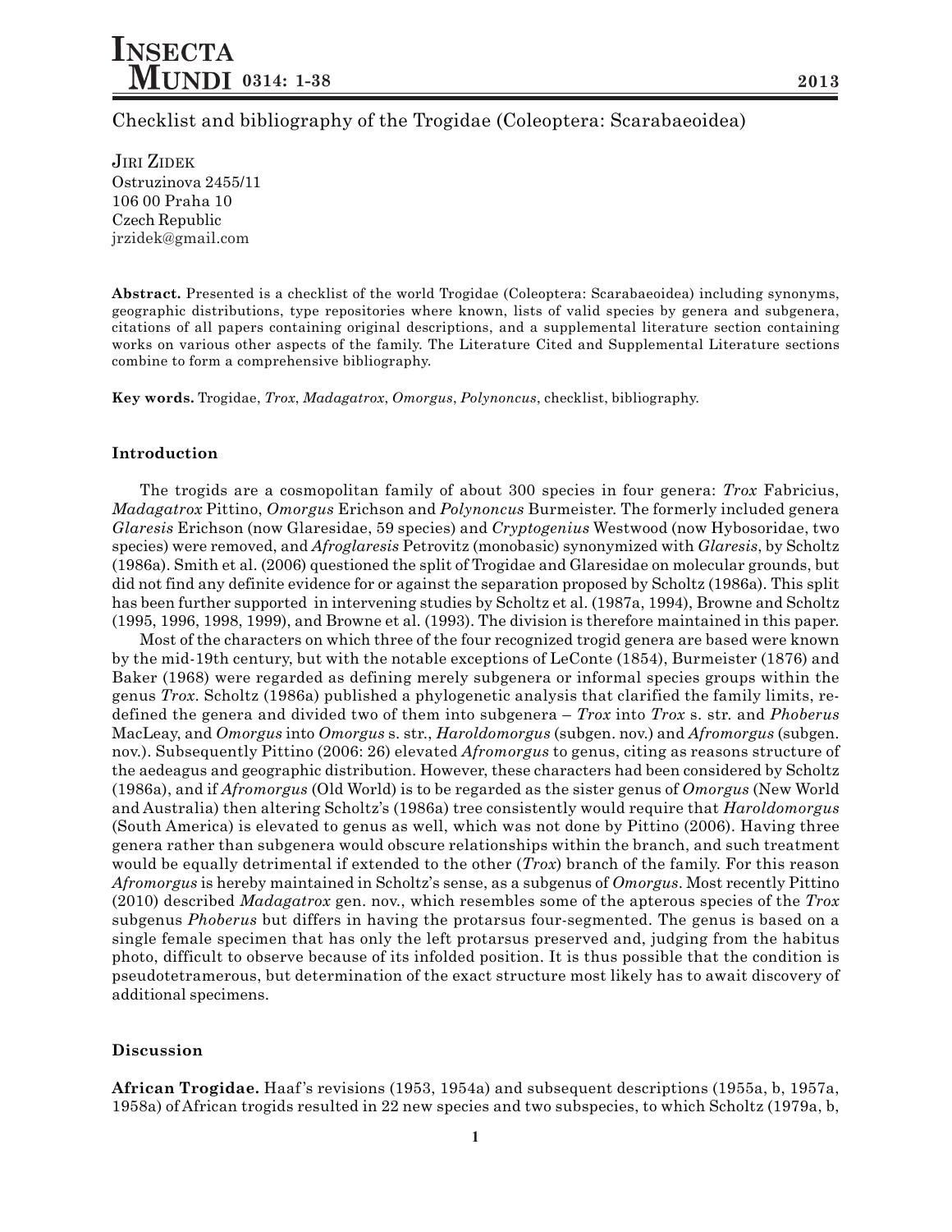# Checklist and bibliography of the Trogidae (Coleoptera: Scarabaeoidea)

Jiri Zidek
Ostruzinova 2455/11
106 00 Praha 10
Czech Republic
jrzidek@gmail.com

**Abstract.** Presented is a checklist of the world Trogidae (Coleoptera: Scarabaeoidea) including synonyms, geographic distributions, type repositories where known, lists of valid species by genera and subgenera, citations of all papers containing original descriptions, and a supplemental literature section containing works on various other aspects of the family. The Literature Cited and Supplemental Literature sections combine to form a comprehensive bibliography.

**Key words.** Trogidae, *Trox*, *Madagatrox*, *Omorgus*, *Polynoncus*, checklist, bibliography.

## Introduction

The trogids are a cosmopolitan family of about 300 species in four genera: *Trox* Fabricius, *Madagatrox* Pittino, *Omorgus* Erichson and *Polynoncus* Burmeister. The formerly included genera *Glaresis* Erichson (now Glaresidae, 59 species) and *Cryptogenius* Westwood (now Hybosoridae, two species) were removed, and *Afroglaresis* Petrovitz (monobasic) synonymized with *Glaresis*, by Scholtz (1986a). Smith et al. (2006) questioned the split of Trogidae and Glaresidae on molecular grounds, but did not find any definite evidence for or against the separation proposed by Scholtz (1986a). This split has been further supported in intervening studies by Scholtz et al. (1987a, 1994), Browne and Scholtz (1995, 1996, 1998, 1999), and Browne et al. (1993). The division is therefore maintained in this paper.

Most of the characters on which three of the four recognized trogid genera are based were known by the mid-19th century, but with the notable exceptions of LeConte (1854), Burmeister (1876) and Baker (1968) were regarded as defining merely subgenera or informal species groups within the genus *Trox*. Scholtz (1986a) published a phylogenetic analysis that clarified the family limits, redefined the genera and divided two of them into subgenera – *Trox* into *Trox* s. str. and *Phoberus* MacLeay, and *Omorgus* into *Omorgus* s. str., *Haroldomorgus* (subgen. nov.) and *Afromorgus* (subgen. nov.). Subsequently Pittino (2006: 26) elevated *Afromorgus* to genus, citing as reasons structure of the aedeagus and geographic distribution. However, these characters had been considered by Scholtz (1986a), and if *Afromorgus* (Old World) is to be regarded as the sister genus of *Omorgus* (New World and Australia) then altering Scholtz's (1986a) tree consistently would require that *Haroldomorgus* (South America) is elevated to genus as well, which was not done by Pittino (2006). Having three genera rather than subgenera would obscure relationships within the branch, and such treatment would be equally detrimental if extended to the other (*Trox*) branch of the family. For this reason *Afromorgus* is hereby maintained in Scholtz's sense, as a subgenus of *Omorgus*. Most recently Pittino (2010) described *Madagatrox* gen. nov., which resembles some of the apterous species of the *Trox* subgenus *Phoberus* but differs in having the protarsus four-segmented. The genus is based on a single female specimen that has only the left protarsus preserved and, judging from the habitus photo, difficult to observe because of its infolded position. It is thus possible that the condition is pseudotetramerous, but determination of the exact structure most likely has to await discovery of additional specimens.

## Discussion

**African Trogidae.** Haaf's revisions (1953, 1954a) and subsequent descriptions (1955a, b, 1957a, 1958a) of African trogids resulted in 22 new species and two subspecies, to which Scholtz (1979a, b,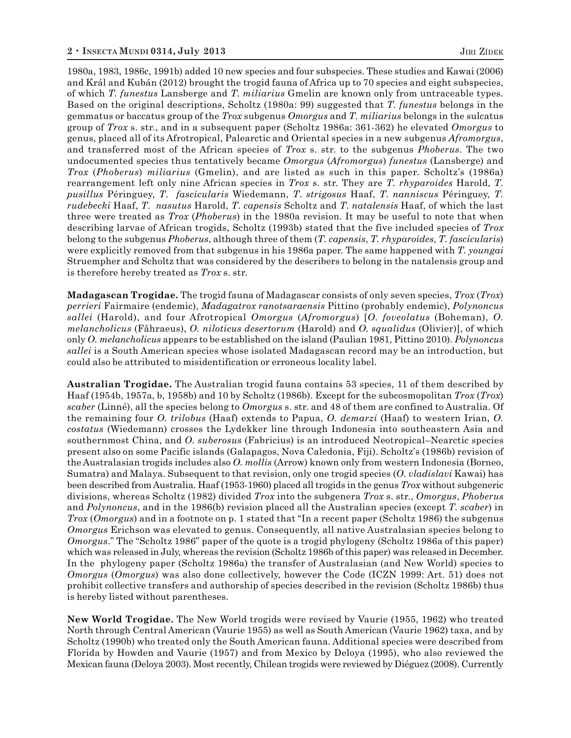1980a, 1983, 1986c, 1991b) added 10 new species and four subspecies. These studies and Kawai (2006) and Král and Kubán (2012) brought the trogid fauna of Africa up to 70 species and eight subspecies, of which *T. funestus* Lansberge and *T. miliarius* Gmelin are known only from untraceable types. Based on the original descriptions, Scholtz (1980a: 99) suggested that *T. funestus* belongs in the gemmatus or baccatus group of the *Trox* subgenus *Omorgus* and *T. miliarius* belongs in the sulcatus group of *Trox* s. str., and in a subsequent paper (Scholtz 1986a: 361-362) he elevated *Omorgus* to genus, placed all of its Afrotropical, Palearctic and Oriental species in a new subgenus *Afromorgus*, and transferred most of the African species of *Trox* s. str. to the subgenus *Phoberus*. The two undocumented species thus tentatively became *Omorgus* (*Afromorgus*) *funestus* (Lansberge) and *Trox* (*Phoberus*) *miliarius* (Gmelin), and are listed as such in this paper. Scholtz's (1986a) rearrangement left only nine African species in *Trox* s. str. They are *T. rhyparoides* Harold, *T. pusillus* Péringuey, *T. fascicularis* Wiedemann, *T. strigosus* Haaf, *T. nanniscus* Péringuey, *T. rudebecki* Haaf, *T. nasutus* Harold, *T. capensis* Scholtz and *T. natalensis* Haaf, of which the last three were treated as *Trox* (*Phoberus*) in the 1980a revision. It may be useful to note that when describing larvae of African trogids, Scholtz (1993b) stated that the five included species of *Trox* belong to the subgenus *Phoberus*, although three of them (*T. capensis*, *T. rhyparoides*, *T. fascicularis*) were explicitly removed from that subgenus in his 1986a paper. The same happened with *T. youngai* Struempher and Scholtz that was considered by the describers to belong in the natalensis group and is therefore hereby treated as *Trox* s. str.

**Madagascan Trogidae.** The trogid fauna of Madagascar consists of only seven species, *Trox* (*Trox*) *perrieri* Fairmaire (endemic), *Madagatrox ranotsaraensis* Pittino (probably endemic), *Polynoncus sallei* (Harold), and four Afrotropical *Omorgus* (*Afromorgus*) [*O. foveolatus* (Boheman), *O. melancholicus* (Fåhraeus), *O. niloticus desertorum* (Harold) and *O. squalidus* (Olivier)], of which only *O. melancholicus* appears to be established on the island (Paulian 1981, Pittino 2010). *Polynoncus sallei* is a South American species whose isolated Madagascan record may be an introduction, but could also be attributed to misidentification or erroneous locality label.

**Australian Trogidae.** The Australian trogid fauna contains 53 species, 11 of them described by Haaf (1954b, 1957a, b, 1958b) and 10 by Scholtz (1986b). Except for the subcosmopolitan *Trox* (*Trox*) *scaber* (Linné), all the species belong to *Omorgus* s. str. and 48 of them are confined to Australia. Of the remaining four *O. trilobus* (Haaf) extends to Papua, *O. demarzi* (Haaf) to western Irian, *O. costatus* (Wiedemann) crosses the Lydekker line through Indonesia into southeastern Asia and southernmost China, and *O. suberosus* (Fabricius) is an introduced Neotropical–Nearctic species present also on some Pacific islands (Galapagos, Nova Caledonia, Fiji). Scholtz's (1986b) revision of the Australasian trogids includes also *O. mollis* (Arrow) known only from western Indonesia (Borneo, Sumatra) and Malaya. Subsequent to that revision, only one trogid species (*O. vladislavi* Kawai) has been described from Australia. Haaf (1953-1960) placed all trogids in the genus *Trox* without subgeneric divisions, whereas Scholtz (1982) divided *Trox* into the subgenera *Trox* s. str., *Omorgus*, *Phoberus* and *Polynoncus*, and in the 1986(b) revision placed all the Australian species (except *T. scaber*) in *Trox* (*Omorgus*) and in a footnote on p. 1 stated that "In a recent paper (Scholtz 1986) the subgenus *Omorgus* Erichson was elevated to genus. Consequently, all native Australasian species belong to *Omorgus*." The "Scholtz 1986" paper of the quote is a trogid phylogeny (Scholtz 1986a of this paper) which was released in July, whereas the revision (Scholtz 1986b of this paper) was released in December. In the phylogeny paper (Scholtz 1986a) the transfer of Australasian (and New World) species to *Omorgus* (*Omorgus*) was also done collectively, however the Code (ICZN 1999: Art. 51) does not prohibit collective transfers and authorship of species described in the revision (Scholtz 1986b) thus is hereby listed without parentheses.

**New World Trogidae.** The New World trogids were revised by Vaurie (1955, 1962) who treated North through Central American (Vaurie 1955) as well as South American (Vaurie 1962) taxa, and by Scholtz (1990b) who treated only the South American fauna. Additional species were described from Florida by Howden and Vaurie (1957) and from Mexico by Deloya (1995), who also reviewed the Mexican fauna (Deloya 2003). Most recently, Chilean trogids were reviewed by Diéguez (2008). Currently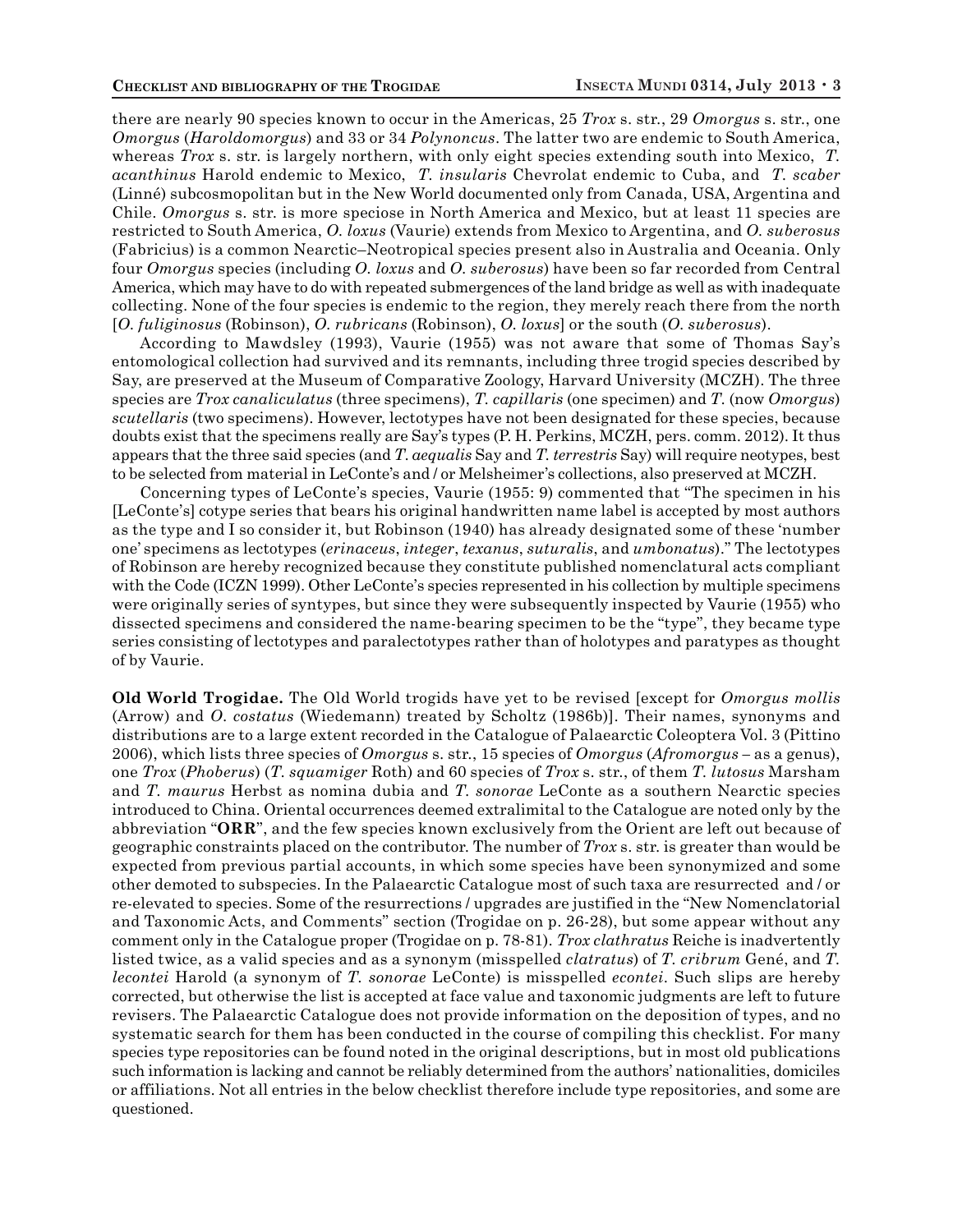there are nearly 90 species known to occur in the Americas, 25 *Trox* s. str., 29 *Omorgus* s. str., one *Omorgus* (*Haroldomorgus*) and 33 or 34 *Polynoncus*. The latter two are endemic to South America, whereas *Trox* s. str. is largely northern, with only eight species extending south into Mexico, *T. acanthinus* Harold endemic to Mexico, *T. insularis* Chevrolat endemic to Cuba, and *T. scaber* (Linné) subcosmopolitan but in the New World documented only from Canada, USA, Argentina and Chile. *Omorgus* s. str. is more speciose in North America and Mexico, but at least 11 species are restricted to South America, *O. loxus* (Vaurie) extends from Mexico to Argentina, and *O. suberosus* (Fabricius) is a common Nearctic–Neotropical species present also in Australia and Oceania. Only four *Omorgus* species (including *O. loxus* and *O. suberosus*) have been so far recorded from Central America, which may have to do with repeated submergences of the land bridge as well as with inadequate collecting. None of the four species is endemic to the region, they merely reach there from the north [*O. fuliginosus* (Robinson), *O. rubricans* (Robinson), *O. loxus*] or the south (*O. suberosus*).

According to Mawdsley (1993), Vaurie (1955) was not aware that some of Thomas Say's entomological collection had survived and its remnants, including three trogid species described by Say, are preserved at the Museum of Comparative Zoology, Harvard University (MCZH). The three species are *Trox canaliculatus* (three specimens), *T. capillaris* (one specimen) and *T.* (now *Omorgus*) *scutellaris* (two specimens). However, lectotypes have not been designated for these species, because doubts exist that the specimens really are Say's types (P. H. Perkins, MCZH, pers. comm. 2012). It thus appears that the three said species (and *T. aequalis* Say and *T. terrestris* Say) will require neotypes, best to be selected from material in LeConte's and / or Melsheimer's collections, also preserved at MCZH.

Concerning types of LeConte's species, Vaurie (1955: 9) commented that "The specimen in his [LeConte's] cotype series that bears his original handwritten name label is accepted by most authors as the type and I so consider it, but Robinson (1940) has already designated some of these 'number one' specimens as lectotypes (*erinaceus*, *integer*, *texanus*, *suturalis*, and *umbonatus*)." The lectotypes of Robinson are hereby recognized because they constitute published nomenclatural acts compliant with the Code (ICZN 1999). Other LeConte's species represented in his collection by multiple specimens were originally series of syntypes, but since they were subsequently inspected by Vaurie (1955) who dissected specimens and considered the name-bearing specimen to be the "type", they became type series consisting of lectotypes and paralectotypes rather than of holotypes and paratypes as thought of by Vaurie.

**Old World Trogidae.** The Old World trogids have yet to be revised [except for *Omorgus mollis* (Arrow) and *O. costatus* (Wiedemann) treated by Scholtz (1986b)]. Their names, synonyms and distributions are to a large extent recorded in the Catalogue of Palaearctic Coleoptera Vol. 3 (Pittino 2006), which lists three species of *Omorgus* s. str., 15 species of *Omorgus* (*Afromorgus* – as a genus), one *Trox* (*Phoberus*) (*T. squamiger* Roth) and 60 species of *Trox* s. str., of them *T. lutosus* Marsham and *T. maurus* Herbst as nomina dubia and *T. sonorae* LeConte as a southern Nearctic species introduced to China. Oriental occurrences deemed extralimital to the Catalogue are noted only by the abbreviation "**ORR**", and the few species known exclusively from the Orient are left out because of geographic constraints placed on the contributor. The number of *Trox* s. str. is greater than would be expected from previous partial accounts, in which some species have been synonymized and some other demoted to subspecies. In the Palaearctic Catalogue most of such taxa are resurrected and / or re-elevated to species. Some of the resurrections / upgrades are justified in the "New Nomenclatorial and Taxonomic Acts, and Comments" section (Trogidae on p. 26-28), but some appear without any comment only in the Catalogue proper (Trogidae on p. 78-81). *Trox clathratus* Reiche is inadvertently listed twice, as a valid species and as a synonym (misspelled *clatratus*) of *T. cribrum* Gené, and *T. lecontei* Harold (a synonym of *T. sonorae* LeConte) is misspelled *econtei*. Such slips are hereby corrected, but otherwise the list is accepted at face value and taxonomic judgments are left to future revisers. The Palaearctic Catalogue does not provide information on the deposition of types, and no systematic search for them has been conducted in the course of compiling this checklist. For many species type repositories can be found noted in the original descriptions, but in most old publications such information is lacking and cannot be reliably determined from the authors' nationalities, domiciles or affiliations. Not all entries in the below checklist therefore include type repositories, and some are questioned.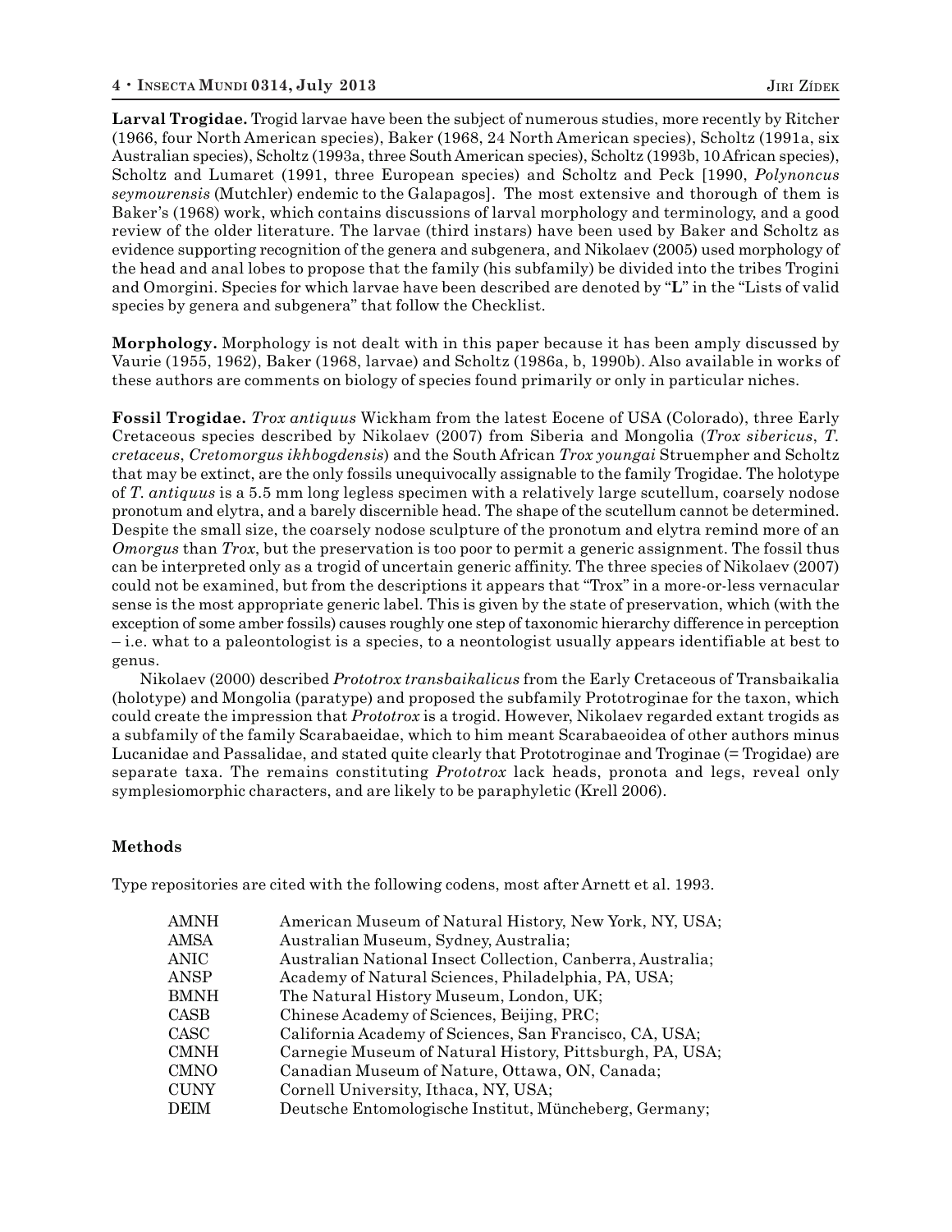**Larval Trogidae.** Trogid larvae have been the subject of numerous studies, more recently by Ritcher (1966, four North American species), Baker (1968, 24 North American species), Scholtz (1991a, six Australian species), Scholtz (1993a, three South American species), Scholtz (1993b, 10 African species), Scholtz and Lumaret (1991, three European species) and Scholtz and Peck [1990, *Polynoncus seymourensis* (Mutchler) endemic to the Galapagos]. The most extensive and thorough of them is Baker's (1968) work, which contains discussions of larval morphology and terminology, and a good review of the older literature. The larvae (third instars) have been used by Baker and Scholtz as evidence supporting recognition of the genera and subgenera, and Nikolaev (2005) used morphology of the head and anal lobes to propose that the family (his subfamily) be divided into the tribes Trogini and Omorgini. Species for which larvae have been described are denoted by "**L**" in the "Lists of valid species by genera and subgenera" that follow the Checklist.

**Morphology.** Morphology is not dealt with in this paper because it has been amply discussed by Vaurie (1955, 1962), Baker (1968, larvae) and Scholtz (1986a, b, 1990b). Also available in works of these authors are comments on biology of species found primarily or only in particular niches.

**Fossil Trogidae.** *Trox antiquus* Wickham from the latest Eocene of USA (Colorado), three Early Cretaceous species described by Nikolaev (2007) from Siberia and Mongolia (*Trox sibericus*, *T. cretaceus*, *Cretomorgus ikhbogdensis*) and the South African *Trox youngai* Struempher and Scholtz that may be extinct, are the only fossils unequivocally assignable to the family Trogidae. The holotype of *T. antiquus* is a 5.5 mm long legless specimen with a relatively large scutellum, coarsely nodose pronotum and elytra, and a barely discernible head. The shape of the scutellum cannot be determined. Despite the small size, the coarsely nodose sculpture of the pronotum and elytra remind more of an *Omorgus* than *Trox*, but the preservation is too poor to permit a generic assignment. The fossil thus can be interpreted only as a trogid of uncertain generic affinity. The three species of Nikolaev (2007) could not be examined, but from the descriptions it appears that "Trox" in a more-or-less vernacular sense is the most appropriate generic label. This is given by the state of preservation, which (with the exception of some amber fossils) causes roughly one step of taxonomic hierarchy difference in perception – i.e. what to a paleontologist is a species, to a neontologist usually appears identifiable at best to genus.

Nikolaev (2000) described *Prototrox transbaikalicus* from the Early Cretaceous of Transbaikalia (holotype) and Mongolia (paratype) and proposed the subfamily Prototroginae for the taxon, which could create the impression that *Prototrox* is a trogid. However, Nikolaev regarded extant trogids as a subfamily of the family Scarabaeidae, which to him meant Scarabaeoidea of other authors minus Lucanidae and Passalidae, and stated quite clearly that Prototroginae and Troginae (= Trogidae) are separate taxa. The remains constituting *Prototrox* lack heads, pronota and legs, reveal only symplesiomorphic characters, and are likely to be paraphyletic (Krell 2006).

## Methods

Type repositories are cited with the following codens, most after Arnett et al. 1993.

| | |
|---|---|
| AMNH | American Museum of Natural History, New York, NY, USA; |
| AMSA | Australian Museum, Sydney, Australia; |
| ANIC | Australian National Insect Collection, Canberra, Australia; |
| ANSP | Academy of Natural Sciences, Philadelphia, PA, USA; |
| BMNH | The Natural History Museum, London, UK; |
| CASB | Chinese Academy of Sciences, Beijing, PRC; |
| CASC | California Academy of Sciences, San Francisco, CA, USA; |
| CMNH | Carnegie Museum of Natural History, Pittsburgh, PA, USA; |
| CMNO | Canadian Museum of Nature, Ottawa, ON, Canada; |
| CUNY | Cornell University, Ithaca, NY, USA; |
| DEIM | Deutsche Entomologische Institut, Müncheberg, Germany; |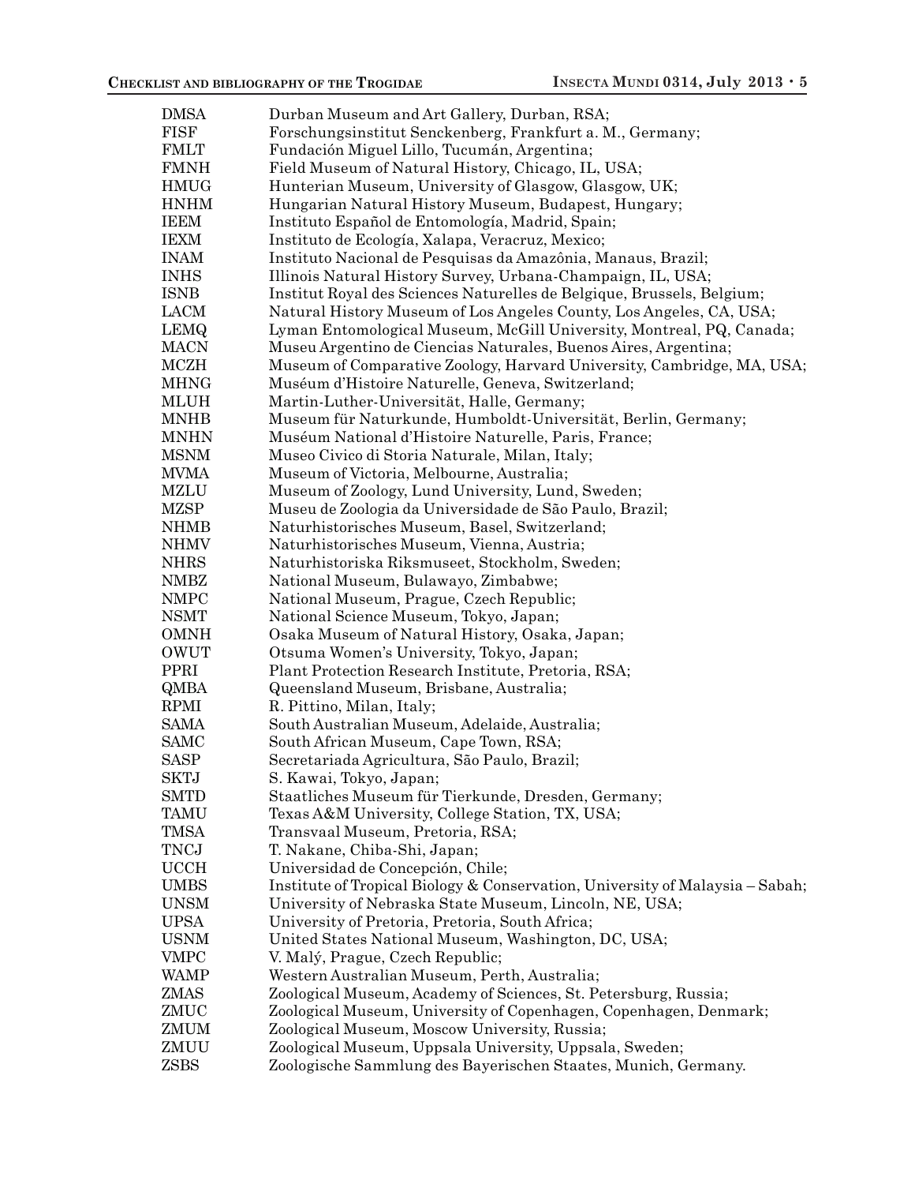DMSA Durban Museum and Art Gallery, Durban, RSA;
FISF Forschungsinstitut Senckenberg, Frankfurt a. M., Germany;
FMLT Fundación Miguel Lillo, Tucumán, Argentina;
FMNH Field Museum of Natural History, Chicago, IL, USA;
HMUG Hunterian Museum, University of Glasgow, Glasgow, UK;
HNHM Hungarian Natural History Museum, Budapest, Hungary;
IEEM Instituto Español de Entomología, Madrid, Spain;
IEXM Instituto de Ecología, Xalapa, Veracruz, Mexico;
INAM Instituto Nacional de Pesquisas da Amazônia, Manaus, Brazil;
INHS Illinois Natural History Survey, Urbana-Champaign, IL, USA;
ISNB Institut Royal des Sciences Naturelles de Belgique, Brussels, Belgium;
LACM Natural History Museum of Los Angeles County, Los Angeles, CA, USA;
LEMQ Lyman Entomological Museum, McGill University, Montreal, PQ, Canada;
MACN Museu Argentino de Ciencias Naturales, Buenos Aires, Argentina;
MCZH Museum of Comparative Zoology, Harvard University, Cambridge, MA, USA;
MHNG Muséum d'Histoire Naturelle, Geneva, Switzerland;
MLUH Martin-Luther-Universität, Halle, Germany;
MNHB Museum für Naturkunde, Humboldt-Universität, Berlin, Germany;
MNHN Muséum National d'Histoire Naturelle, Paris, France;
MSNM Museo Civico di Storia Naturale, Milan, Italy;
MVMA Museum of Victoria, Melbourne, Australia;
MZLU Museum of Zoology, Lund University, Lund, Sweden;
MZSP Museu de Zoologia da Universidade de São Paulo, Brazil;
NHMB Naturhistorisches Museum, Basel, Switzerland;
NHMV Naturhistorisches Museum, Vienna, Austria;
NHRS Naturhistoriska Riksmuseet, Stockholm, Sweden;
NMBZ National Museum, Bulawayo, Zimbabwe;
NMPC National Museum, Prague, Czech Republic;
NSMT National Science Museum, Tokyo, Japan;
OMNH Osaka Museum of Natural History, Osaka, Japan;
OWUT Otsuma Women's University, Tokyo, Japan;
PPRI Plant Protection Research Institute, Pretoria, RSA;
QMBA Queensland Museum, Brisbane, Australia;
RPMI R. Pittino, Milan, Italy;
SAMA South Australian Museum, Adelaide, Australia;
SAMC South African Museum, Cape Town, RSA;
SASP Secretariada Agricultura, São Paulo, Brazil;
SKTJ S. Kawai, Tokyo, Japan;
SMTD Staatliches Museum für Tierkunde, Dresden, Germany;
TAMU Texas A&M University, College Station, TX, USA;
TMSA Transvaal Museum, Pretoria, RSA;
TNCJ T. Nakane, Chiba-Shi, Japan;
UCCH Universidad de Concepción, Chile;
UMBS Institute of Tropical Biology & Conservation, University of Malaysia – Sabah;
UNSM University of Nebraska State Museum, Lincoln, NE, USA;
UPSA University of Pretoria, Pretoria, South Africa;
USNM United States National Museum, Washington, DC, USA;
VMPC V. Malý, Prague, Czech Republic;
WAMP Western Australian Museum, Perth, Australia;
ZMAS Zoological Museum, Academy of Sciences, St. Petersburg, Russia;
ZMUC Zoological Museum, University of Copenhagen, Copenhagen, Denmark;
ZMUM Zoological Museum, Moscow University, Russia;
ZMUU Zoological Museum, Uppsala University, Uppsala, Sweden;
ZSBS Zoologische Sammlung des Bayerischen Staates, Munich, Germany.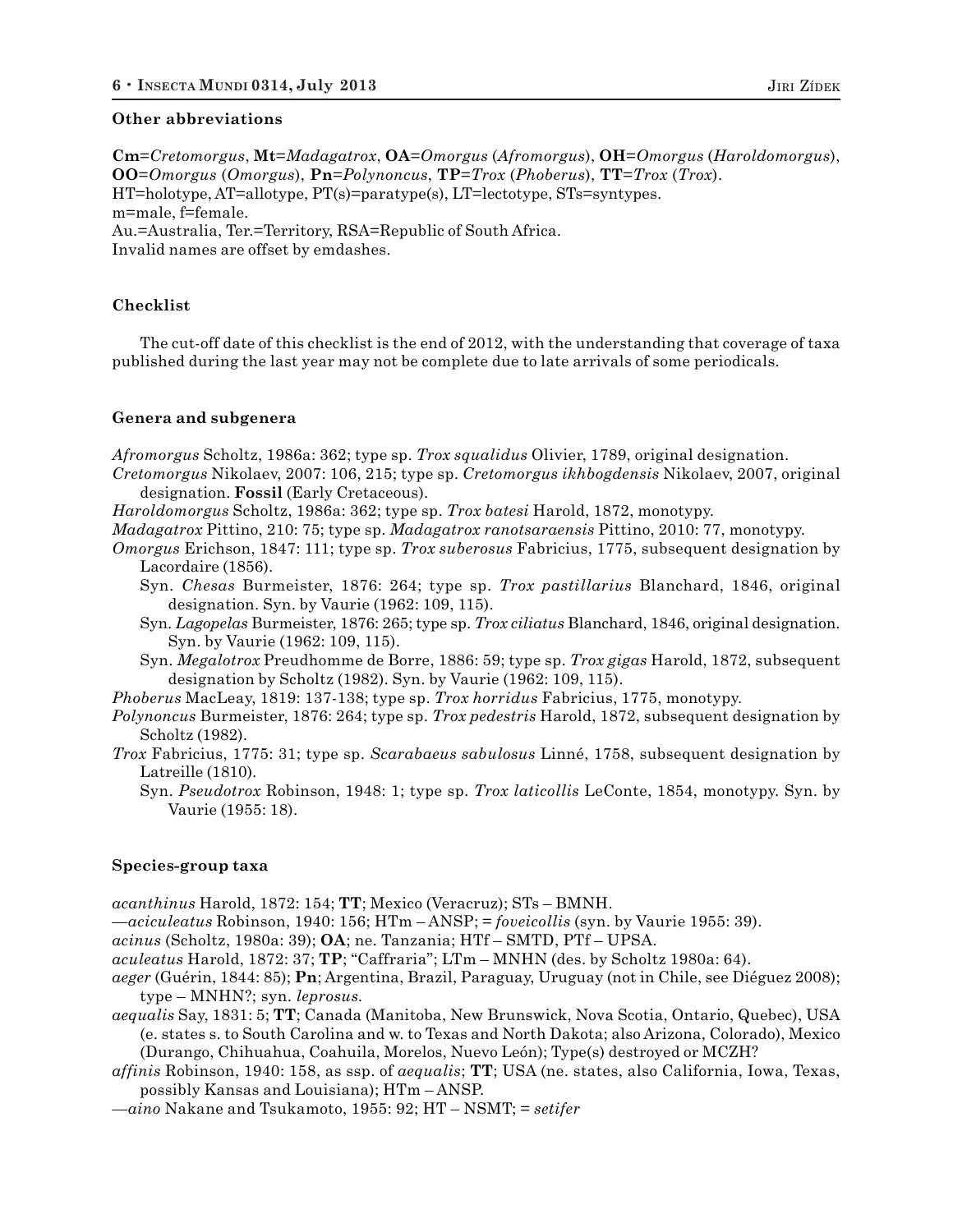### Other abbreviations

**Cm**=*Cretomorgus*, **Mt**=*Madagatrox*, **OA**=*Omorgus* (*Afromorgus*), **OH**=*Omorgus* (*Haroldomorgus*), **OO**=*Omorgus* (*Omorgus*), **Pn**=*Polynoncus*, **TP**=*Trox* (*Phoberus*), **TT**=*Trox* (*Trox*).
HT=holotype, AT=allotype, PT(s)=paratype(s), LT=lectotype, STs=syntypes.
m=male, f=female.
Au.=Australia, Ter.=Territory, RSA=Republic of South Africa.
Invalid names are offset by emdashes.

### Checklist

The cut-off date of this checklist is the end of 2012, with the understanding that coverage of taxa published during the last year may not be complete due to late arrivals of some periodicals.

### Genera and subgenera

*Afromorgus* Scholtz, 1986a: 362; type sp. *Trox squalidus* Olivier, 1789, original designation.
*Cretomorgus* Nikolaev, 2007: 106, 215; type sp. *Cretomorgus ikhbogdensis* Nikolaev, 2007, original designation. **Fossil** (Early Cretaceous).
*Haroldomorgus* Scholtz, 1986a: 362; type sp. *Trox batesi* Harold, 1872, monotypy.
*Madagatrox* Pittino, 210: 75; type sp. *Madagatrox ranotsaraensis* Pittino, 2010: 77, monotypy.
*Omorgus* Erichson, 1847: 111; type sp. *Trox suberosus* Fabricius, 1775, subsequent designation by Lacordaire (1856).
Syn. *Chesas* Burmeister, 1876: 264; type sp. *Trox pastillarius* Blanchard, 1846, original designation. Syn. by Vaurie (1962: 109, 115).
Syn. *Lagopelas* Burmeister, 1876: 265; type sp. *Trox ciliatus* Blanchard, 1846, original designation. Syn. by Vaurie (1962: 109, 115).
Syn. *Megalotrox* Preudhomme de Borre, 1886: 59; type sp. *Trox gigas* Harold, 1872, subsequent designation by Scholtz (1982). Syn. by Vaurie (1962: 109, 115).
*Phoberus* MacLeay, 1819: 137-138; type sp. *Trox horridus* Fabricius, 1775, monotypy.
*Polynoncus* Burmeister, 1876: 264; type sp. *Trox pedestris* Harold, 1872, subsequent designation by Scholtz (1982).
*Trox* Fabricius, 1775: 31; type sp. *Scarabaeus sabulosus* Linné, 1758, subsequent designation by Latreille (1810).
Syn. *Pseudotrox* Robinson, 1948: 1; type sp. *Trox laticollis* LeConte, 1854, monotypy. Syn. by Vaurie (1955: 18).

### Species-group taxa

*acanthinus* Harold, 1872: 154; **TT**; Mexico (Veracruz); STs – BMNH.
—*aciculeatus* Robinson, 1940: 156; HTm – ANSP; = *foveicollis* (syn. by Vaurie 1955: 39).
*acinus* (Scholtz, 1980a: 39); **OA**; ne. Tanzania; HTf – SMTD, PTf – UPSA.
*aculeatus* Harold, 1872: 37; **TP**; "Caffraria"; LTm – MNHN (des. by Scholtz 1980a: 64).
*aeger* (Guérin, 1844: 85); **Pn**; Argentina, Brazil, Paraguay, Uruguay (not in Chile, see Diéguez 2008); type – MNHN?; syn. *leprosus*.
*aequalis* Say, 1831: 5; **TT**; Canada (Manitoba, New Brunswick, Nova Scotia, Ontario, Quebec), USA (e. states s. to South Carolina and w. to Texas and North Dakota; also Arizona, Colorado), Mexico (Durango, Chihuahua, Coahuila, Morelos, Nuevo León); Type(s) destroyed or MCZH?
*affinis* Robinson, 1940: 158, as ssp. of *aequalis*; **TT**; USA (ne. states, also California, Iowa, Texas, possibly Kansas and Louisiana); HTm – ANSP.
—*aino* Nakane and Tsukamoto, 1955: 92; HT – NSMT; = *setifer*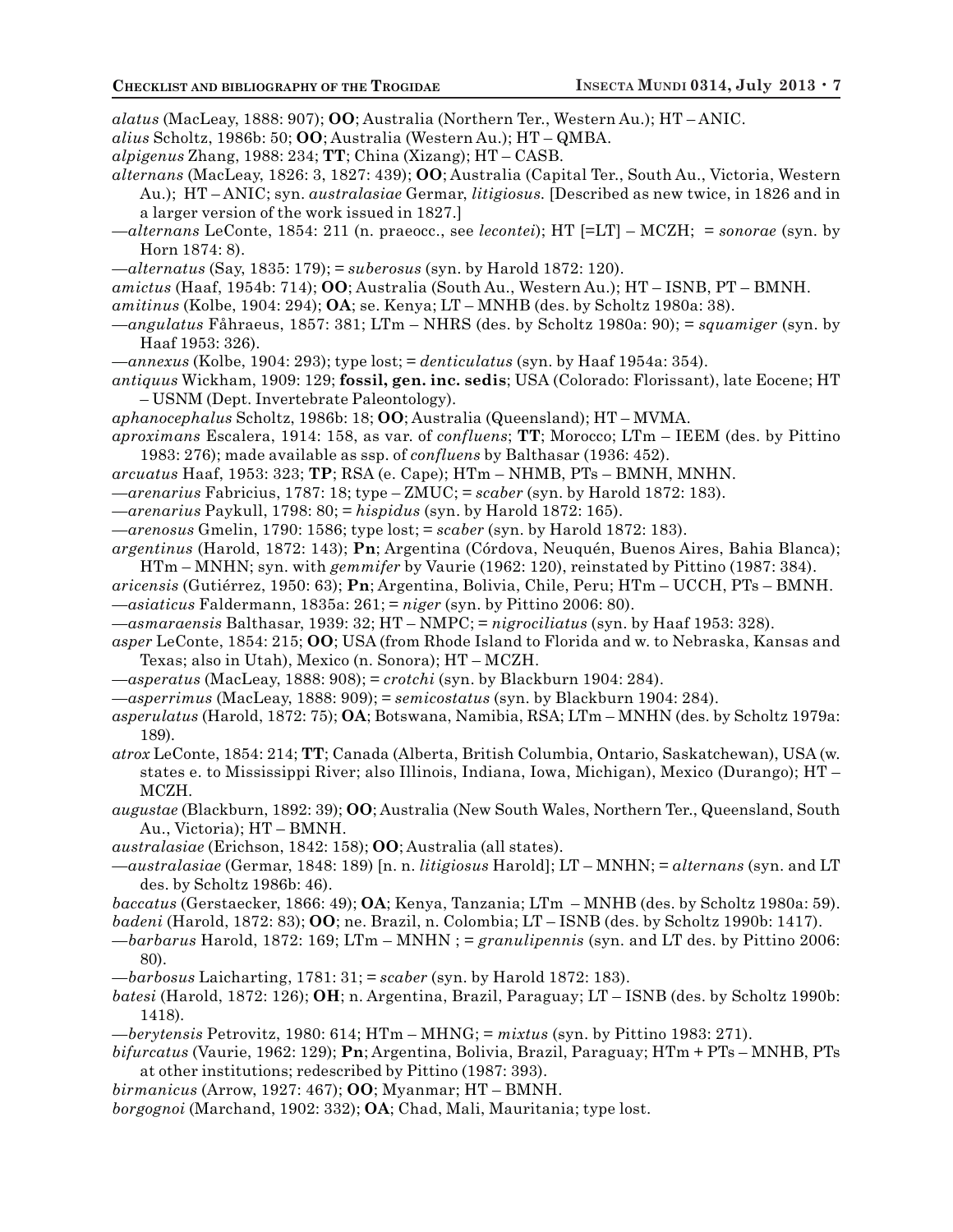*alatus* (MacLeay, 1888: 907); **OO**; Australia (Northern Ter., Western Au.); HT – ANIC.

*alius* Scholtz, 1986b: 50; **OO**; Australia (Western Au.); HT – QMBA.

*alpigenus* Zhang, 1988: 234; **TT**; China (Xizang); HT – CASB.

*alternans* (MacLeay, 1826: 3, 1827: 439); **OO**; Australia (Capital Ter., South Au., Victoria, Western Au.); HT – ANIC; syn. *australasiae* Germar, *litigiosus.* [Described as new twice, in 1826 and in a larger version of the work issued in 1827.]

—*alternans* LeConte, 1854: 211 (n. praeocc., see *lecontei*); HT [=LT] – MCZH; = *sonorae* (syn. by Horn 1874: 8).

—*alternatus* (Say, 1835: 179); = *suberosus* (syn. by Harold 1872: 120).

*amictus* (Haaf, 1954b: 714); **OO**; Australia (South Au., Western Au.); HT – ISNB, PT – BMNH.

*amitinus* (Kolbe, 1904: 294); **OA**; se. Kenya; LT – MNHB (des. by Scholtz 1980a: 38).

—*angulatus* Fåhraeus, 1857: 381; LTm – NHRS (des. by Scholtz 1980a: 90); = *squamiger* (syn. by Haaf 1953: 326).

—*annexus* (Kolbe, 1904: 293); type lost; = *denticulatus* (syn. by Haaf 1954a: 354).

*antiquus* Wickham, 1909: 129; **fossil, gen. inc. sedis**; USA (Colorado: Florissant), late Eocene; HT – USNM (Dept. Invertebrate Paleontology).

*aphanocephalus* Scholtz, 1986b: 18; **OO**; Australia (Queensland); HT – MVMA.

*aproximans* Escalera, 1914: 158, as var. of *confluens*; **TT**; Morocco; LTm – IEEM (des. by Pittino 1983: 276); made available as ssp. of *confluens* by Balthasar (1936: 452).

*arcuatus* Haaf, 1953: 323; **TP**; RSA (e. Cape); HTm – NHMB, PTs – BMNH, MNHN.

—*arenarius* Fabricius, 1787: 18; type – ZMUC; = *scaber* (syn. by Harold 1872: 183).

—*arenarius* Paykull, 1798: 80; = *hispidus* (syn. by Harold 1872: 165).

—*arenosus* Gmelin, 1790: 1586; type lost; = *scaber* (syn. by Harold 1872: 183).

*argentinus* (Harold, 1872: 143); **Pn**; Argentina (Córdova, Neuquén, Buenos Aires, Bahia Blanca); HTm – MNHN; syn. with *gemmifer* by Vaurie (1962: 120), reinstated by Pittino (1987: 384).

*aricensis* (Gutiérrez, 1950: 63); **Pn**; Argentina, Bolivia, Chile, Peru; HTm – UCCH, PTs – BMNH.

—*asiaticus* Faldermann, 1835a: 261; = *niger* (syn. by Pittino 2006: 80).

—*asmaraensis* Balthasar, 1939: 32; HT – NMPC; = *nigrociliatus* (syn. by Haaf 1953: 328).

*asper* LeConte, 1854: 215; **OO**; USA (from Rhode Island to Florida and w. to Nebraska, Kansas and Texas; also in Utah), Mexico (n. Sonora); HT – MCZH.

—*asperatus* (MacLeay, 1888: 908); = *crotchi* (syn. by Blackburn 1904: 284).

—*asperrimus* (MacLeay, 1888: 909); = *semicostatus* (syn. by Blackburn 1904: 284).

*asperulatus* (Harold, 1872: 75); **OA**; Botswana, Namibia, RSA; LTm – MNHN (des. by Scholtz 1979a: 189).

*atrox* LeConte, 1854: 214; **TT**; Canada (Alberta, British Columbia, Ontario, Saskatchewan), USA (w. states e. to Mississippi River; also Illinois, Indiana, Iowa, Michigan), Mexico (Durango); HT – MCZH.

*augustae* (Blackburn, 1892: 39); **OO**; Australia (New South Wales, Northern Ter., Queensland, South Au., Victoria); HT – BMNH.

*australasiae* (Erichson, 1842: 158); **OO**; Australia (all states).

—*australasiae* (Germar, 1848: 189) [n. n. *litigiosus* Harold]; LT – MNHN; = *alternans* (syn. and LT des. by Scholtz 1986b: 46).

*baccatus* (Gerstaecker, 1866: 49); **OA**; Kenya, Tanzania; LTm – MNHB (des. by Scholtz 1980a: 59).

*badeni* (Harold, 1872: 83); **OO**; ne. Brazil, n. Colombia; LT – ISNB (des. by Scholtz 1990b: 1417).

—*barbarus* Harold, 1872: 169; LTm – MNHN ; = *granulipennis* (syn. and LT des. by Pittino 2006: 80).

—*barbosus* Laicharting, 1781: 31; = *scaber* (syn. by Harold 1872: 183).

*batesi* (Harold, 1872: 126); **OH**; n. Argentina, Brazil, Paraguay; LT – ISNB (des. by Scholtz 1990b: 1418).

—*berytensis* Petrovitz, 1980: 614; HTm – MHNG; = *mixtus* (syn. by Pittino 1983: 271).

*bifurcatus* (Vaurie, 1962: 129); **Pn**; Argentina, Bolivia, Brazil, Paraguay; HTm + PTs – MNHB, PTs at other institutions; redescribed by Pittino (1987: 393).

*birmanicus* (Arrow, 1927: 467); **OO**; Myanmar; HT – BMNH.

*borgognoi* (Marchand, 1902: 332); **OA**; Chad, Mali, Mauritania; type lost.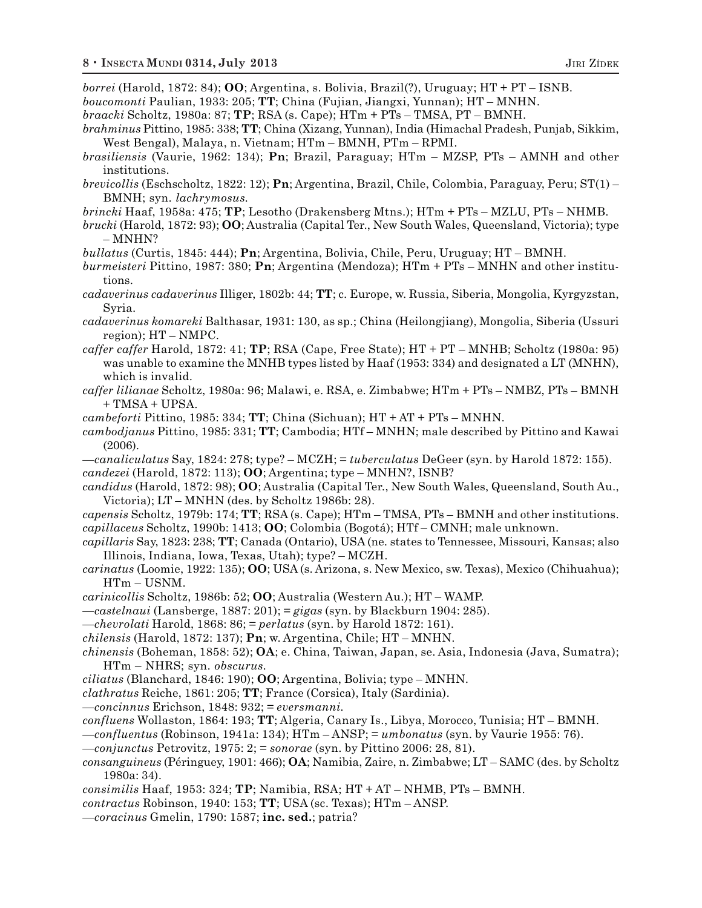*borrei* (Harold, 1872: 84); **OO**; Argentina, s. Bolivia, Brazil(?), Uruguay; HT + PT – ISNB.

*boucomonti* Paulian, 1933: 205; **TT**; China (Fujian, Jiangxi, Yunnan); HT – MNHN.

*braacki* Scholtz, 1980a: 87; **TP**; RSA (s. Cape); HTm + PTs – TMSA, PT – BMNH.

*brahminus* Pittino, 1985: 338; **TT**; China (Xizang, Yunnan), India (Himachal Pradesh, Punjab, Sikkim, West Bengal), Malaya, n. Vietnam; HTm – BMNH, PTm – RPMI.

*brasiliensis* (Vaurie, 1962: 134); **Pn**; Brazil, Paraguay; HTm – MZSP, PTs – AMNH and other institutions.

*brevicollis* (Eschscholtz, 1822: 12); **Pn**; Argentina, Brazil, Chile, Colombia, Paraguay, Peru; ST(1) – BMNH; syn. *lachrymosus*.

*brincki* Haaf, 1958a: 475; **TP**; Lesotho (Drakensberg Mtns.); HTm + PTs – MZLU, PTs – NHMB.

*brucki* (Harold, 1872: 93); **OO**; Australia (Capital Ter., New South Wales, Queensland, Victoria); type – MNHN?

*bullatus* (Curtis, 1845: 444); **Pn**; Argentina, Bolivia, Chile, Peru, Uruguay; HT – BMNH.

*burmeisteri* Pittino, 1987: 380; **Pn**; Argentina (Mendoza); HTm + PTs – MNHN and other institutions.

*cadaverinus cadaverinus* Illiger, 1802b: 44; **TT**; c. Europe, w. Russia, Siberia, Mongolia, Kyrgyzstan, Syria.

*cadaverinus komareki* Balthasar, 1931: 130, as sp.; China (Heilongjiang), Mongolia, Siberia (Ussuri region); HT – NMPC.

*caffer caffer* Harold, 1872: 41; **TP**; RSA (Cape, Free State); HT + PT – MNHB; Scholtz (1980a: 95) was unable to examine the MNHB types listed by Haaf (1953: 334) and designated a LT (MNHN), which is invalid.

*caffer lilianae* Scholtz, 1980a: 96; Malawi, e. RSA, e. Zimbabwe; HTm + PTs – NMBZ, PTs – BMNH + TMSA + UPSA.

*cambeforti* Pittino, 1985: 334; **TT**; China (Sichuan); HT + AT + PTs – MNHN.

*cambodjanus* Pittino, 1985: 331; **TT**; Cambodia; HTf – MNHN; male described by Pittino and Kawai (2006).

—*canaliculatus* Say, 1824: 278; type? – MCZH; = *tuberculatus* DeGeer (syn. by Harold 1872: 155).

*candezei* (Harold, 1872: 113); **OO**; Argentina; type – MNHN?, ISNB?

*candidus* (Harold, 1872: 98); **OO**; Australia (Capital Ter., New South Wales, Queensland, South Au., Victoria); LT – MNHN (des. by Scholtz 1986b: 28).

*capensis* Scholtz, 1979b: 174; **TT**; RSA (s. Cape); HTm – TMSA, PTs – BMNH and other institutions.

*capillaceus* Scholtz, 1990b: 1413; **OO**; Colombia (Bogotá); HTf – CMNH; male unknown.

*capillaris* Say, 1823: 238; **TT**; Canada (Ontario), USA (ne. states to Tennessee, Missouri, Kansas; also Illinois, Indiana, Iowa, Texas, Utah); type? – MCZH.

*carinatus* (Loomie, 1922: 135); **OO**; USA (s. Arizona, s. New Mexico, sw. Texas), Mexico (Chihuahua); HTm – USNM.

*carinicollis* Scholtz, 1986b: 52; **OO**; Australia (Western Au.); HT – WAMP.

—*castelnaui* (Lansberge, 1887: 201); = *gigas* (syn. by Blackburn 1904: 285).

—*chevrolati* Harold, 1868: 86; = *perlatus* (syn. by Harold 1872: 161).

*chilensis* (Harold, 1872: 137); **Pn**; w. Argentina, Chile; HT – MNHN.

*chinensis* (Boheman, 1858: 52); **OA**; e. China, Taiwan, Japan, se. Asia, Indonesia (Java, Sumatra); HTm – NHRS; syn. *obscurus*.

*ciliatus* (Blanchard, 1846: 190); **OO**; Argentina, Bolivia; type – MNHN.

*clathratus* Reiche, 1861: 205; **TT**; France (Corsica), Italy (Sardinia).

—*concinnus* Erichson, 1848: 932; = *eversmanni*.

*confluens* Wollaston, 1864: 193; **TT**; Algeria, Canary Is., Libya, Morocco, Tunisia; HT – BMNH.

—*confluentus* (Robinson, 1941a: 134); HTm – ANSP; = *umbonatus* (syn. by Vaurie 1955: 76).

—*conjunctus* Petrovitz, 1975: 2; = *sonorae* (syn. by Pittino 2006: 28, 81).

*consanguineus* (Péringuey, 1901: 466); **OA**; Namibia, Zaire, n. Zimbabwe; LT – SAMC (des. by Scholtz 1980a: 34).

*consimilis* Haaf, 1953: 324; **TP**; Namibia, RSA; HT + AT – NHMB, PTs – BMNH.

*contractus* Robinson, 1940: 153; **TT**; USA (sc. Texas); HTm – ANSP.

—*coracinus* Gmelin, 1790: 1587; **inc. sed.**; patria?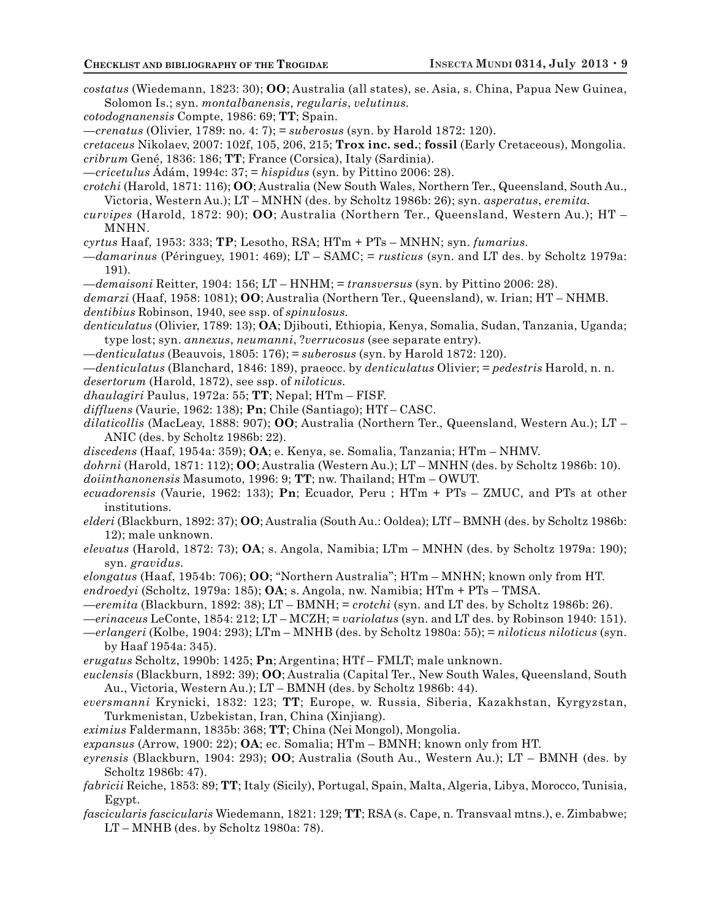*costatus* (Wiedemann, 1823: 30); **OO**; Australia (all states), se. Asia, s. China, Papua New Guinea, Solomon Is.; syn. *montalbanensis*, *regularis*, *velutinus*.

*cotodognanensis* Compte, 1986: 69; **TT**; Spain.

—*crenatus* (Olivier, 1789: no. 4: 7); = *suberosus* (syn. by Harold 1872: 120).

*cretaceus* Nikolaev, 2007: 102f, 105, 206, 215; **Trox inc. sed.**; **fossil** (Early Cretaceous), Mongolia.

*cribrum* Gené, 1836: 186; **TT**; France (Corsica), Italy (Sardinia).

—*cricetulus* Ádám, 1994c: 37; = *hispidus* (syn. by Pittino 2006: 28).

*crotchi* (Harold, 1871: 116); **OO**; Australia (New South Wales, Northern Ter., Queensland, South Au., Victoria, Western Au.); LT – MNHN (des. by Scholtz 1986b: 26); syn. *asperatus*, *eremita*.

*curvipes* (Harold, 1872: 90); **OO**; Australia (Northern Ter., Queensland, Western Au.); HT – MNHN.

*cyrtus* Haaf, 1953: 333; **TP**; Lesotho, RSA; HTm + PTs – MNHN; syn. *fumarius*.

—*damarinus* (Péringuey, 1901: 469); LT – SAMC; = *rusticus* (syn. and LT des. by Scholtz 1979a: 191).

—*demaisoni* Reitter, 1904: 156; LT – HNHM; = *transversus* (syn. by Pittino 2006: 28).

*demarzi* (Haaf, 1958: 1081); **OO**; Australia (Northern Ter., Queensland), w. Irian; HT – NHMB.

*dentibius* Robinson, 1940, see ssp. of *spinulosus*.

*denticulatus* (Olivier, 1789: 13); **OA**; Djibouti, Ethiopia, Kenya, Somalia, Sudan, Tanzania, Uganda; type lost; syn. *annexus*, *neumanni*, ?*verrucosus* (see separate entry).

—*denticulatus* (Beauvois, 1805: 176); = *suberosus* (syn. by Harold 1872: 120).

—*denticulatus* (Blanchard, 1846: 189), praeocc. by *denticulatus* Olivier; = *pedestris* Harold, n. n.

*desertorum* (Harold, 1872), see ssp. of *niloticus*.

*dhaulagiri* Paulus, 1972a: 55; **TT**; Nepal; HTm – FISF.

*diffluens* (Vaurie, 1962: 138); **Pn**; Chile (Santiago); HTf – CASC.

*dilaticollis* (MacLeay, 1888: 907); **OO**; Australia (Northern Ter., Queensland, Western Au.); LT – ANIC (des. by Scholtz 1986b: 22).

*discedens* (Haaf, 1954a: 359); **OA**; e. Kenya, se. Somalia, Tanzania; HTm – NHMV.

*dohrni* (Harold, 1871: 112); **OO**; Australia (Western Au.); LT – MNHN (des. by Scholtz 1986b: 10).

*doiinthanonensis* Masumoto, 1996: 9; **TT**; nw. Thailand; HTm – OWUT.

*ecuadorensis* (Vaurie, 1962: 133); **Pn**; Ecuador, Peru ; HTm + PTs – ZMUC, and PTs at other institutions.

*elderi* (Blackburn, 1892: 37); **OO**; Australia (South Au.: Ooldea); LTf – BMNH (des. by Scholtz 1986b: 12); male unknown.

*elevatus* (Harold, 1872: 73); **OA**; s. Angola, Namibia; LTm – MNHN (des. by Scholtz 1979a: 190); syn. *gravidus*.

*elongatus* (Haaf, 1954b: 706); **OO**; "Northern Australia"; HTm – MNHN; known only from HT.

*endroedyi* (Scholtz, 1979a: 185); **OA**; s. Angola, nw. Namibia; HTm + PTs – TMSA.

—*eremita* (Blackburn, 1892: 38); LT – BMNH; = *crotchi* (syn. and LT des. by Scholtz 1986b: 26).

—*erinaceus* LeConte, 1854: 212; LT – MCZH; = *variolatus* (syn. and LT des. by Robinson 1940: 151).

—*erlangeri* (Kolbe, 1904: 293); LTm – MNHB (des. by Scholtz 1980a: 55); = *niloticus niloticus* (syn. by Haaf 1954a: 345).

*erugatus* Scholtz, 1990b: 1425; **Pn**; Argentina; HTf – FMLT; male unknown.

*euclensis* (Blackburn, 1892: 39); **OO**; Australia (Capital Ter., New South Wales, Queensland, South Au., Victoria, Western Au.); LT – BMNH (des. by Scholtz 1986b: 44).

*eversmanni* Krynicki, 1832: 123; **TT**; Europe, w. Russia, Siberia, Kazakhstan, Kyrgyzstan, Turkmenistan, Uzbekistan, Iran, China (Xinjiang).

*eximius* Faldermann, 1835b: 368; **TT**; China (Nei Mongol), Mongolia.

*expansus* (Arrow, 1900: 22); **OA**; ec. Somalia; HTm – BMNH; known only from HT.

*eyrensis* (Blackburn, 1904: 293); **OO**; Australia (South Au., Western Au.); LT – BMNH (des. by Scholtz 1986b: 47).

*fabricii* Reiche, 1853: 89; **TT**; Italy (Sicily), Portugal, Spain, Malta, Algeria, Libya, Morocco, Tunisia, Egypt.

*fascicularis fascicularis* Wiedemann, 1821: 129; **TT**; RSA (s. Cape, n. Transvaal mtns.), e. Zimbabwe; LT – MNHB (des. by Scholtz 1980a: 78).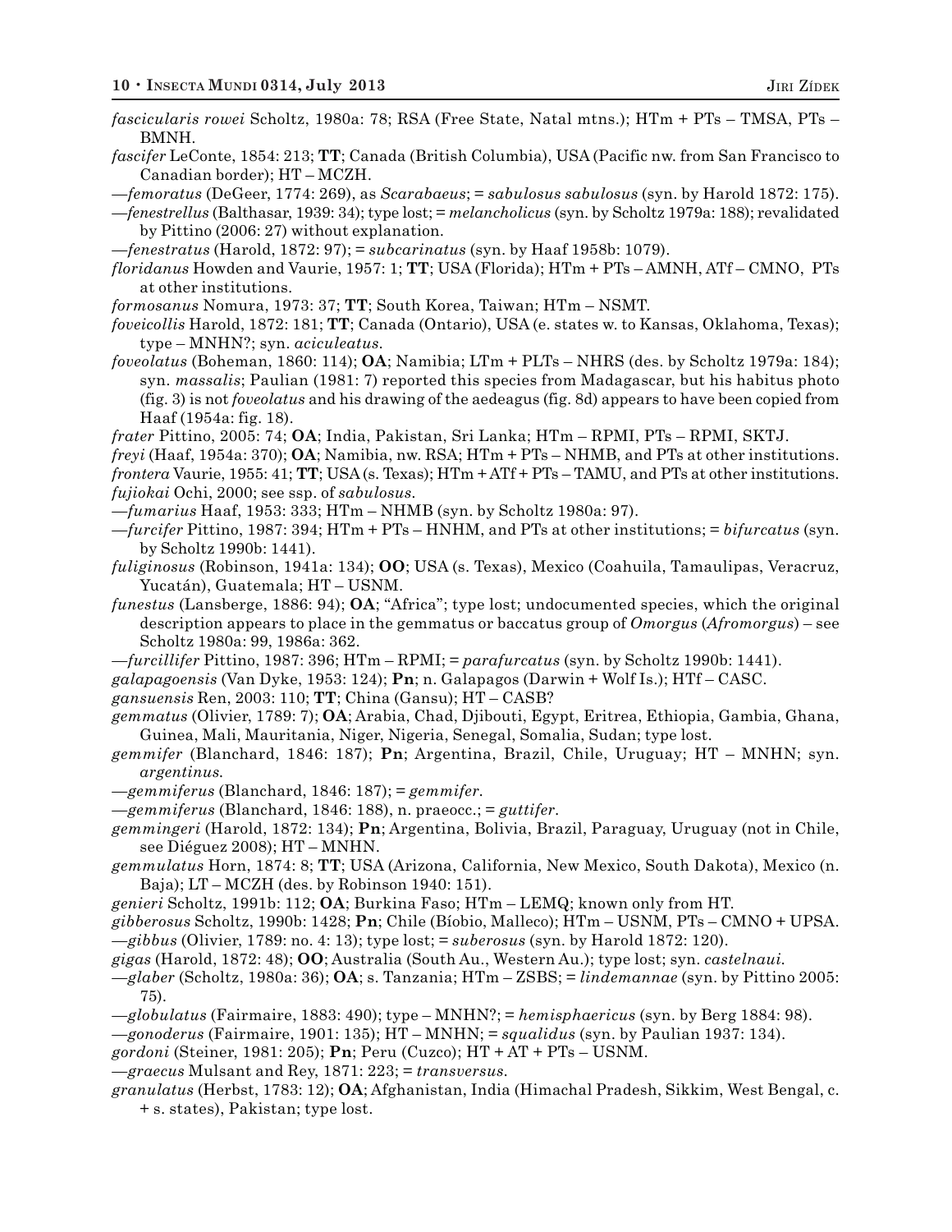*fascicularis rowei* Scholtz, 1980a: 78; RSA (Free State, Natal mtns.); HTm + PTs – TMSA, PTs – BMNH.

*fascifer* LeConte, 1854: 213; **TT**; Canada (British Columbia), USA (Pacific nw. from San Francisco to Canadian border); HT – MCZH.

—*femoratus* (DeGeer, 1774: 269), as *Scarabaeus*; = *sabulosus sabulosus* (syn. by Harold 1872: 175).

—*fenestrellus* (Balthasar, 1939: 34); type lost; = *melancholicus* (syn. by Scholtz 1979a: 188); revalidated by Pittino (2006: 27) without explanation.

—*fenestratus* (Harold, 1872: 97); = *subcarinatus* (syn. by Haaf 1958b: 1079).

*floridanus* Howden and Vaurie, 1957: 1; **TT**; USA (Florida); HTm + PTs – AMNH, ATf – CMNO, PTs at other institutions.

*formosanus* Nomura, 1973: 37; **TT**; South Korea, Taiwan; HTm – NSMT.

*foveicollis* Harold, 1872: 181; **TT**; Canada (Ontario), USA (e. states w. to Kansas, Oklahoma, Texas); type – MNHN?; syn. *aciculeatus*.

*foveolatus* (Boheman, 1860: 114); **OA**; Namibia; LTm + PLTs – NHRS (des. by Scholtz 1979a: 184); syn. *massalis*; Paulian (1981: 7) reported this species from Madagascar, but his habitus photo (fig. 3) is not *foveolatus* and his drawing of the aedeagus (fig. 8d) appears to have been copied from Haaf (1954a: fig. 18).

*frater* Pittino, 2005: 74; **OA**; India, Pakistan, Sri Lanka; HTm – RPMI, PTs – RPMI, SKTJ.

*freyi* (Haaf, 1954a: 370); **OA**; Namibia, nw. RSA; HTm + PTs – NHMB, and PTs at other institutions.

*frontera* Vaurie, 1955: 41; **TT**; USA (s. Texas); HTm + ATf + PTs – TAMU, and PTs at other institutions.

*fujiokai* Ochi, 2000; see ssp. of *sabulosus*.

—*fumarius* Haaf, 1953: 333; HTm – NHMB (syn. by Scholtz 1980a: 97).

—*furcifer* Pittino, 1987: 394; HTm + PTs – HNHM, and PTs at other institutions; = *bifurcatus* (syn. by Scholtz 1990b: 1441).

*fuliginosus* (Robinson, 1941a: 134); **OO**; USA (s. Texas), Mexico (Coahuila, Tamaulipas, Veracruz, Yucatán), Guatemala; HT – USNM.

*funestus* (Lansberge, 1886: 94); **OA**; "Africa"; type lost; undocumented species, which the original description appears to place in the gemmatus or baccatus group of *Omorgus* (*Afromorgus*) – see Scholtz 1980a: 99, 1986a: 362.

—*furcillifer* Pittino, 1987: 396; HTm – RPMI; = *parafurcatus* (syn. by Scholtz 1990b: 1441).

*galapagoensis* (Van Dyke, 1953: 124); **Pn**; n. Galapagos (Darwin + Wolf Is.); HTf – CASC.

*gansuensis* Ren, 2003: 110; **TT**; China (Gansu); HT – CASB?

*gemmatus* (Olivier, 1789: 7); **OA**; Arabia, Chad, Djibouti, Egypt, Eritrea, Ethiopia, Gambia, Ghana, Guinea, Mali, Mauritania, Niger, Nigeria, Senegal, Somalia, Sudan; type lost.

*gemmifer* (Blanchard, 1846: 187); **Pn**; Argentina, Brazil, Chile, Uruguay; HT – MNHN; syn. *argentinus*.

—*gemmiferus* (Blanchard, 1846: 187); = *gemmifer*.

—*gemmiferus* (Blanchard, 1846: 188), n. praeocc.; = *guttifer*.

*gemmingeri* (Harold, 1872: 134); **Pn**; Argentina, Bolivia, Brazil, Paraguay, Uruguay (not in Chile, see Diéguez 2008); HT – MNHN.

*gemmulatus* Horn, 1874: 8; **TT**; USA (Arizona, California, New Mexico, South Dakota), Mexico (n. Baja); LT – MCZH (des. by Robinson 1940: 151).

*genieri* Scholtz, 1991b: 112; **OA**; Burkina Faso; HTm – LEMQ; known only from HT.

*gibberosus* Scholtz, 1990b: 1428; **Pn**; Chile (Bíobio, Malleco); HTm – USNM, PTs – CMNO + UPSA.

—*gibbus* (Olivier, 1789: no. 4: 13); type lost; = *suberosus* (syn. by Harold 1872: 120).

*gigas* (Harold, 1872: 48); **OO**; Australia (South Au., Western Au.); type lost; syn. *castelnaui*.

—*glaber* (Scholtz, 1980a: 36); **OA**; s. Tanzania; HTm – ZSBS; = *lindemannae* (syn. by Pittino 2005: 75).

—*globulatus* (Fairmaire, 1883: 490); type – MNHN?; = *hemisphaericus* (syn. by Berg 1884: 98).

—*gonoderus* (Fairmaire, 1901: 135); HT – MNHN; = *squalidus* (syn. by Paulian 1937: 134).

*gordoni* (Steiner, 1981: 205); **Pn**; Peru (Cuzco); HT + AT + PTs – USNM.

—*graecus* Mulsant and Rey, 1871: 223; = *transversus*.

*granulatus* (Herbst, 1783: 12); **OA**; Afghanistan, India (Himachal Pradesh, Sikkim, West Bengal, c. + s. states), Pakistan; type lost.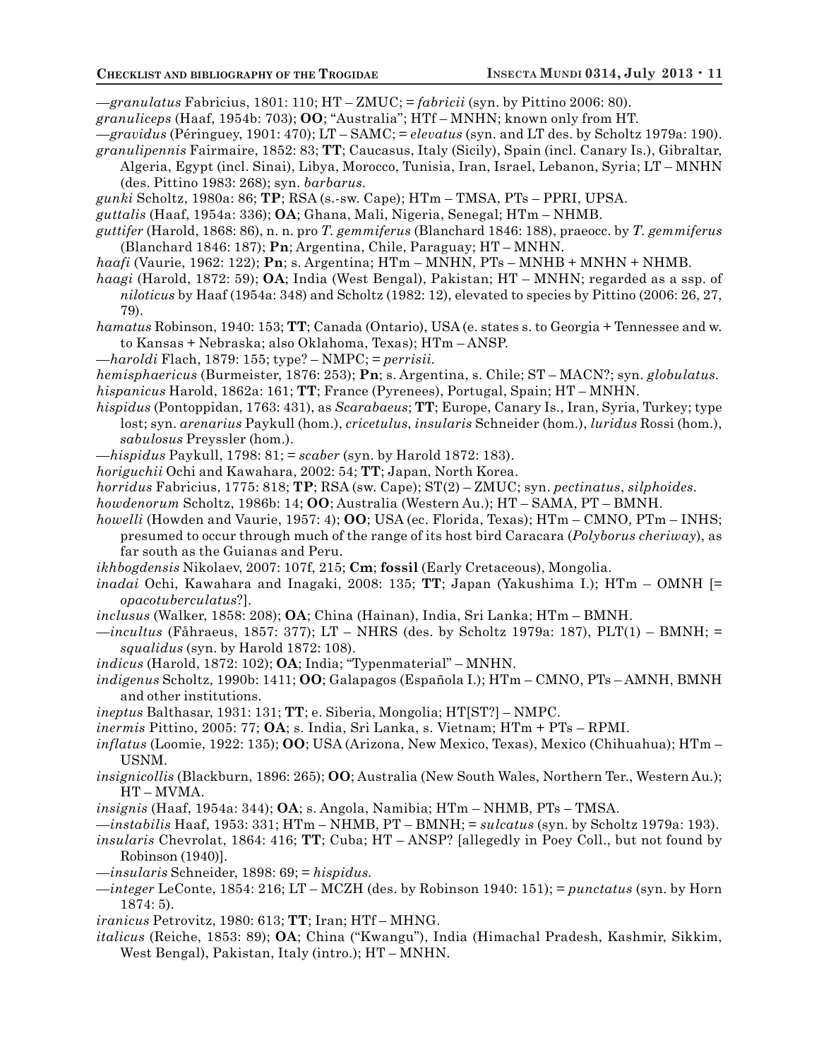—*granulatus* Fabricius, 1801: 110; HT – ZMUC; = *fabricii* (syn. by Pittino 2006: 80).

*granuliceps* (Haaf, 1954b: 703); **OO**; "Australia"; HTf – MNHN; known only from HT.

—*gravidus* (Péringuey, 1901: 470); LT – SAMC; = *elevatus* (syn. and LT des. by Scholtz 1979a: 190).

*granulipennis* Fairmaire, 1852: 83; **TT**; Caucasus, Italy (Sicily), Spain (incl. Canary Is.), Gibraltar, Algeria, Egypt (incl. Sinai), Libya, Morocco, Tunisia, Iran, Israel, Lebanon, Syria; LT – MNHN (des. Pittino 1983: 268); syn. *barbarus*.

*gunki* Scholtz, 1980a: 86; **TP**; RSA (s.-sw. Cape); HTm – TMSA, PTs – PPRI, UPSA.

*guttalis* (Haaf, 1954a: 336); **OA**; Ghana, Mali, Nigeria, Senegal; HTm – NHMB.

*guttifer* (Harold, 1868: 86), n. n. pro *T. gemmiferus* (Blanchard 1846: 188), praeocc. by *T. gemmiferus* (Blanchard 1846: 187); **Pn**; Argentina, Chile, Paraguay; HT – MNHN.

*haafi* (Vaurie, 1962: 122); **Pn**; s. Argentina; HTm – MNHN, PTs – MNHB + MNHN + NHMB.

*haagi* (Harold, 1872: 59); **OA**; India (West Bengal), Pakistan; HT – MNHN; regarded as a ssp. of *niloticus* by Haaf (1954a: 348) and Scholtz (1982: 12), elevated to species by Pittino (2006: 26, 27, 79).

*hamatus* Robinson, 1940: 153; **TT**; Canada (Ontario), USA (e. states s. to Georgia + Tennessee and w. to Kansas + Nebraska; also Oklahoma, Texas); HTm – ANSP.

—*haroldi* Flach, 1879: 155; type? – NMPC; = *perrisii*.

*hemisphaericus* (Burmeister, 1876: 253); **Pn**; s. Argentina, s. Chile; ST – MACN?; syn. *globulatus*.

*hispanicus* Harold, 1862a: 161; **TT**; France (Pyrenees), Portugal, Spain; HT – MNHN.

*hispidus* (Pontoppidan, 1763: 431), as *Scarabaeus*; **TT**; Europe, Canary Is., Iran, Syria, Turkey; type lost; syn. *arenarius* Paykull (hom.), *cricetulus*, *insularis* Schneider (hom.), *luridus* Rossi (hom.), *sabulosus* Preyssler (hom.).

—*hispidus* Paykull, 1798: 81; = *scaber* (syn. by Harold 1872: 183).

*horiguchii* Ochi and Kawahara, 2002: 54; **TT**; Japan, North Korea.

*horridus* Fabricius, 1775: 818; **TP**; RSA (sw. Cape); ST(2) – ZMUC; syn. *pectinatus*, *silphoides*.

*howdenorum* Scholtz, 1986b: 14; **OO**; Australia (Western Au.); HT – SAMA, PT – BMNH.

*howelli* (Howden and Vaurie, 1957: 4); **OO**; USA (ec. Florida, Texas); HTm – CMNO, PTm – INHS; presumed to occur through much of the range of its host bird Caracara (*Polyborus cheriway*), as far south as the Guianas and Peru.

*ikhbogdensis* Nikolaev, 2007: 107f, 215; **Cm**; **fossil** (Early Cretaceous), Mongolia.

*inadai* Ochi, Kawahara and Inagaki, 2008: 135; **TT**; Japan (Yakushima I.); HTm – OMNH [= *opacotuberculatus*?].

*inclusus* (Walker, 1858: 208); **OA**; China (Hainan), India, Sri Lanka; HTm – BMNH.

—*incultus* (Fåhraeus, 1857: 377); LT – NHRS (des. by Scholtz 1979a: 187), PLT(1) – BMNH; = *squalidus* (syn. by Harold 1872: 108).

*indicus* (Harold, 1872: 102); **OA**; India; "Typenmaterial" – MNHN.

*indigenus* Scholtz, 1990b: 1411; **OO**; Galapagos (Española I.); HTm – CMNO, PTs – AMNH, BMNH and other institutions.

*ineptus* Balthasar, 1931: 131; **TT**; e. Siberia, Mongolia; HT[ST?] – NMPC.

*inermis* Pittino, 2005: 77; **OA**; s. India, Sri Lanka, s. Vietnam; HTm + PTs – RPMI.

*inflatus* (Loomie, 1922: 135); **OO**; USA (Arizona, New Mexico, Texas), Mexico (Chihuahua); HTm – USNM.

*insignicollis* (Blackburn, 1896: 265); **OO**; Australia (New South Wales, Northern Ter., Western Au.); HT – MVMA.

*insignis* (Haaf, 1954a: 344); **OA**; s. Angola, Namibia; HTm – NHMB, PTs – TMSA.

—*instabilis* Haaf, 1953: 331; HTm – NHMB, PT – BMNH; = *sulcatus* (syn. by Scholtz 1979a: 193).

*insularis* Chevrolat, 1864: 416; **TT**; Cuba; HT – ANSP? [allegedly in Poey Coll., but not found by Robinson (1940)].

—*insularis* Schneider, 1898: 69; = *hispidus*.

—*integer* LeConte, 1854: 216; LT – MCZH (des. by Robinson 1940: 151); = *punctatus* (syn. by Horn 1874: 5).

*iranicus* Petrovitz, 1980: 613; **TT**; Iran; HTf – MHNG.

*italicus* (Reiche, 1853: 89); **OA**; China ("Kwangu"), India (Himachal Pradesh, Kashmir, Sikkim, West Bengal), Pakistan, Italy (intro.); HT – MNHN.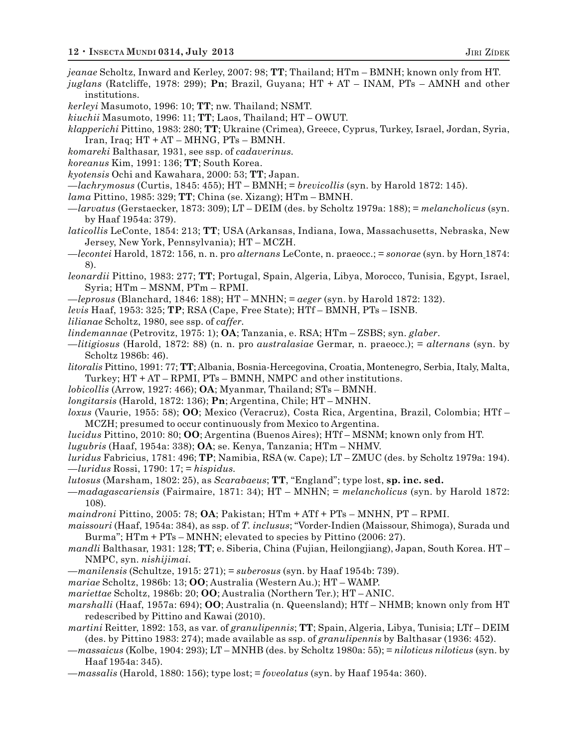*jeanae* Scholtz, Inward and Kerley, 2007: 98; **TT**; Thailand; HTm – BMNH; known only from HT.

*juglans* (Ratcliffe, 1978: 299); **Pn**; Brazil, Guyana; HT + AT – INAM, PTs – AMNH and other institutions.

*kerleyi* Masumoto, 1996: 10; **TT**; nw. Thailand; NSMT.

*kiuchii* Masumoto, 1996: 11; **TT**; Laos, Thailand; HT – OWUT.

*klapperichi* Pittino, 1983: 280; **TT**; Ukraine (Crimea), Greece, Cyprus, Turkey, Israel, Jordan, Syria, Iran, Iraq; HT + AT – MHNG, PTs – BMNH.

*komareki* Balthasar, 1931, see ssp. of *cadaverinus*.

*koreanus* Kim, 1991: 136; **TT**; South Korea.

*kyotensis* Ochi and Kawahara, 2000: 53; **TT**; Japan.

—*lachrymosus* (Curtis, 1845: 455); HT – BMNH; = *brevicollis* (syn. by Harold 1872: 145).

*lama* Pittino, 1985: 329; **TT**; China (se. Xizang); HTm – BMNH.

—*larvatus* (Gerstaecker, 1873: 309); LT – DEIM (des. by Scholtz 1979a: 188); = *melancholicus* (syn. by Haaf 1954a: 379).

*laticollis* LeConte, 1854: 213; **TT**; USA (Arkansas, Indiana, Iowa, Massachusetts, Nebraska, New Jersey, New York, Pennsylvania); HT – MCZH.

—*lecontei* Harold, 1872: 156, n. n. pro *alternans* LeConte, n. praeocc.; = *sonorae* (syn. by Horn 1874: 8).

*leonardii* Pittino, 1983: 277; **TT**; Portugal, Spain, Algeria, Libya, Morocco, Tunisia, Egypt, Israel, Syria; HTm – MSNM, PTm – RPMI.

—*leprosus* (Blanchard, 1846: 188); HT – MNHN; = *aeger* (syn. by Harold 1872: 132).

*levis* Haaf, 1953: 325; **TP**; RSA (Cape, Free State); HTf – BMNH, PTs – ISNB.

*lilianae* Scholtz, 1980, see ssp. of *caffer*.

*lindemannae* (Petrovitz, 1975: 1); **OA**; Tanzania, e. RSA; HTm – ZSBS; syn. *glaber*.

—*litigiosus* (Harold, 1872: 88) (n. n. pro *australasiae* Germar, n. praeocc.); = *alternans* (syn. by Scholtz 1986b: 46).

*litoralis* Pittino, 1991: 77; **TT**; Albania, Bosnia-Hercegovina, Croatia, Montenegro, Serbia, Italy, Malta, Turkey; HT + AT – RPMI, PTs – BMNH, NMPC and other institutions.

*lobicollis* (Arrow, 1927: 466); **OA**; Myanmar, Thailand; STs – BMNH.

*longitarsis* (Harold, 1872: 136); **Pn**; Argentina, Chile; HT – MNHN.

*loxus* (Vaurie, 1955: 58); **OO**; Mexico (Veracruz), Costa Rica, Argentina, Brazil, Colombia; HTf – MCZH; presumed to occur continuously from Mexico to Argentina.

*lucidus* Pittino, 2010: 80; **OO**; Argentina (Buenos Aires); HTf – MSNM; known only from HT.

*lugubris* (Haaf, 1954a: 338); **OA**; se. Kenya, Tanzania; HTm – NHMV.

*luridus* Fabricius, 1781: 496; **TP**; Namibia, RSA (w. Cape); LT – ZMUC (des. by Scholtz 1979a: 194).

—*luridus* Rossi, 1790: 17; = *hispidus*.

*lutosus* (Marsham, 1802: 25), as *Scarabaeus*; **TT**, "England"; type lost, **sp. inc. sed.**

—*madagascariensis* (Fairmaire, 1871: 34); HT – MNHN; = *melancholicus* (syn. by Harold 1872: 108).

*maindroni* Pittino, 2005: 78; **OA**; Pakistan; HTm + ATf + PTs – MNHN, PT – RPMI.

*maissouri* (Haaf, 1954a: 384), as ssp. of *T. inclusus*; "Vorder-Indien (Maissour, Shimoga), Surada und Burma"; HTm + PTs – MNHN; elevated to species by Pittino (2006: 27).

*mandli* Balthasar, 1931: 128; **TT**; e. Siberia, China (Fujian, Heilongjiang), Japan, South Korea. HT – NMPC, syn. *nishijimai*.

—*manilensis* (Schultze, 1915: 271); = *suberosus* (syn. by Haaf 1954b: 739).

*mariae* Scholtz, 1986b: 13; **OO**; Australia (Western Au.); HT – WAMP.

*mariettae* Scholtz, 1986b: 20; **OO**; Australia (Northern Ter.); HT – ANIC.

*marshalli* (Haaf, 1957a: 694); **OO**; Australia (n. Queensland); HTf – NHMB; known only from HT redescribed by Pittino and Kawai (2010).

*martini* Reitter, 1892: 153, as var. of *granulipennis*; **TT**; Spain, Algeria, Libya, Tunisia; LTf – DEIM (des. by Pittino 1983: 274); made available as ssp. of *granulipennis* by Balthasar (1936: 452).

—*massaicus* (Kolbe, 1904: 293); LT – MNHB (des. by Scholtz 1980a: 55); = *niloticus niloticus* (syn. by Haaf 1954a: 345).

—*massalis* (Harold, 1880: 156); type lost; = *foveolatus* (syn. by Haaf 1954a: 360).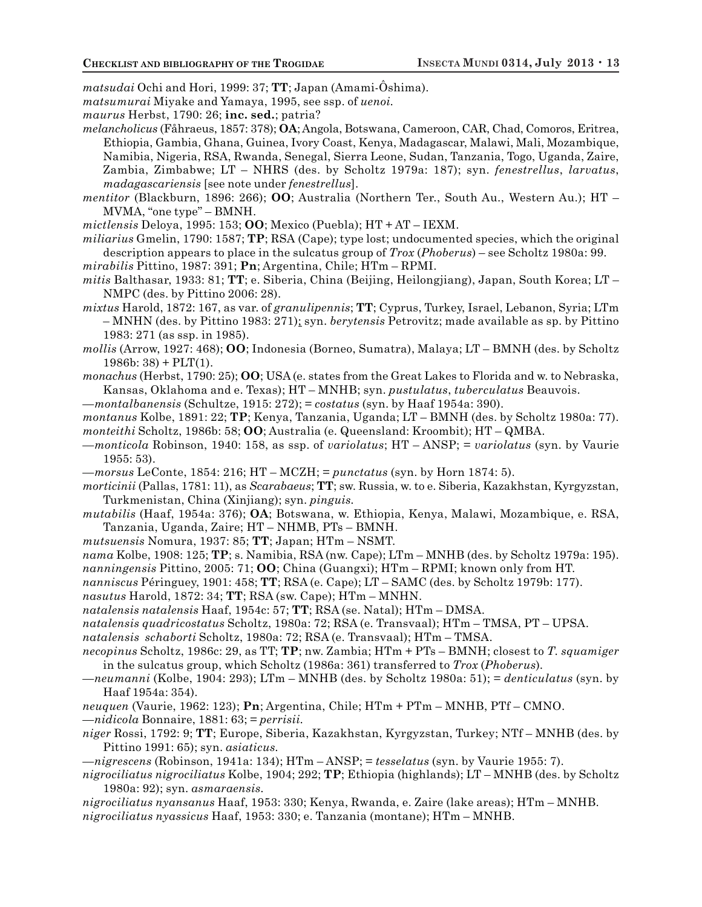*matsudai* Ochi and Hori, 1999: 37; **TT**; Japan (Amami-Ôshima).

*matsumurai* Miyake and Yamaya, 1995, see ssp. of *uenoi*.

*maurus* Herbst, 1790: 26; **inc. sed.**; patria?

*melancholicus* (Fåhraeus, 1857: 378); **OA**; Angola, Botswana, Cameroon, CAR, Chad, Comoros, Eritrea, Ethiopia, Gambia, Ghana, Guinea, Ivory Coast, Kenya, Madagascar, Malawi, Mali, Mozambique, Namibia, Nigeria, RSA, Rwanda, Senegal, Sierra Leone, Sudan, Tanzania, Togo, Uganda, Zaire, Zambia, Zimbabwe; LT – NHRS (des. by Scholtz 1979a: 187); syn. *fenestrellus*, *larvatus*, *madagascariensis* [see note under *fenestrellus*].

*mentitor* (Blackburn, 1896: 266); **OO**; Australia (Northern Ter., South Au., Western Au.); HT – MVMA, "one type" – BMNH.

*mictlensis* Deloya, 1995: 153; **OO**; Mexico (Puebla); HT + AT – IEXM.

*miliarius* Gmelin, 1790: 1587; **TP**; RSA (Cape); type lost; undocumented species, which the original description appears to place in the sulcatus group of *Trox* (*Phoberus*) – see Scholtz 1980a: 99.

*mirabilis* Pittino, 1987: 391; **Pn**; Argentina, Chile; HTm – RPMI.

*mitis* Balthasar, 1933: 81; **TT**; e. Siberia, China (Beijing, Heilongjiang), Japan, South Korea; LT – NMPC (des. by Pittino 2006: 28).

*mixtus* Harold, 1872: 167, as var. of *granulipennis*; **TT**; Cyprus, Turkey, Israel, Lebanon, Syria; LTm – MNHN (des. by Pittino 1983: 271); syn. *berytensis* Petrovitz; made available as sp. by Pittino 1983: 271 (as ssp. in 1985).

*mollis* (Arrow, 1927: 468); **OO**; Indonesia (Borneo, Sumatra), Malaya; LT – BMNH (des. by Scholtz 1986b: 38) + PLT(1).

*monachus* (Herbst, 1790: 25); **OO**; USA (e. states from the Great Lakes to Florida and w. to Nebraska, Kansas, Oklahoma and e. Texas); HT – MNHB; syn. *pustulatus*, *tuberculatus* Beauvois.

—*montalbanensis* (Schultze, 1915: 272); = *costatus* (syn. by Haaf 1954a: 390).

*montanus* Kolbe, 1891: 22; **TP**; Kenya, Tanzania, Uganda; LT – BMNH (des. by Scholtz 1980a: 77).

*monteithi* Scholtz, 1986b: 58; **OO**; Australia (e. Queensland: Kroombit); HT – QMBA.

—*monticola* Robinson, 1940: 158, as ssp. of *variolatus*; HT – ANSP; = *variolatus* (syn. by Vaurie 1955: 53).

—*morsus* LeConte, 1854: 216; HT – MCZH; = *punctatus* (syn. by Horn 1874: 5).

*morticinii* (Pallas, 1781: 11), as *Scarabaeus*; **TT**; sw. Russia, w. to e. Siberia, Kazakhstan, Kyrgyzstan, Turkmenistan, China (Xinjiang); syn. *pinguis*.

*mutabilis* (Haaf, 1954a: 376); **OA**; Botswana, w. Ethiopia, Kenya, Malawi, Mozambique, e. RSA, Tanzania, Uganda, Zaire; HT – NHMB, PTs – BMNH.

*mutsuensis* Nomura, 1937: 85; **TT**; Japan; HTm – NSMT.

*nama* Kolbe, 1908: 125; **TP**; s. Namibia, RSA (nw. Cape); LTm – MNHB (des. by Scholtz 1979a: 195).

*nanningensis* Pittino, 2005: 71; **OO**; China (Guangxi); HTm – RPMI; known only from HT.

*nanniscus* Péringuey, 1901: 458; **TT**; RSA (e. Cape); LT – SAMC (des. by Scholtz 1979b: 177).

*nasutus* Harold, 1872: 34; **TT**; RSA (sw. Cape); HTm – MNHN.

*natalensis natalensis* Haaf, 1954c: 57; **TT**; RSA (se. Natal); HTm – DMSA.

*natalensis quadricostatus* Scholtz, 1980a: 72; RSA (e. Transvaal); HTm – TMSA, PT – UPSA.

*natalensis schaborti* Scholtz, 1980a: 72; RSA (e. Transvaal); HTm – TMSA.

*necopinus* Scholtz, 1986c: 29, as TT; **TP**; nw. Zambia; HTm + PTs – BMNH; closest to *T. squamiger* in the sulcatus group, which Scholtz (1986a: 361) transferred to *Trox* (*Phoberus*).

—*neumanni* (Kolbe, 1904: 293); LTm – MNHB (des. by Scholtz 1980a: 51); = *denticulatus* (syn. by Haaf 1954a: 354).

*neuquen* (Vaurie, 1962: 123); **Pn**; Argentina, Chile; HTm + PTm – MNHB, PTf – CMNO.

—*nidicola* Bonnaire, 1881: 63; = *perrisii*.

*niger* Rossi, 1792: 9; **TT**; Europe, Siberia, Kazakhstan, Kyrgyzstan, Turkey; NTf – MNHB (des. by Pittino 1991: 65); syn. *asiaticus*.

—*nigrescens* (Robinson, 1941a: 134); HTm – ANSP; = *tesselatus* (syn. by Vaurie 1955: 7).

*nigrociliatus nigrociliatus* Kolbe, 1904; 292; **TP**; Ethiopia (highlands); LT – MNHB (des. by Scholtz 1980a: 92); syn. *asmaraensis*.

*nigrociliatus nyansanus* Haaf, 1953: 330; Kenya, Rwanda, e. Zaire (lake areas); HTm – MNHB.

*nigrociliatus nyassicus* Haaf, 1953: 330; e. Tanzania (montane); HTm – MNHB.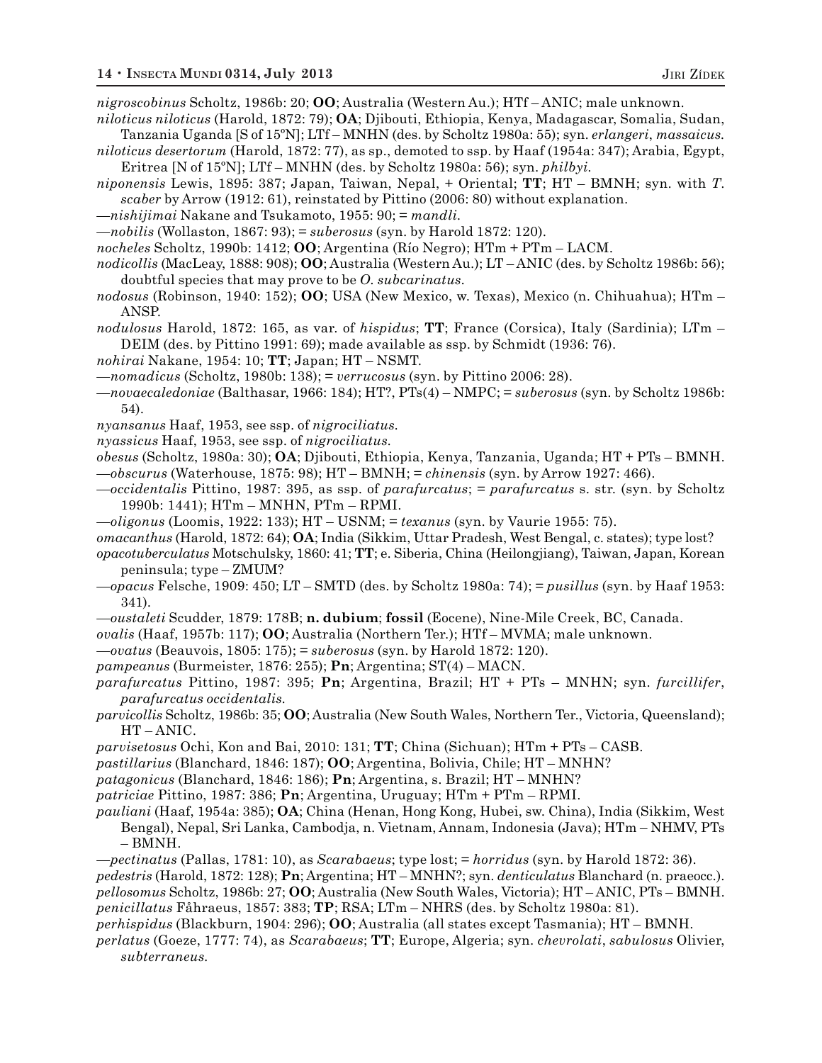*nigroscobinus* Scholtz, 1986b: 20; **OO**; Australia (Western Au.); HTf – ANIC; male unknown.

*niloticus niloticus* (Harold, 1872: 79); **OA**; Djibouti, Ethiopia, Kenya, Madagascar, Somalia, Sudan, Tanzania Uganda [S of 15ºN]; LTf – MNHN (des. by Scholtz 1980a: 55); syn. *erlangeri*, *massaicus*.

*niloticus desertorum* (Harold, 1872: 77), as sp., demoted to ssp. by Haaf (1954a: 347); Arabia, Egypt, Eritrea [N of 15ºN]; LTf – MNHN (des. by Scholtz 1980a: 56); syn. *philbyi*.

*niponensis* Lewis, 1895: 387; Japan, Taiwan, Nepal, + Oriental; **TT**; HT – BMNH; syn. with *T. scaber* by Arrow (1912: 61), reinstated by Pittino (2006: 80) without explanation.

—*nishijimai* Nakane and Tsukamoto, 1955: 90; = *mandli*.

—*nobilis* (Wollaston, 1867: 93); = *suberosus* (syn. by Harold 1872: 120).

*nocheles* Scholtz, 1990b: 1412; **OO**; Argentina (Río Negro); HTm + PTm – LACM.

*nodicollis* (MacLeay, 1888: 908); **OO**; Australia (Western Au.); LT – ANIC (des. by Scholtz 1986b: 56); doubtful species that may prove to be *O. subcarinatus*.

*nodosus* (Robinson, 1940: 152); **OO**; USA (New Mexico, w. Texas), Mexico (n. Chihuahua); HTm – ANSP.

*nodulosus* Harold, 1872: 165, as var. of *hispidus*; **TT**; France (Corsica), Italy (Sardinia); LTm – DEIM (des. by Pittino 1991: 69); made available as ssp. by Schmidt (1936: 76).

*nohirai* Nakane, 1954: 10; **TT**; Japan; HT – NSMT.

—*nomadicus* (Scholtz, 1980b: 138); = *verrucosus* (syn. by Pittino 2006: 28).

—*novaecaledoniae* (Balthasar, 1966: 184); HT?, PTs(4) – NMPC; = *suberosus* (syn. by Scholtz 1986b: 54).

*nyansanus* Haaf, 1953, see ssp. of *nigrociliatus*.

*nyassicus* Haaf, 1953, see ssp. of *nigrociliatus*.

*obesus* (Scholtz, 1980a: 30); **OA**; Djibouti, Ethiopia, Kenya, Tanzania, Uganda; HT + PTs – BMNH.

—*obscurus* (Waterhouse, 1875: 98); HT – BMNH; = *chinensis* (syn. by Arrow 1927: 466).

—*occidentalis* Pittino, 1987: 395, as ssp. of *parafurcatus*; = *parafurcatus* s. str. (syn. by Scholtz 1990b: 1441); HTm – MNHN, PTm – RPMI.

—*oligonus* (Loomis, 1922: 133); HT – USNM; = *texanus* (syn. by Vaurie 1955: 75).

*omacanthus* (Harold, 1872: 64); **OA**; India (Sikkim, Uttar Pradesh, West Bengal, c. states); type lost?

*opacotuberculatus* Motschulsky, 1860: 41; **TT**; e. Siberia, China (Heilongjiang), Taiwan, Japan, Korean peninsula; type – ZMUM?

—*opacus* Felsche, 1909: 450; LT – SMTD (des. by Scholtz 1980a: 74); = *pusillus* (syn. by Haaf 1953: 341).

—*oustaleti* Scudder, 1879: 178B; **n. dubium**; **fossil** (Eocene), Nine-Mile Creek, BC, Canada.

*ovalis* (Haaf, 1957b: 117); **OO**; Australia (Northern Ter.); HTf – MVMA; male unknown.

—*ovatus* (Beauvois, 1805: 175); = *suberosus* (syn. by Harold 1872: 120).

*pampeanus* (Burmeister, 1876: 255); **Pn**; Argentina; ST(4) – MACN.

*parafurcatus* Pittino, 1987: 395; **Pn**; Argentina, Brazil; HT + PTs – MNHN; syn. *furcillifer*, *parafurcatus occidentalis*.

*parvicollis* Scholtz, 1986b: 35; **OO**; Australia (New South Wales, Northern Ter., Victoria, Queensland); HT – ANIC.

*parvisetosus* Ochi, Kon and Bai, 2010: 131; **TT**; China (Sichuan); HTm + PTs – CASB.

*pastillarius* (Blanchard, 1846: 187); **OO**; Argentina, Bolivia, Chile; HT – MNHN?

*patagonicus* (Blanchard, 1846: 186); **Pn**; Argentina, s. Brazil; HT – MNHN?

*patriciae* Pittino, 1987: 386; **Pn**; Argentina, Uruguay; HTm + PTm – RPMI.

*pauliani* (Haaf, 1954a: 385); **OA**; China (Henan, Hong Kong, Hubei, sw. China), India (Sikkim, West Bengal), Nepal, Sri Lanka, Cambodja, n. Vietnam, Annam, Indonesia (Java); HTm – NHMV, PTs – BMNH.

—*pectinatus* (Pallas, 1781: 10), as *Scarabaeus*; type lost; = *horridus* (syn. by Harold 1872: 36).

*pedestris* (Harold, 1872: 128); **Pn**; Argentina; HT – MNHN?; syn. *denticulatus* Blanchard (n. praeocc.).

*pellosomus* Scholtz, 1986b: 27; **OO**; Australia (New South Wales, Victoria); HT – ANIC, PTs – BMNH.

*penicillatus* Fåhraeus, 1857: 383; **TP**; RSA; LTm – NHRS (des. by Scholtz 1980a: 81).

*perhispidus* (Blackburn, 1904: 296); **OO**; Australia (all states except Tasmania); HT – BMNH.

*perlatus* (Goeze, 1777: 74), as *Scarabaeus*; **TT**; Europe, Algeria; syn. *chevrolati*, *sabulosus* Olivier, *subterraneus*.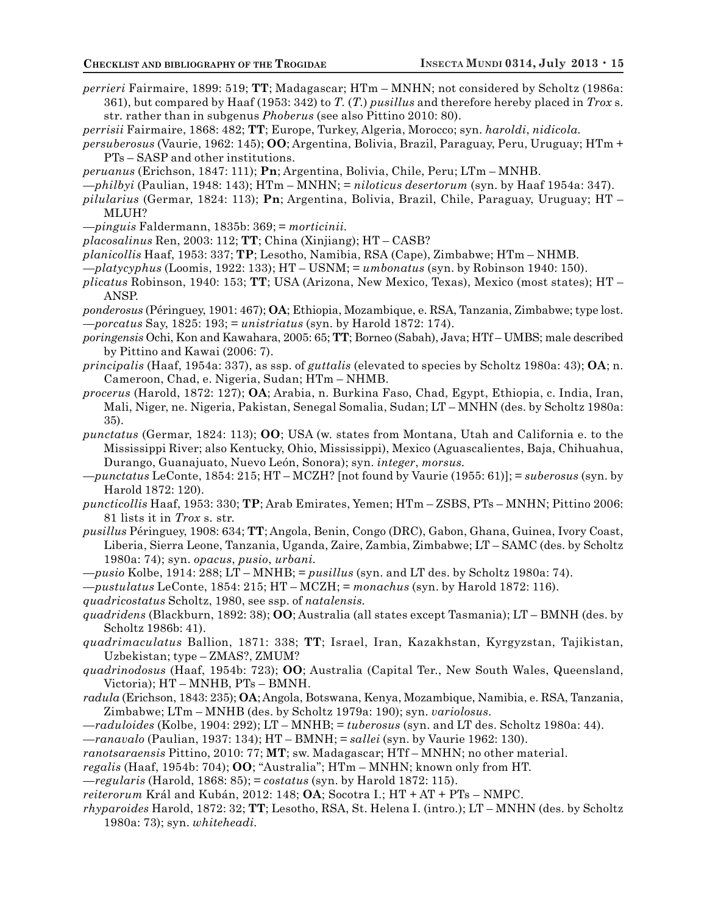*perrieri* Fairmaire, 1899: 519; **TT**; Madagascar; HTm – MNHN; not considered by Scholtz (1986a: 361), but compared by Haaf (1953: 342) to *T.* (*T.*) *pusillus* and therefore hereby placed in *Trox* s. str. rather than in subgenus *Phoberus* (see also Pittino 2010: 80).

*perrisii* Fairmaire, 1868: 482; **TT**; Europe, Turkey, Algeria, Morocco; syn. *haroldi*, *nidicola.*

*persuberosus* (Vaurie, 1962: 145); **OO**; Argentina, Bolivia, Brazil, Paraguay, Peru, Uruguay; HTm + PTs – SASP and other institutions.

*peruanus* (Erichson, 1847: 111); **Pn**; Argentina, Bolivia, Chile, Peru; LTm – MNHB.

—*philbyi* (Paulian, 1948: 143); HTm – MNHN; = *niloticus desertorum* (syn. by Haaf 1954a: 347).

*pilularius* (Germar, 1824: 113); **Pn**; Argentina, Bolivia, Brazil, Chile, Paraguay, Uruguay; HT – MLUH?

—*pinguis* Faldermann, 1835b: 369; = *morticinii.*

*placosalinus* Ren, 2003: 112; **TT**; China (Xinjiang); HT – CASB?

*planicollis* Haaf, 1953: 337; **TP**; Lesotho, Namibia, RSA (Cape), Zimbabwe; HTm – NHMB.

—*platycyphus* (Loomis, 1922: 133); HT – USNM; = *umbonatus* (syn. by Robinson 1940: 150).

*plicatus* Robinson, 1940: 153; **TT**; USA (Arizona, New Mexico, Texas), Mexico (most states); HT – ANSP.

*ponderosus* (Péringuey, 1901: 467); **OA**; Ethiopia, Mozambique, e. RSA, Tanzania, Zimbabwe; type lost.

—*porcatus* Say, 1825: 193; = *unistriatus* (syn. by Harold 1872: 174).

*poringensis* Ochi, Kon and Kawahara, 2005: 65; **TT**; Borneo (Sabah), Java; HTf – UMBS; male described by Pittino and Kawai (2006: 7).

*principalis* (Haaf, 1954a: 337), as ssp. of *guttalis* (elevated to species by Scholtz 1980a: 43); **OA**; n. Cameroon, Chad, e. Nigeria, Sudan; HTm – NHMB.

*procerus* (Harold, 1872: 127); **OA**; Arabia, n. Burkina Faso, Chad, Egypt, Ethiopia, c. India, Iran, Mali, Niger, ne. Nigeria, Pakistan, Senegal Somalia, Sudan; LT – MNHN (des. by Scholtz 1980a: 35).

*punctatus* (Germar, 1824: 113); **OO**; USA (w. states from Montana, Utah and California e. to the Mississippi River; also Kentucky, Ohio, Mississippi), Mexico (Aguascalientes, Baja, Chihuahua, Durango, Guanajuato, Nuevo León, Sonora); syn. *integer*, *morsus.*

—*punctatus* LeConte, 1854: 215; HT – MCZH? [not found by Vaurie (1955: 61)]; = *suberosus* (syn. by Harold 1872: 120).

*puncticollis* Haaf, 1953: 330; **TP**; Arab Emirates, Yemen; HTm – ZSBS, PTs – MNHN; Pittino 2006: 81 lists it in *Trox* s. str.

*pusillus* Péringuey, 1908: 634; **TT**; Angola, Benin, Congo (DRC), Gabon, Ghana, Guinea, Ivory Coast, Liberia, Sierra Leone, Tanzania, Uganda, Zaire, Zambia, Zimbabwe; LT – SAMC (des. by Scholtz 1980a: 74); syn. *opacus*, *pusio*, *urbani.*

—*pusio* Kolbe, 1914: 288; LT – MNHB; = *pusillus* (syn. and LT des. by Scholtz 1980a: 74).

—*pustulatus* LeConte, 1854: 215; HT – MCZH; = *monachus* (syn. by Harold 1872: 116).

*quadricostatus* Scholtz, 1980, see ssp. of *natalensis.*

*quadridens* (Blackburn, 1892: 38); **OO**; Australia (all states except Tasmania); LT – BMNH (des. by Scholtz 1986b: 41).

*quadrimaculatus* Ballion, 1871: 338; **TT**; Israel, Iran, Kazakhstan, Kyrgyzstan, Tajikistan, Uzbekistan; type – ZMAS?, ZMUM?

*quadrinodosus* (Haaf, 1954b: 723); **OO**; Australia (Capital Ter., New South Wales, Queensland, Victoria); HT – MNHB, PTs – BMNH.

*radula* (Erichson, 1843: 235); **OA**; Angola, Botswana, Kenya, Mozambique, Namibia, e. RSA, Tanzania, Zimbabwe; LTm – MNHB (des. by Scholtz 1979a: 190); syn. *variolosus.*

—*raduloides* (Kolbe, 1904: 292); LT – MNHB; = *tuberosus* (syn. and LT des. Scholtz 1980a: 44).

—*ranavalo* (Paulian, 1937: 134); HT – BMNH; = *sallei* (syn. by Vaurie 1962: 130).

*ranotsaraensis* Pittino, 2010: 77; **MT**; sw. Madagascar; HTf – MNHN; no other material.

*regalis* (Haaf, 1954b: 704); **OO**; "Australia"; HTm – MNHN; known only from HT.

—*regularis* (Harold, 1868: 85); = *costatus* (syn. by Harold 1872: 115).

*reiterorum* Král and Kubán, 2012: 148; **OA**; Socotra I.; HT + AT + PTs – NMPC.

*rhyparoides* Harold, 1872: 32; **TT**; Lesotho, RSA, St. Helena I. (intro.); LT – MNHN (des. by Scholtz 1980a: 73); syn. *whiteheadi.*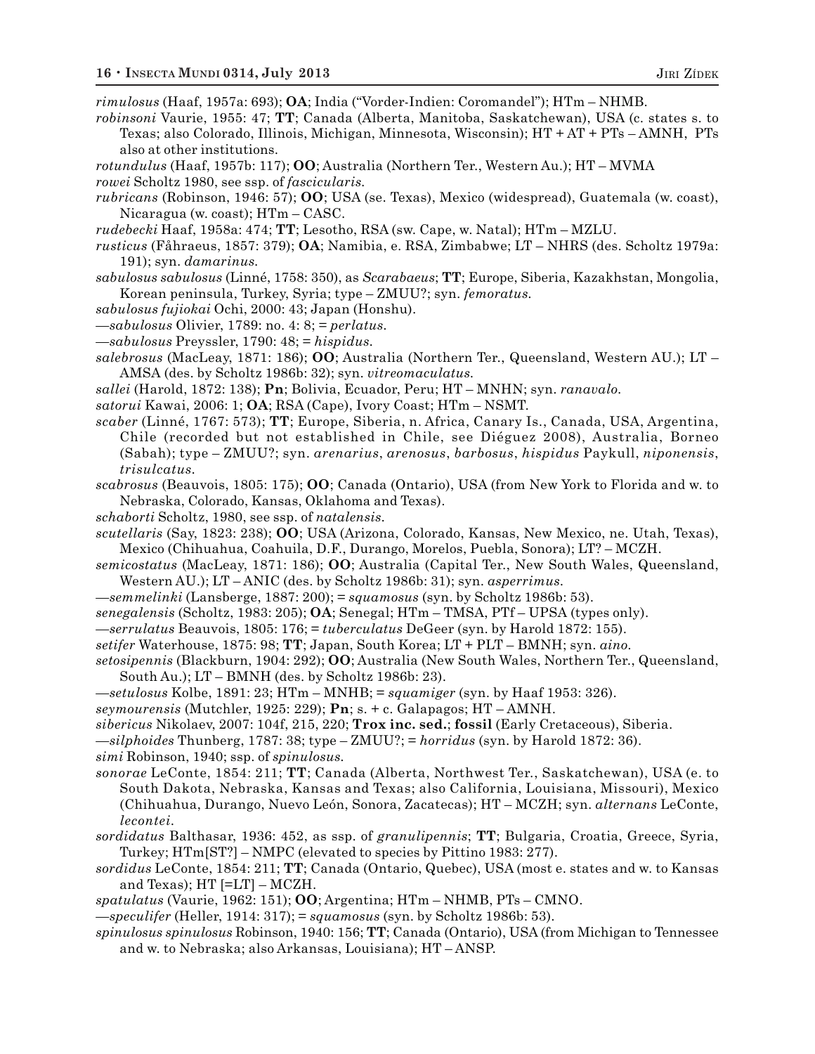*rimulosus* (Haaf, 1957a: 693); **OA**; India ("Vorder-Indien: Coromandel"); HTm – NHMB.

*robinsoni* Vaurie, 1955: 47; **TT**; Canada (Alberta, Manitoba, Saskatchewan), USA (c. states s. to Texas; also Colorado, Illinois, Michigan, Minnesota, Wisconsin); HT + AT + PTs – AMNH, PTs also at other institutions.

*rotundulus* (Haaf, 1957b: 117); **OO**; Australia (Northern Ter., Western Au.); HT – MVMA

*rowei* Scholtz 1980, see ssp. of *fascicularis*.

*rubricans* (Robinson, 1946: 57); **OO**; USA (se. Texas), Mexico (widespread), Guatemala (w. coast), Nicaragua (w. coast); HTm – CASC.

*rudebecki* Haaf, 1958a: 474; **TT**; Lesotho, RSA (sw. Cape, w. Natal); HTm – MZLU.

*rusticus* (Fåhraeus, 1857: 379); **OA**; Namibia, e. RSA, Zimbabwe; LT – NHRS (des. Scholtz 1979a: 191); syn. *damarinus*.

*sabulosus sabulosus* (Linné, 1758: 350), as *Scarabaeus*; **TT**; Europe, Siberia, Kazakhstan, Mongolia, Korean peninsula, Turkey, Syria; type – ZMUU?; syn. *femoratus*.

*sabulosus fujiokai* Ochi, 2000: 43; Japan (Honshu).

—*sabulosus* Olivier, 1789: no. 4: 8; = *perlatus*.

—*sabulosus* Preyssler, 1790: 48; = *hispidus*.

*salebrosus* (MacLeay, 1871: 186); **OO**; Australia (Northern Ter., Queensland, Western AU.); LT – AMSA (des. by Scholtz 1986b: 32); syn. *vitreomaculatus*.

*sallei* (Harold, 1872: 138); **Pn**; Bolivia, Ecuador, Peru; HT – MNHN; syn. *ranavalo*.

*satorui* Kawai, 2006: 1; **OA**; RSA (Cape), Ivory Coast; HTm – NSMT.

*scaber* (Linné, 1767: 573); **TT**; Europe, Siberia, n. Africa, Canary Is., Canada, USA, Argentina, Chile (recorded but not established in Chile, see Diéguez 2008), Australia, Borneo (Sabah); type – ZMUU?; syn. *arenarius*, *arenosus*, *barbosus*, *hispidus* Paykull, *niponensis*, *trisulcatus*.

*scabrosus* (Beauvois, 1805: 175); **OO**; Canada (Ontario), USA (from New York to Florida and w. to Nebraska, Colorado, Kansas, Oklahoma and Texas).

*schaborti* Scholtz, 1980, see ssp. of *natalensis*.

*scutellaris* (Say, 1823: 238); **OO**; USA (Arizona, Colorado, Kansas, New Mexico, ne. Utah, Texas), Mexico (Chihuahua, Coahuila, D.F., Durango, Morelos, Puebla, Sonora); LT? – MCZH.

*semicostatus* (MacLeay, 1871: 186); **OO**; Australia (Capital Ter., New South Wales, Queensland, Western AU.); LT – ANIC (des. by Scholtz 1986b: 31); syn. *asperrimus*.

—*semmelinki* (Lansberge, 1887: 200); = *squamosus* (syn. by Scholtz 1986b: 53).

*senegalensis* (Scholtz, 1983: 205); **OA**; Senegal; HTm – TMSA, PTf – UPSA (types only).

—*serrulatus* Beauvois, 1805: 176; = *tuberculatus* DeGeer (syn. by Harold 1872: 155).

*setifer* Waterhouse, 1875: 98; **TT**; Japan, South Korea; LT + PLT – BMNH; syn. *aino*.

*setosipennis* (Blackburn, 1904: 292); **OO**; Australia (New South Wales, Northern Ter., Queensland, South Au.); LT – BMNH (des. by Scholtz 1986b: 23).

—*setulosus* Kolbe, 1891: 23; HTm – MNHB; = *squamiger* (syn. by Haaf 1953: 326).

*seymourensis* (Mutchler, 1925: 229); **Pn**; s. + c. Galapagos; HT – AMNH.

*sibericus* Nikolaev, 2007: 104f, 215, 220; **Trox inc. sed.**; **fossil** (Early Cretaceous), Siberia.

—*silphoides* Thunberg, 1787: 38; type – ZMUU?; = *horridus* (syn. by Harold 1872: 36).

*simi* Robinson, 1940; ssp. of *spinulosus*.

*sonorae* LeConte, 1854: 211; **TT**; Canada (Alberta, Northwest Ter., Saskatchewan), USA (e. to South Dakota, Nebraska, Kansas and Texas; also California, Louisiana, Missouri), Mexico (Chihuahua, Durango, Nuevo León, Sonora, Zacatecas); HT – MCZH; syn. *alternans* LeConte, *lecontei*.

*sordidatus* Balthasar, 1936: 452, as ssp. of *granulipennis*; **TT**; Bulgaria, Croatia, Greece, Syria, Turkey; HTm[ST?] – NMPC (elevated to species by Pittino 1983: 277).

*sordidus* LeConte, 1854: 211; **TT**; Canada (Ontario, Quebec), USA (most e. states and w. to Kansas and Texas); HT [=LT] – MCZH.

*spatulatus* (Vaurie, 1962: 151); **OO**; Argentina; HTm – NHMB, PTs – CMNO.

—*speculifer* (Heller, 1914: 317); = *squamosus* (syn. by Scholtz 1986b: 53).

*spinulosus spinulosus* Robinson, 1940: 156; **TT**; Canada (Ontario), USA (from Michigan to Tennessee and w. to Nebraska; also Arkansas, Louisiana); HT – ANSP.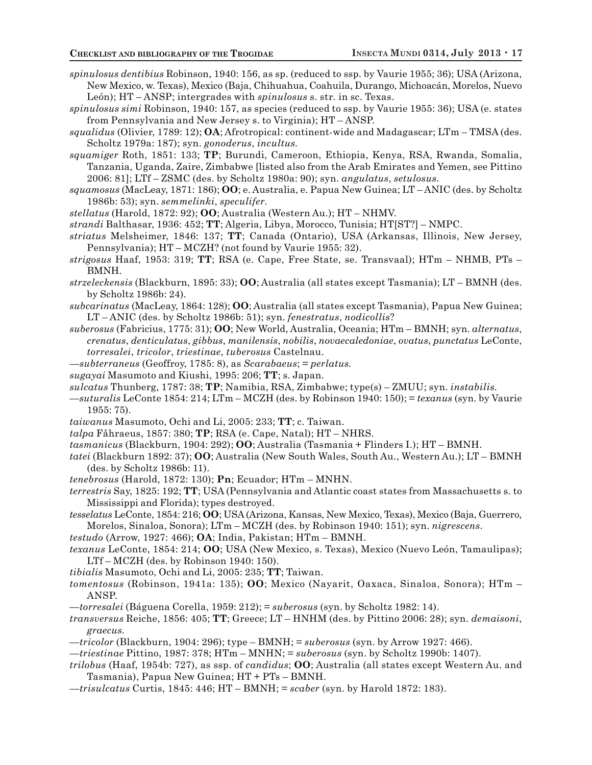*spinulosus dentibius* Robinson, 1940: 156, as sp. (reduced to ssp. by Vaurie 1955; 36); USA (Arizona, New Mexico, w. Texas), Mexico (Baja, Chihuahua, Coahuila, Durango, Michoacán, Morelos, Nuevo León); HT – ANSP; intergrades with *spinulosus* s. str. in sc. Texas.

*spinulosus simi* Robinson, 1940: 157, as species (reduced to ssp. by Vaurie 1955: 36); USA (e. states from Pennsylvania and New Jersey s. to Virginia); HT – ANSP.

*squalidus* (Olivier, 1789: 12); **OA**; Afrotropical: continent-wide and Madagascar; LTm – TMSA (des. Scholtz 1979a: 187); syn. *gonoderus*, *incultus*.

*squamiger* Roth, 1851: 133; **TP**; Burundi, Cameroon, Ethiopia, Kenya, RSA, Rwanda, Somalia, Tanzania, Uganda, Zaire, Zimbabwe [listed also from the Arab Emirates and Yemen, see Pittino 2006: 81]; LTf – ZSMC (des. by Scholtz 1980a: 90); syn. *angulatus*, *setulosus*.

*squamosus* (MacLeay, 1871: 186); **OO**; e. Australia, e. Papua New Guinea; LT – ANIC (des. by Scholtz 1986b: 53); syn. *semmelinki*, *speculifer*.

*stellatus* (Harold, 1872: 92); **OO**; Australia (Western Au.); HT – NHMV.

*strandi* Balthasar, 1936: 452; **TT**; Algeria, Libya, Morocco, Tunisia; HT[ST?] – NMPC.

*striatus* Melsheimer, 1846: 137; **TT**; Canada (Ontario), USA (Arkansas, Illinois, New Jersey, Pennsylvania); HT – MCZH? (not found by Vaurie 1955: 32).

*strigosus* Haaf, 1953: 319; **TT**; RSA (e. Cape, Free State, se. Transvaal); HTm – NHMB, PTs – BMNH.

*strzeleckensis* (Blackburn, 1895: 33); **OO**; Australia (all states except Tasmania); LT – BMNH (des. by Scholtz 1986b: 24).

*subcarinatus* (MacLeay, 1864: 128); **OO**; Australia (all states except Tasmania), Papua New Guinea; LT – ANIC (des. by Scholtz 1986b: 51); syn. *fenestratus*, *nodicollis*?

*suberosus* (Fabricius, 1775: 31); **OO**; New World, Australia, Oceania; HTm – BMNH; syn. *alternatus*, *crenatus*, *denticulatus*, *gibbus*, *manilensis*, *nobilis*, *novaecaledoniae*, *ovatus*, *punctatus* LeConte, *torresalei*, *tricolor*, *triestinae*, *tuberosus* Castelnau.

—*subterraneus* (Geoffroy, 1785: 8), as *Scarabaeus*; = *perlatus*.

*sugayai* Masumoto and Kiushi, 1995: 206; **TT**; s. Japan.

*sulcatus* Thunberg, 1787: 38; **TP**; Namibia, RSA, Zimbabwe; type(s) – ZMUU; syn. *instabilis*.

—*suturalis* LeConte 1854: 214; LTm – MCZH (des. by Robinson 1940: 150); = *texanus* (syn. by Vaurie 1955: 75).

*taiwanus* Masumoto, Ochi and Li, 2005: 233; **TT**; c. Taiwan.

*talpa* Fåhraeus, 1857: 380; **TP**; RSA (e. Cape, Natal); HT – NHRS.

*tasmanicus* (Blackburn, 1904: 292); **OO**; Australia (Tasmania + Flinders I.); HT – BMNH.

*tatei* (Blackburn 1892: 37); **OO**; Australia (New South Wales, South Au., Western Au.); LT – BMNH (des. by Scholtz 1986b: 11).

*tenebrosus* (Harold, 1872: 130); **Pn**; Ecuador; HTm – MNHN.

*terrestris* Say, 1825: 192; **TT**; USA (Pennsylvania and Atlantic coast states from Massachusetts s. to Mississippi and Florida); types destroyed.

*tesselatus* LeConte, 1854: 216; **OO**; USA (Arizona, Kansas, New Mexico, Texas), Mexico (Baja, Guerrero, Morelos, Sinaloa, Sonora); LTm – MCZH (des. by Robinson 1940: 151); syn. *nigrescens*.

*testudo* (Arrow, 1927: 466); **OA**; India, Pakistan; HTm – BMNH.

*texanus* LeConte, 1854: 214; **OO**; USA (New Mexico, s. Texas), Mexico (Nuevo León, Tamaulipas); LTf – MCZH (des. by Robinson 1940: 150).

*tibialis* Masumoto, Ochi and Li, 2005: 235; **TT**; Taiwan.

*tomentosus* (Robinson, 1941a: 135); **OO**; Mexico (Nayarit, Oaxaca, Sinaloa, Sonora); HTm – ANSP.

—*torresalei* (Báguena Corella, 1959: 212); = *suberosus* (syn. by Scholtz 1982: 14).

*transversus* Reiche, 1856: 405; **TT**; Greece; LT – HNHM (des. by Pittino 2006: 28); syn. *demaisoni*, *graecus*.

—*tricolor* (Blackburn, 1904: 296); type – BMNH; = *suberosus* (syn. by Arrow 1927: 466).

—*triestinae* Pittino, 1987: 378; HTm – MNHN; = *suberosus* (syn. by Scholtz 1990b: 1407).

*trilobus* (Haaf, 1954b: 727), as ssp. of *candidus*; **OO**; Australia (all states except Western Au. and Tasmania), Papua New Guinea; HT + PTs – BMNH.

—*trisulcatus* Curtis, 1845: 446; HT – BMNH; = *scaber* (syn. by Harold 1872: 183).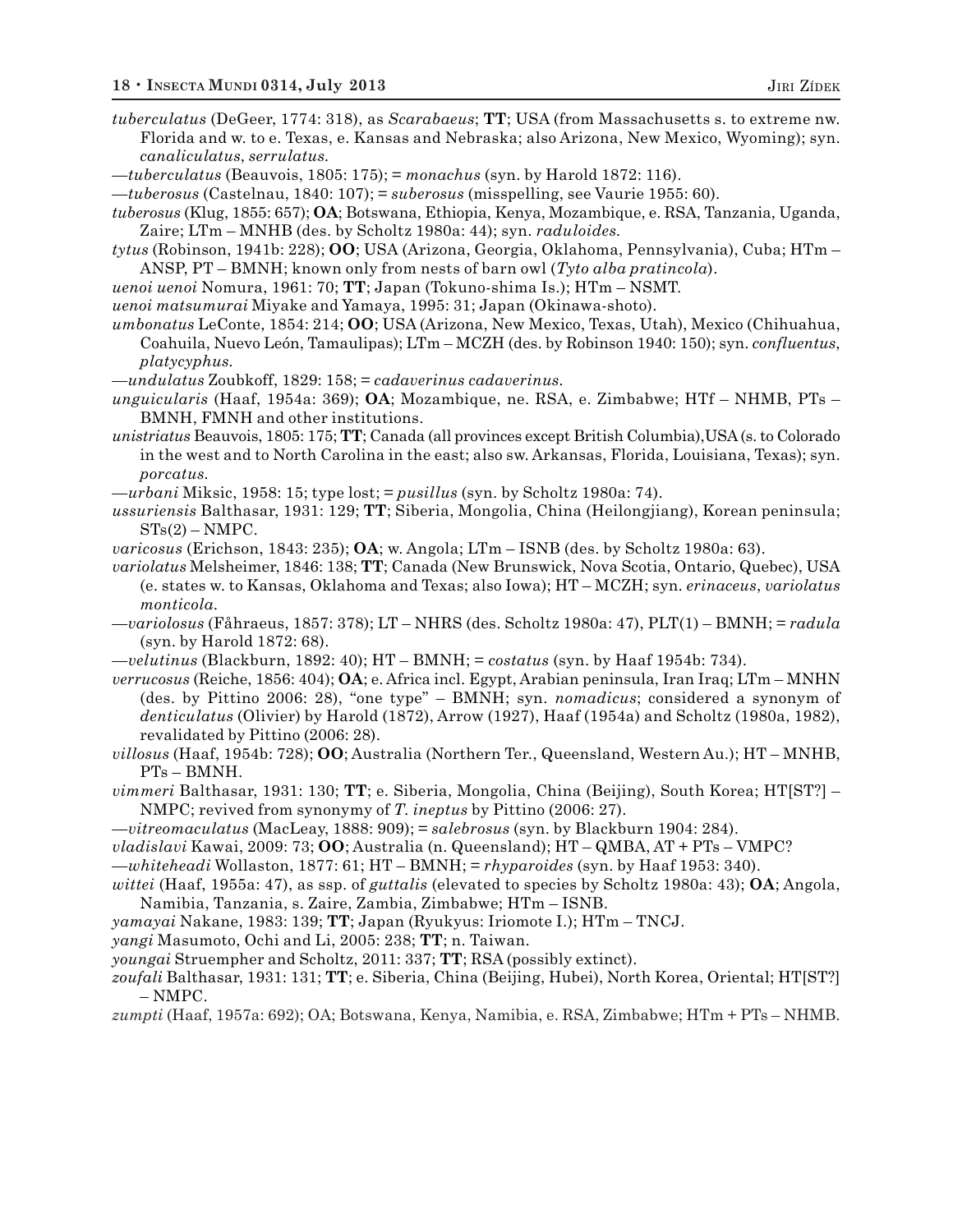*tuberculatus* (DeGeer, 1774: 318), as *Scarabaeus*; **TT**; USA (from Massachusetts s. to extreme nw. Florida and w. to e. Texas, e. Kansas and Nebraska; also Arizona, New Mexico, Wyoming); syn. *canaliculatus*, *serrulatus*.

—*tuberculatus* (Beauvois, 1805: 175); = *monachus* (syn. by Harold 1872: 116).

—*tuberosus* (Castelnau, 1840: 107); = *suberosus* (misspelling, see Vaurie 1955: 60).

*tuberosus* (Klug, 1855: 657); **OA**; Botswana, Ethiopia, Kenya, Mozambique, e. RSA, Tanzania, Uganda, Zaire; LTm – MNHB (des. by Scholtz 1980a: 44); syn. *raduloides*.

*tytus* (Robinson, 1941b: 228); **OO**; USA (Arizona, Georgia, Oklahoma, Pennsylvania), Cuba; HTm – ANSP, PT – BMNH; known only from nests of barn owl (*Tyto alba pratincola*).

*uenoi uenoi* Nomura, 1961: 70; **TT**; Japan (Tokuno-shima Is.); HTm – NSMT.

*uenoi matsumurai* Miyake and Yamaya, 1995: 31; Japan (Okinawa-shoto).

*umbonatus* LeConte, 1854: 214; **OO**; USA (Arizona, New Mexico, Texas, Utah), Mexico (Chihuahua, Coahuila, Nuevo León, Tamaulipas); LTm – MCZH (des. by Robinson 1940: 150); syn. *confluentus*, *platycyphus*.

—*undulatus* Zoubkoff, 1829: 158; = *cadaverinus cadaverinus*.

*unguicularis* (Haaf, 1954a: 369); **OA**; Mozambique, ne. RSA, e. Zimbabwe; HTf – NHMB, PTs – BMNH, FMNH and other institutions.

*unistriatus* Beauvois, 1805: 175; **TT**; Canada (all provinces except British Columbia), USA (s. to Colorado in the west and to North Carolina in the east; also sw. Arkansas, Florida, Louisiana, Texas); syn. *porcatus*.

—*urbani* Miksic, 1958: 15; type lost; = *pusillus* (syn. by Scholtz 1980a: 74).

*ussuriensis* Balthasar, 1931: 129; **TT**; Siberia, Mongolia, China (Heilongjiang), Korean peninsula; STs(2) – NMPC.

*varicosus* (Erichson, 1843: 235); **OA**; w. Angola; LTm – ISNB (des. by Scholtz 1980a: 63).

*variolatus* Melsheimer, 1846: 138; **TT**; Canada (New Brunswick, Nova Scotia, Ontario, Quebec), USA (e. states w. to Kansas, Oklahoma and Texas; also Iowa); HT – MCZH; syn. *erinaceus*, *variolatus monticola*.

—*variolosus* (Fåhraeus, 1857: 378); LT – NHRS (des. Scholtz 1980a: 47), PLT(1) – BMNH; = *radula* (syn. by Harold 1872: 68).

—*velutinus* (Blackburn, 1892: 40); HT – BMNH; = *costatus* (syn. by Haaf 1954b: 734).

*verrucosus* (Reiche, 1856: 404); **OA**; e. Africa incl. Egypt, Arabian peninsula, Iran Iraq; LTm – MNHN (des. by Pittino 2006: 28), "one type" – BMNH; syn. *nomadicus*; considered a synonym of *denticulatus* (Olivier) by Harold (1872), Arrow (1927), Haaf (1954a) and Scholtz (1980a, 1982), revalidated by Pittino (2006: 28).

*villosus* (Haaf, 1954b: 728); **OO**; Australia (Northern Ter., Queensland, Western Au.); HT – MNHB, PTs – BMNH.

*vimmeri* Balthasar, 1931: 130; **TT**; e. Siberia, Mongolia, China (Beijing), South Korea; HT[ST?] – NMPC; revived from synonymy of *T. ineptus* by Pittino (2006: 27).

—*vitreomaculatus* (MacLeay, 1888: 909); = *salebrosus* (syn. by Blackburn 1904: 284).

*vladislavi* Kawai, 2009: 73; **OO**; Australia (n. Queensland); HT – QMBA, AT + PTs – VMPC?

—*whiteheadi* Wollaston, 1877: 61; HT – BMNH; = *rhyparoides* (syn. by Haaf 1953: 340).

*wittei* (Haaf, 1955a: 47), as ssp. of *guttalis* (elevated to species by Scholtz 1980a: 43); **OA**; Angola, Namibia, Tanzania, s. Zaire, Zambia, Zimbabwe; HTm – ISNB.

*yamayai* Nakane, 1983: 139; **TT**; Japan (Ryukyus: Iriomote I.); HTm – TNCJ.

*yangi* Masumoto, Ochi and Li, 2005: 238; **TT**; n. Taiwan.

*youngai* Struempher and Scholtz, 2011: 337; **TT**; RSA (possibly extinct).

*zoufali* Balthasar, 1931: 131; **TT**; e. Siberia, China (Beijing, Hubei), North Korea, Oriental; HT[ST?] – NMPC.

*zumpti* (Haaf, 1957a: 692); OA; Botswana, Kenya, Namibia, e. RSA, Zimbabwe; HTm + PTs – NHMB.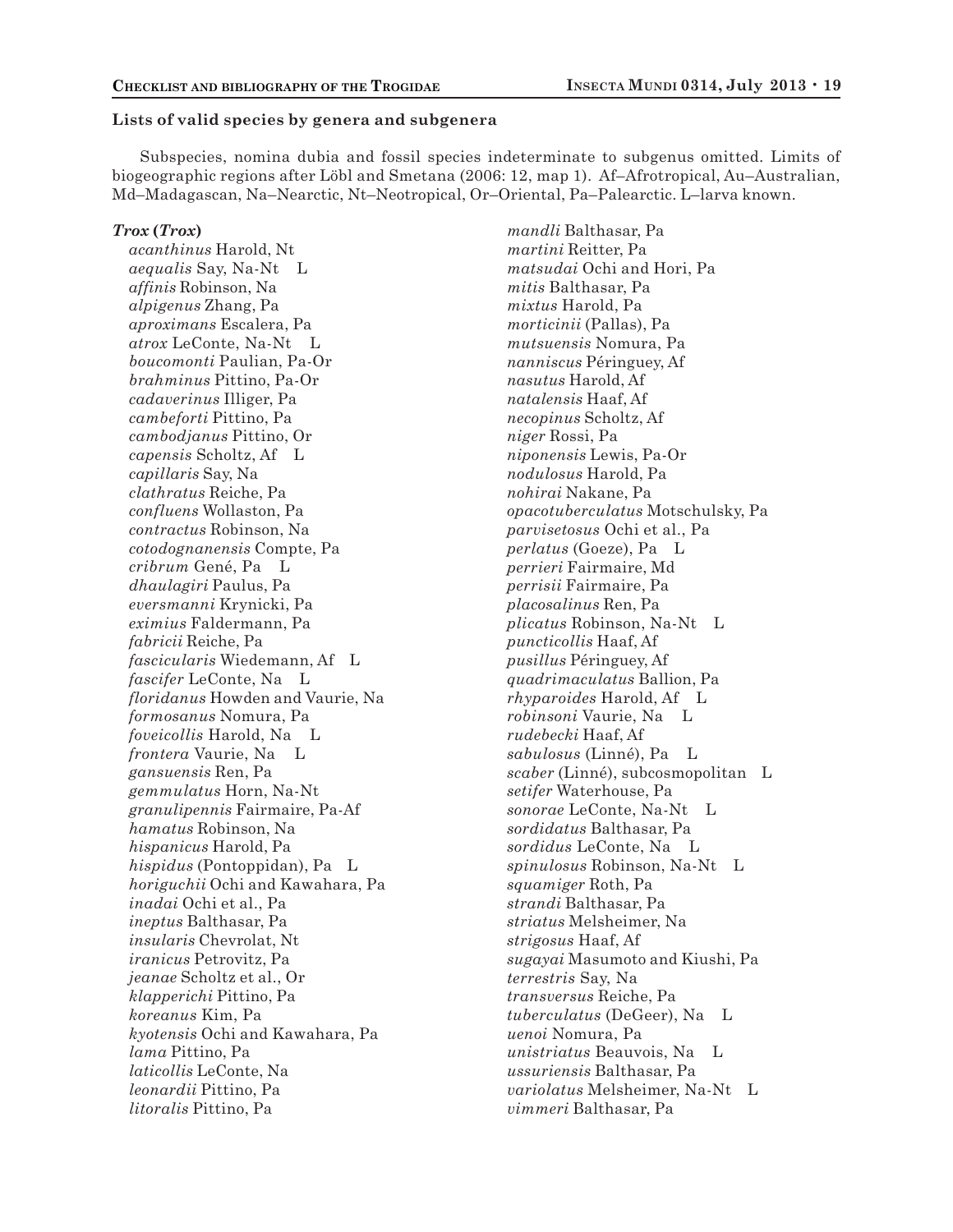### Lists of valid species by genera and subgenera

Subspecies, nomina dubia and fossil species indeterminate to subgenus omitted. Limits of biogeographic regions after Löbl and Smetana (2006: 12, map 1). Af–Afrotropical, Au–Australian, Md–Madagascan, Na–Nearctic, Nt–Neotropical, Or–Oriental, Pa–Palearctic. L–larva known.

***Trox* (*Trox*)**

*acanthinus* Harold, Nt
*aequalis* Say, Na-Nt L
*affinis* Robinson, Na
*alpigenus* Zhang, Pa
*aproximans* Escalera, Pa
*atrox* LeConte, Na-Nt L
*boucomonti* Paulian, Pa-Or
*brahminus* Pittino, Pa-Or
*cadaverinus* Illiger, Pa
*cambeforti* Pittino, Pa
*cambodjanus* Pittino, Or
*capensis* Scholtz, Af L
*capillaris* Say, Na
*clathratus* Reiche, Pa
*confluens* Wollaston, Pa
*contractus* Robinson, Na
*cotodognanensis* Compte, Pa
*cribrum* Gené, Pa L
*dhaulagiri* Paulus, Pa
*eversmanni* Krynicki, Pa
*eximius* Faldermann, Pa
*fabricii* Reiche, Pa
*fascicularis* Wiedemann, Af L
*fascifer* LeConte, Na L
*floridanus* Howden and Vaurie, Na
*formosanus* Nomura, Pa
*foveicollis* Harold, Na L
*frontera* Vaurie, Na L
*gansuensis* Ren, Pa
*gemmulatus* Horn, Na-Nt
*granulipennis* Fairmaire, Pa-Af
*hamatus* Robinson, Na
*hispanicus* Harold, Pa
*hispidus* (Pontoppidan), Pa L
*horiguchii* Ochi and Kawahara, Pa
*inadai* Ochi et al., Pa
*ineptus* Balthasar, Pa
*insularis* Chevrolat, Nt
*iranicus* Petrovitz, Pa
*jeanae* Scholtz et al., Or
*klapperichi* Pittino, Pa
*koreanus* Kim, Pa
*kyotensis* Ochi and Kawahara, Pa
*lama* Pittino, Pa
*laticollis* LeConte, Na
*leonardii* Pittino, Pa
*litoralis* Pittino, Pa
*mandli* Balthasar, Pa
*martini* Reitter, Pa
*matsudai* Ochi and Hori, Pa
*mitis* Balthasar, Pa
*mixtus* Harold, Pa
*morticinii* (Pallas), Pa
*mutsuensis* Nomura, Pa
*nanniscus* Péringuey, Af
*nasutus* Harold, Af
*natalensis* Haaf, Af
*necopinus* Scholtz, Af
*niger* Rossi, Pa
*niponensis* Lewis, Pa-Or
*nodulosus* Harold, Pa
*nohirai* Nakane, Pa
*opacotuberculatus* Motschulsky, Pa
*parvisetosus* Ochi et al., Pa
*perlatus* (Goeze), Pa L
*perrieri* Fairmaire, Md
*perrisii* Fairmaire, Pa
*placosalinus* Ren, Pa
*plicatus* Robinson, Na-Nt L
*puncticollis* Haaf, Af
*pusillus* Péringuey, Af
*quadrimaculatus* Ballion, Pa
*rhyparoides* Harold, Af L
*robinsoni* Vaurie, Na L
*rudebecki* Haaf, Af
*sabulosus* (Linné), Pa L
*scaber* (Linné), subcosmopolitan L
*setifer* Waterhouse, Pa
*sonorae* LeConte, Na-Nt L
*sordidatus* Balthasar, Pa
*sordidus* LeConte, Na L
*spinulosus* Robinson, Na-Nt L
*squamiger* Roth, Pa
*strandi* Balthasar, Pa
*striatus* Melsheimer, Na
*strigosus* Haaf, Af
*sugayai* Masumoto and Kiushi, Pa
*terrestris* Say, Na
*transversus* Reiche, Pa
*tuberculatus* (DeGeer), Na L
*uenoi* Nomura, Pa
*unistriatus* Beauvois, Na L
*ussuriensis* Balthasar, Pa
*variolatus* Melsheimer, Na-Nt L
*vimmeri* Balthasar, Pa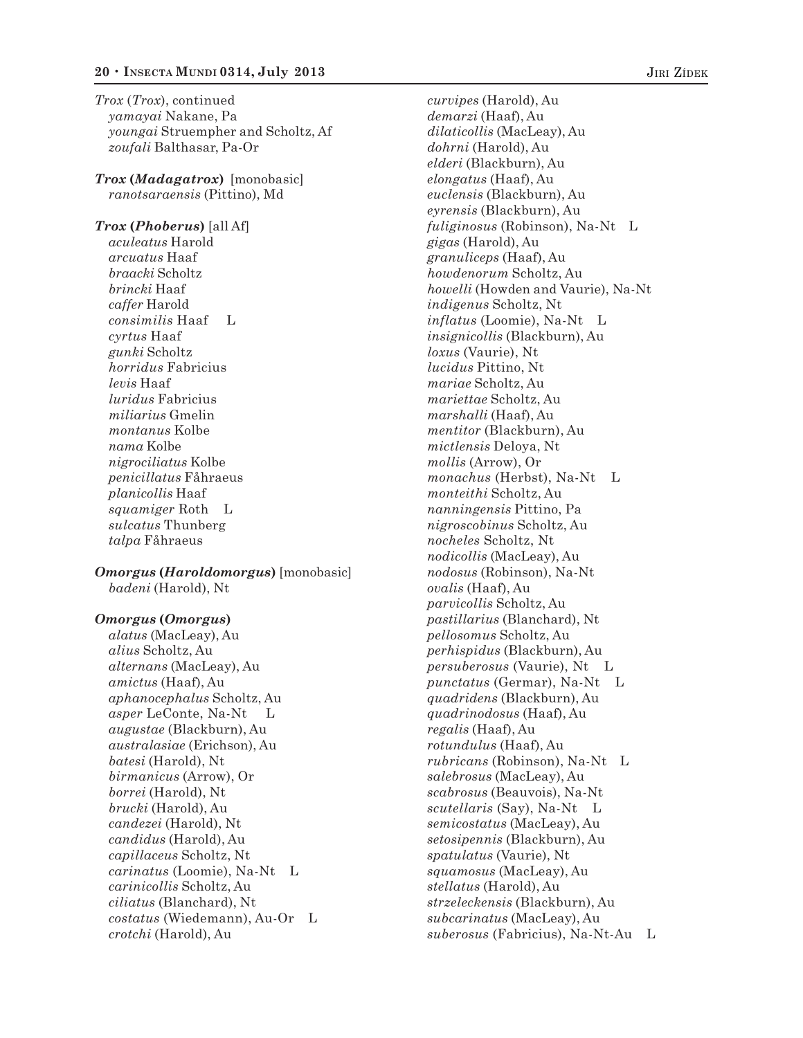*Trox* (*Trox*), continued
*yamayai* Nakane, Pa
*youngai* Struempher and Scholtz, Af
*zoufali* Balthasar, Pa-Or

***Trox* (*Madagatrox*)** [monobasic]
*ranotsaraensis* (Pittino), Md

***Trox* (*Phoberus*)** [all Af]
*aculeatus* Harold
*arcuatus* Haaf
*braacki* Scholtz
*brincki* Haaf
*caffer* Harold
*consimilis* Haaf L
*cyrtus* Haaf
*gunki* Scholtz
*horridus* Fabricius
*levis* Haaf
*luridus* Fabricius
*miliarius* Gmelin
*montanus* Kolbe
*nama* Kolbe
*nigrociliatus* Kolbe
*penicillatus* Fåhraeus
*planicollis* Haaf
*squamiger* Roth L
*sulcatus* Thunberg
*talpa* Fåhraeus

***Omorgus* (*Haroldomorgus*)** [monobasic]
*badeni* (Harold), Nt

***Omorgus* (*Omorgus*)**
*alatus* (MacLeay), Au
*alius* Scholtz, Au
*alternans* (MacLeay), Au
*amictus* (Haaf), Au
*aphanocephalus* Scholtz, Au
*asper* LeConte, Na-Nt L
*augustae* (Blackburn), Au
*australasiae* (Erichson), Au
*batesi* (Harold), Nt
*birmanicus* (Arrow), Or
*borrei* (Harold), Nt
*brucki* (Harold), Au
*candezei* (Harold), Nt
*candidus* (Harold), Au
*capillaceus* Scholtz, Nt
*carinatus* (Loomie), Na-Nt L
*carinicollis* Scholtz, Au
*ciliatus* (Blanchard), Nt
*costatus* (Wiedemann), Au-Or L
*crotchi* (Harold), Au
*curvipes* (Harold), Au
*demarzi* (Haaf), Au
*dilaticollis* (MacLeay), Au
*dohrni* (Harold), Au
*elderi* (Blackburn), Au
*elongatus* (Haaf), Au
*euclensis* (Blackburn), Au
*eyrensis* (Blackburn), Au
*fuliginosus* (Robinson), Na-Nt L
*gigas* (Harold), Au
*granuliceps* (Haaf), Au
*howdenorum* Scholtz, Au
*howelli* (Howden and Vaurie), Na-Nt
*indigenus* Scholtz, Nt
*inflatus* (Loomie), Na-Nt L
*insignicollis* (Blackburn), Au
*loxus* (Vaurie), Nt
*lucidus* Pittino, Nt
*mariae* Scholtz, Au
*mariettae* Scholtz, Au
*marshalli* (Haaf), Au
*mentitor* (Blackburn), Au
*mictlensis* Deloya, Nt
*mollis* (Arrow), Or
*monachus* (Herbst), Na-Nt L
*monteithi* Scholtz, Au
*nanningensis* Pittino, Pa
*nigroscobinus* Scholtz, Au
*nocheles* Scholtz, Nt
*nodicollis* (MacLeay), Au
*nodosus* (Robinson), Na-Nt
*ovalis* (Haaf), Au
*parvicollis* Scholtz, Au
*pastillarius* (Blanchard), Nt
*pellosomus* Scholtz, Au
*perhispidus* (Blackburn), Au
*persuberosus* (Vaurie), Nt L
*punctatus* (Germar), Na-Nt L
*quadridens* (Blackburn), Au
*quadrinodosus* (Haaf), Au
*regalis* (Haaf), Au
*rotundulus* (Haaf), Au
*rubricans* (Robinson), Na-Nt L
*salebrosus* (MacLeay), Au
*scabrosus* (Beauvois), Na-Nt
*scutellaris* (Say), Na-Nt L
*semicostatus* (MacLeay), Au
*setosipennis* (Blackburn), Au
*spatulatus* (Vaurie), Nt
*squamosus* (MacLeay), Au
*stellatus* (Harold), Au
*strzeleckensis* (Blackburn), Au
*subcarinatus* (MacLeay), Au
*suberosus* (Fabricius), Na-Nt-Au L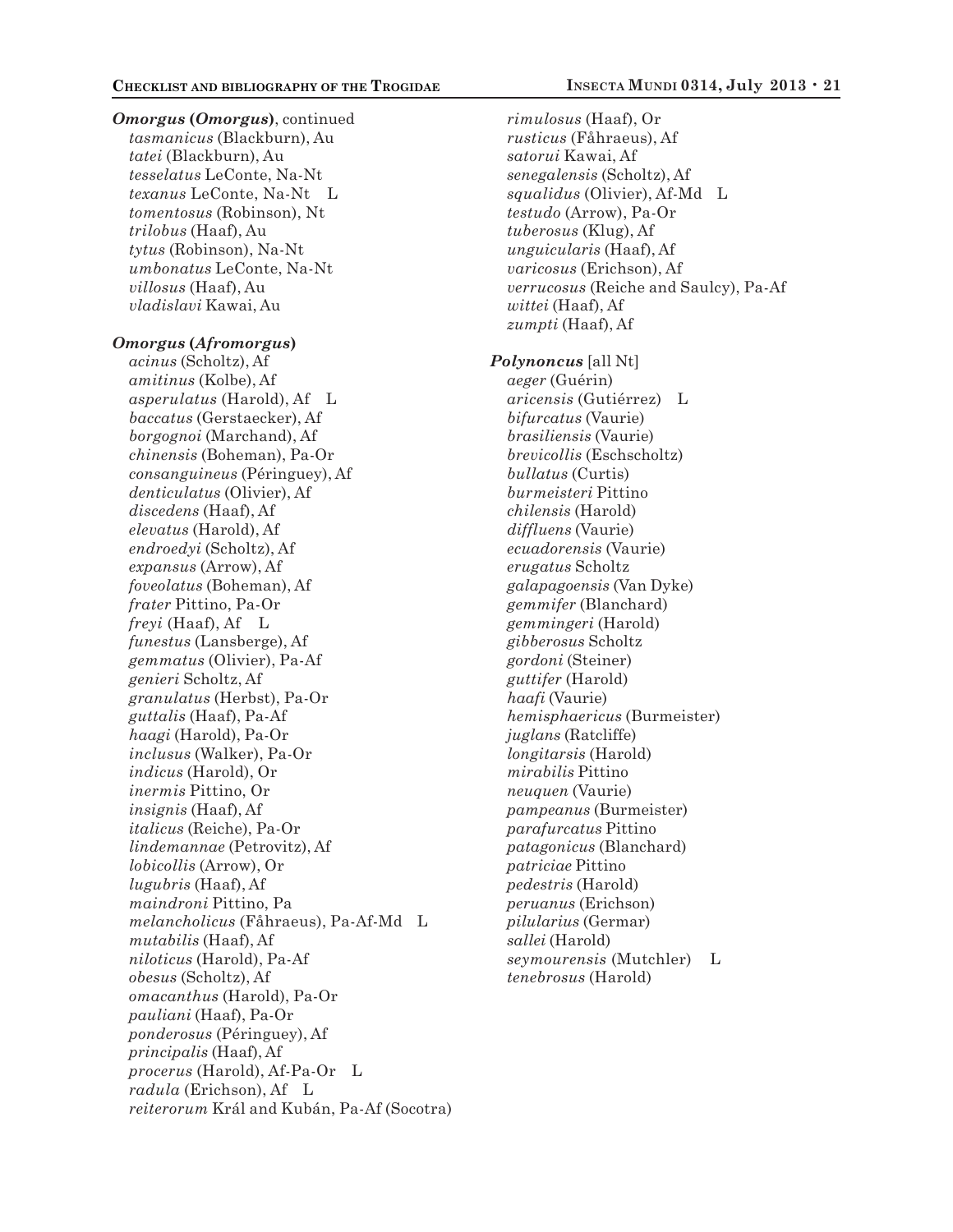***Omorgus* (*Omorgus*)**, continued

*tasmanicus* (Blackburn), Au
*tatei* (Blackburn), Au
*tesselatus* LeConte, Na-Nt
*texanus* LeConte, Na-Nt L
*tomentosus* (Robinson), Nt
*trilobus* (Haaf), Au
*tytus* (Robinson), Na-Nt
*umbonatus* LeConte, Na-Nt
*villosus* (Haaf), Au
*vladislavi* Kawai, Au

***Omorgus* (*Afromorgus*)**

*acinus* (Scholtz), Af
*amitinus* (Kolbe), Af
*asperulatus* (Harold), Af L
*baccatus* (Gerstaecker), Af
*borgognoi* (Marchand), Af
*chinensis* (Boheman), Pa-Or
*consanguineus* (Péringuey), Af
*denticulatus* (Olivier), Af
*discedens* (Haaf), Af
*elevatus* (Harold), Af
*endroedyi* (Scholtz), Af
*expansus* (Arrow), Af
*foveolatus* (Boheman), Af
*frater* Pittino, Pa-Or
*freyi* (Haaf), Af L
*funestus* (Lansberge), Af
*gemmatus* (Olivier), Pa-Af
*genieri* Scholtz, Af
*granulatus* (Herbst), Pa-Or
*guttalis* (Haaf), Pa-Af
*haagi* (Harold), Pa-Or
*inclusus* (Walker), Pa-Or
*indicus* (Harold), Or
*inermis* Pittino, Or
*insignis* (Haaf), Af
*italicus* (Reiche), Pa-Or
*lindemannae* (Petrovitz), Af
*lobicollis* (Arrow), Or
*lugubris* (Haaf), Af
*maindroni* Pittino, Pa
*melancholicus* (Fåhraeus), Pa-Af-Md L
*mutabilis* (Haaf), Af
*niloticus* (Harold), Pa-Af
*obesus* (Scholtz), Af
*omacanthus* (Harold), Pa-Or
*pauliani* (Haaf), Pa-Or
*ponderosus* (Péringuey), Af
*principalis* (Haaf), Af
*procerus* (Harold), Af-Pa-Or L
*radula* (Erichson), Af L
*reiterorum* Král and Kubán, Pa-Af (Socotra)
*rimulosus* (Haaf), Or
*rusticus* (Fåhraeus), Af
*satorui* Kawai, Af
*senegalensis* (Scholtz), Af
*squalidus* (Olivier), Af-Md L
*testudo* (Arrow), Pa-Or
*tuberosus* (Klug), Af
*unguicularis* (Haaf), Af
*varicosus* (Erichson), Af
*verrucosus* (Reiche and Saulcy), Pa-Af
*wittei* (Haaf), Af
*zumpti* (Haaf), Af

***Polynoncus*** [all Nt]

*aeger* (Guérin)
*aricensis* (Gutiérrez) L
*bifurcatus* (Vaurie)
*brasiliensis* (Vaurie)
*brevicollis* (Eschscholtz)
*bullatus* (Curtis)
*burmeisteri* Pittino
*chilensis* (Harold)
*diffluens* (Vaurie)
*ecuadorensis* (Vaurie)
*erugatus* Scholtz
*galapagoensis* (Van Dyke)
*gemmifer* (Blanchard)
*gemmingeri* (Harold)
*gibberosus* Scholtz
*gordoni* (Steiner)
*guttifer* (Harold)
*haafi* (Vaurie)
*hemisphaericus* (Burmeister)
*juglans* (Ratcliffe)
*longitarsis* (Harold)
*mirabilis* Pittino
*neuquen* (Vaurie)
*pampeanus* (Burmeister)
*parafurcatus* Pittino
*patagonicus* (Blanchard)
*patriciae* Pittino
*pedestris* (Harold)
*peruanus* (Erichson)
*pilularius* (Germar)
*sallei* (Harold)
*seymourensis* (Mutchler) L
*tenebrosus* (Harold)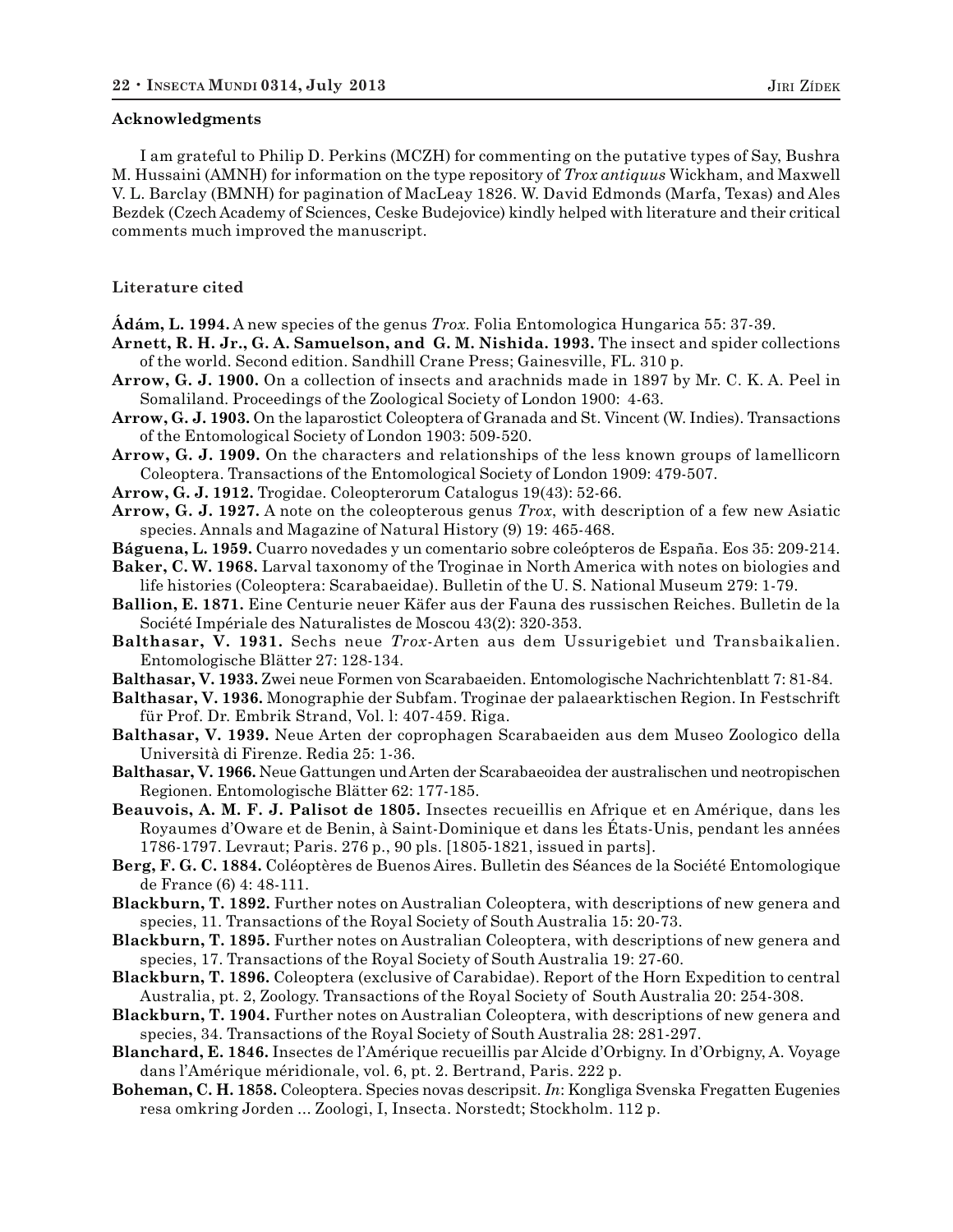### Acknowledgments

I am grateful to Philip D. Perkins (MCZH) for commenting on the putative types of Say, Bushra M. Hussaini (AMNH) for information on the type repository of *Trox antiquus* Wickham, and Maxwell V. L. Barclay (BMNH) for pagination of MacLeay 1826. W. David Edmonds (Marfa, Texas) and Ales Bezdek (Czech Academy of Sciences, Ceske Budejovice) kindly helped with literature and their critical comments much improved the manuscript.

### Literature cited

**Ádám, L. 1994.** A new species of the genus *Trox*. Folia Entomologica Hungarica 55: 37-39.

**Arnett, R. H. Jr., G. A. Samuelson, and G. M. Nishida. 1993.** The insect and spider collections of the world. Second edition. Sandhill Crane Press; Gainesville, FL. 310 p.

**Arrow, G. J. 1900.** On a collection of insects and arachnids made in 1897 by Mr. C. K. A. Peel in Somaliland. Proceedings of the Zoological Society of London 1900: 4-63.

**Arrow, G. J. 1903.** On the laparostict Coleoptera of Granada and St. Vincent (W. Indies). Transactions of the Entomological Society of London 1903: 509-520.

**Arrow, G. J. 1909.** On the characters and relationships of the less known groups of lamellicorn Coleoptera. Transactions of the Entomological Society of London 1909: 479-507.

**Arrow, G. J. 1912.** Trogidae. Coleopterorum Catalogus 19(43): 52-66.

**Arrow, G. J. 1927.** A note on the coleopterous genus *Trox*, with description of a few new Asiatic species. Annals and Magazine of Natural History (9) 19: 465-468.

**Báguena, L. 1959.** Cuarro novedades y un comentario sobre coleópteros de España. Eos 35: 209-214.

**Baker, C. W. 1968.** Larval taxonomy of the Troginae in North America with notes on biologies and life histories (Coleoptera: Scarabaeidae). Bulletin of the U. S. National Museum 279: 1-79.

**Ballion, E. 1871.** Eine Centurie neuer Käfer aus der Fauna des russischen Reiches. Bulletin de la Société Impériale des Naturalistes de Moscou 43(2): 320-353.

**Balthasar, V. 1931.** Sechs neue *Trox*-Arten aus dem Ussurigebiet und Transbaikalien. Entomologische Blätter 27: 128-134.

**Balthasar, V. 1933.** Zwei neue Formen von Scarabaeiden. Entomologische Nachrichtenblatt 7: 81-84.

**Balthasar, V. 1936.** Monographie der Subfam. Troginae der palaearktischen Region. In Festschrift für Prof. Dr. Embrik Strand, Vol. l: 407-459. Riga.

**Balthasar, V. 1939.** Neue Arten der coprophagen Scarabaeiden aus dem Museo Zoologico della Università di Firenze. Redia 25: 1-36.

**Balthasar, V. 1966.** Neue Gattungen und Arten der Scarabaeoidea der australischen und neotropischen Regionen. Entomologische Blätter 62: 177-185.

**Beauvois, A. M. F. J. Palisot de 1805.** Insectes recueillis en Afrique et en Amérique, dans les Royaumes d'Oware et de Benin, à Saint-Dominique et dans les États-Unis, pendant les années 1786-1797. Levraut; Paris. 276 p., 90 pls. [1805-1821, issued in parts].

**Berg, F. G. C. 1884.** Coléoptères de Buenos Aires. Bulletin des Séances de la Société Entomologique de France (6) 4: 48-111.

**Blackburn, T. 1892.** Further notes on Australian Coleoptera, with descriptions of new genera and species, 11. Transactions of the Royal Society of South Australia 15: 20-73.

**Blackburn, T. 1895.** Further notes on Australian Coleoptera, with descriptions of new genera and species, 17. Transactions of the Royal Society of South Australia 19: 27-60.

**Blackburn, T. 1896.** Coleoptera (exclusive of Carabidae). Report of the Horn Expedition to central Australia, pt. 2, Zoology. Transactions of the Royal Society of South Australia 20: 254-308.

**Blackburn, T. 1904.** Further notes on Australian Coleoptera, with descriptions of new genera and species, 34. Transactions of the Royal Society of South Australia 28: 281-297.

**Blanchard, E. 1846.** Insectes de l'Amérique recueillis par Alcide d'Orbigny. In d'Orbigny, A. Voyage dans l'Amérique méridionale, vol. 6, pt. 2. Bertrand, Paris. 222 p.

**Boheman, C. H. 1858.** Coleoptera. Species novas descripsit. *In*: Kongliga Svenska Fregatten Eugenies resa omkring Jorden ... Zoologi, I, Insecta. Norstedt; Stockholm. 112 p.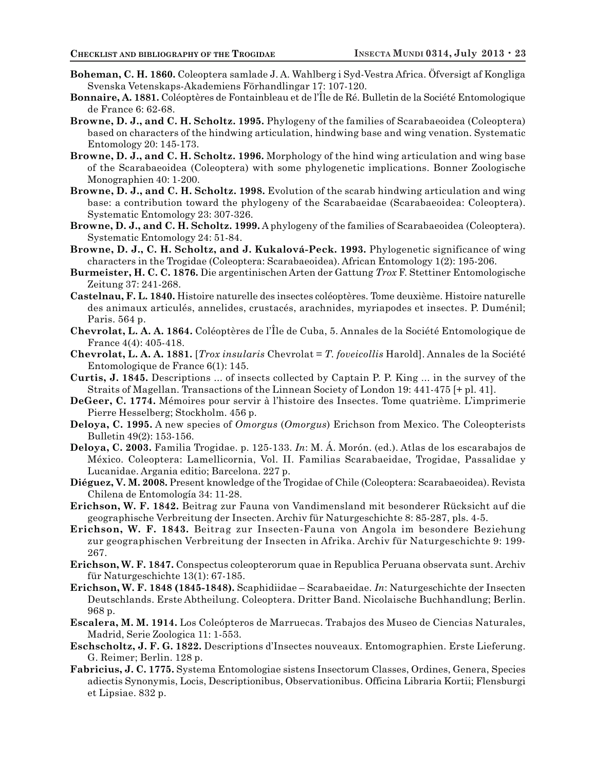**Boheman, C. H. 1860.** Coleoptera samlade J. A. Wahlberg i Syd-Vestra Africa. Öfversigt af Kongliga Svenska Vetenskaps-Akademiens Förhandlingar 17: 107-120.

**Bonnaire, A. 1881.** Coléoptères de Fontainbleau et de l'Île de Ré. Bulletin de la Société Entomologique de France 6: 62-68.

**Browne, D. J., and C. H. Scholtz. 1995.** Phylogeny of the families of Scarabaeoidea (Coleoptera) based on characters of the hindwing articulation, hindwing base and wing venation. Systematic Entomology 20: 145-173.

**Browne, D. J., and C. H. Scholtz. 1996.** Morphology of the hind wing articulation and wing base of the Scarabaeoidea (Coleoptera) with some phylogenetic implications. Bonner Zoologische Monographien 40: 1-200.

**Browne, D. J., and C. H. Scholtz. 1998.** Evolution of the scarab hindwing articulation and wing base: a contribution toward the phylogeny of the Scarabaeidae (Scarabaeoidea: Coleoptera). Systematic Entomology 23: 307-326.

**Browne, D. J., and C. H. Scholtz. 1999.** A phylogeny of the families of Scarabaeoidea (Coleoptera). Systematic Entomology 24: 51-84.

**Browne, D. J., C. H. Scholtz, and J. Kukalová-Peck. 1993.** Phylogenetic significance of wing characters in the Trogidae (Coleoptera: Scarabaeoidea). African Entomology 1(2): 195-206.

**Burmeister, H. C. C. 1876.** Die argentinischen Arten der Gattung *Trox* F. Stettiner Entomologische Zeitung 37: 241-268.

**Castelnau, F. L. 1840.** Histoire naturelle des insectes coléoptères. Tome deuxième. Histoire naturelle des animaux articulés, annelides, crustacés, arachnides, myriapodes et insectes. P. Duménil; Paris. 564 p.

**Chevrolat, L. A. A. 1864.** Coléoptères de l'Île de Cuba, 5. Annales de la Société Entomologique de France 4(4): 405-418.

**Chevrolat, L. A. A. 1881.** [*Trox insularis* Chevrolat = *T. foveicollis* Harold]. Annales de la Société Entomologique de France 6(1): 145.

**Curtis, J. 1845.** Descriptions ... of insects collected by Captain P. P. King ... in the survey of the Straits of Magellan. Transactions of the Linnean Society of London 19: 441-475 [+ pl. 41].

**DeGeer, C. 1774.** Mémoires pour servir à l'histoire des Insectes. Tome quatrième. L'imprimerie Pierre Hesselberg; Stockholm. 456 p.

**Deloya, C. 1995.** A new species of *Omorgus* (*Omorgus*) Erichson from Mexico. The Coleopterists Bulletin 49(2): 153-156.

**Deloya, C. 2003.** Familia Trogidae. p. 125-133. *In*: M. Á. Morón. (ed.). Atlas de los escarabajos de México. Coleoptera: Lamellicornia, Vol. II. Familias Scarabaeidae, Trogidae, Passalidae y Lucanidae. Argania editio; Barcelona. 227 p.

**Diéguez, V. M. 2008.** Present knowledge of the Trogidae of Chile (Coleoptera: Scarabaeoidea). Revista Chilena de Entomología 34: 11-28.

**Erichson, W. F. 1842.** Beitrag zur Fauna von Vandimensland mit besonderer Rücksicht auf die geographische Verbreitung der Insecten. Archiv für Naturgeschichte 8: 85-287, pls. 4-5.

**Erichson, W. F. 1843.** Beitrag zur Insecten-Fauna von Angola im besondere Beziehung zur geographischen Verbreitung der Insecten in Afrika. Archiv für Naturgeschichte 9: 199-267.

**Erichson, W. F. 1847.** Conspectus coleopterorum quae in Republica Peruana observata sunt. Archiv für Naturgeschichte 13(1): 67-185.

**Erichson, W. F. 1848 (1845-1848).** Scaphidiidae – Scarabaeidae. *In*: Naturgeschichte der Insecten Deutschlands. Erste Abtheilung. Coleoptera. Dritter Band. Nicolaische Buchhandlung; Berlin. 968 p.

**Escalera, M. M. 1914.** Los Coleópteros de Marruecas. Trabajos des Museo de Ciencias Naturales, Madrid, Serie Zoologica 11: 1-553.

**Eschscholtz, J. F. G. 1822.** Descriptions d'Insectes nouveaux. Entomographien. Erste Lieferung. G. Reimer; Berlin. 128 p.

**Fabricius, J. C. 1775.** Systema Entomologiae sistens Insectorum Classes, Ordines, Genera, Species adiectis Synonymis, Locis, Descriptionibus, Observationibus. Officina Libraria Kortii; Flensburgi et Lipsiae. 832 p.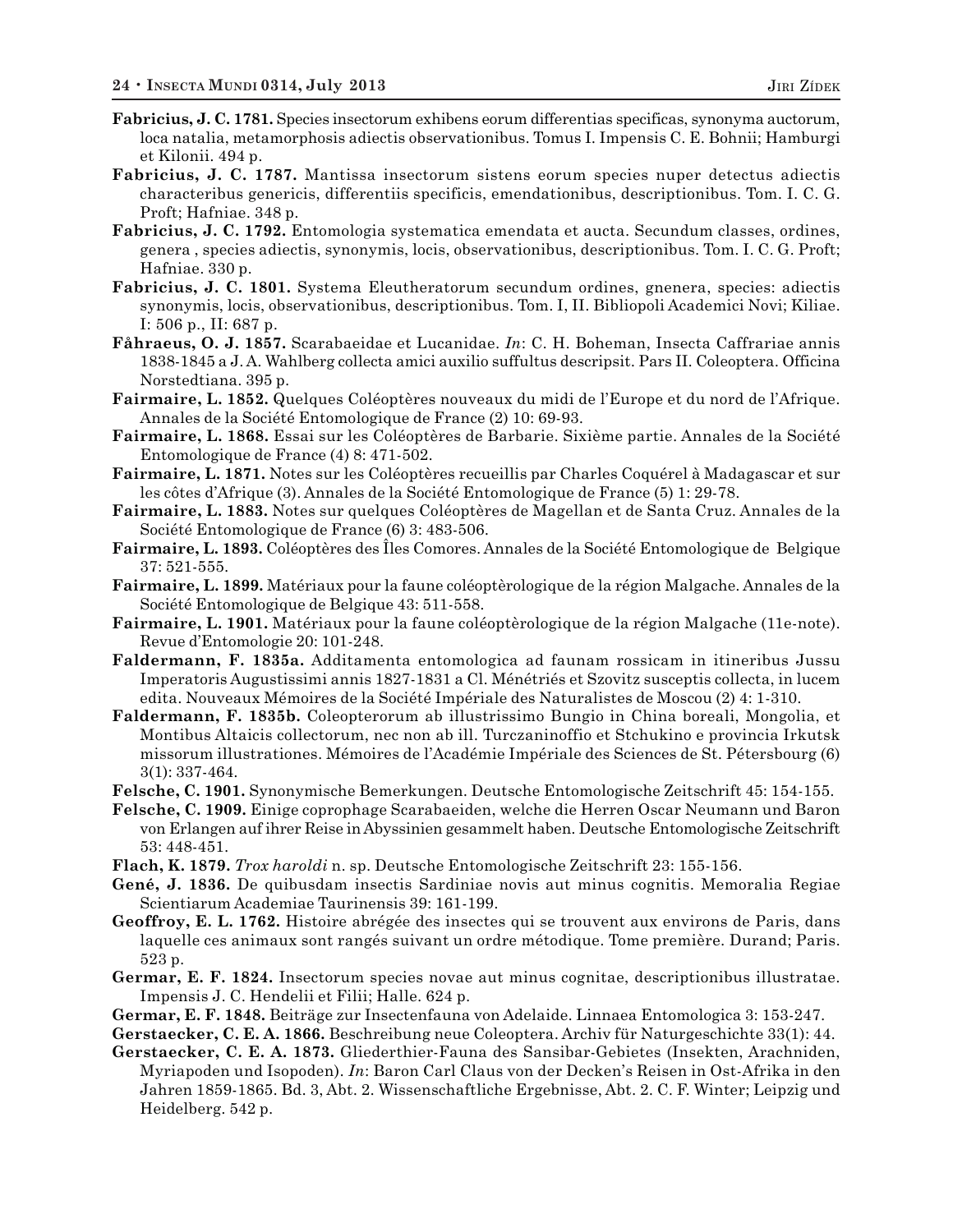**Fabricius, J. C. 1781.** Species insectorum exhibens eorum differentias specificas, synonyma auctorum, loca natalia, metamorphosis adiectis observationibus. Tomus I. Impensis C. E. Bohnii; Hamburgi et Kilonii. 494 p.

**Fabricius, J. C. 1787.** Mantissa insectorum sistens eorum species nuper detectus adiectis characteribus genericis, differentiis specificis, emendationibus, descriptionibus. Tom. I. C. G. Proft; Hafniae. 348 p.

**Fabricius, J. C. 1792.** Entomologia systematica emendata et aucta. Secundum classes, ordines, genera , species adiectis, synonymis, locis, observationibus, descriptionibus. Tom. I. C. G. Proft; Hafniae. 330 p.

**Fabricius, J. C. 1801.** Systema Eleutheratorum secundum ordines, gnenera, species: adiectis synonymis, locis, observationibus, descriptionibus. Tom. I, II. Bibliopoli Academici Novi; Kiliae. I: 506 p., II: 687 p.

**Fåhraeus, O. J. 1857.** Scarabaeidae et Lucanidae. *In*: C. H. Boheman, Insecta Caffrariae annis 1838-1845 a J. A. Wahlberg collecta amici auxilio suffultus descripsit. Pars II. Coleoptera. Officina Norstedtiana. 395 p.

**Fairmaire, L. 1852.** Quelques Coléoptères nouveaux du midi de l'Europe et du nord de l'Afrique. Annales de la Société Entomologique de France (2) 10: 69-93.

**Fairmaire, L. 1868.** Essai sur les Coléoptères de Barbarie. Sixième partie. Annales de la Société Entomologique de France (4) 8: 471-502.

**Fairmaire, L. 1871.** Notes sur les Coléoptères recueillis par Charles Coquérel à Madagascar et sur les côtes d'Afrique (3). Annales de la Société Entomologique de France (5) 1: 29-78.

**Fairmaire, L. 1883.** Notes sur quelques Coléoptères de Magellan et de Santa Cruz. Annales de la Société Entomologique de France (6) 3: 483-506.

**Fairmaire, L. 1893.** Coléoptères des Îles Comores. Annales de la Société Entomologique de Belgique 37: 521-555.

**Fairmaire, L. 1899.** Matériaux pour la faune coléoptèrologique de la région Malgache. Annales de la Société Entomologique de Belgique 43: 511-558.

**Fairmaire, L. 1901.** Matériaux pour la faune coléoptèrologique de la région Malgache (11e-note). Revue d'Entomologie 20: 101-248.

**Faldermann, F. 1835a.** Additamenta entomologica ad faunam rossicam in itineribus Jussu Imperatoris Augustissimi annis 1827-1831 a Cl. Ménétriés et Szovitz susceptis collecta, in lucem edita. Nouveaux Mémoires de la Société Impériale des Naturalistes de Moscou (2) 4: 1-310.

**Faldermann, F. 1835b.** Coleopterorum ab illustrissimo Bungio in China boreali, Mongolia, et Montibus Altaicis collectorum, nec non ab ill. Turczaninoffio et Stchukino e provincia Irkutsk missorum illustrationes. Mémoires de l'Académie Impériale des Sciences de St. Pétersbourg (6) 3(1): 337-464.

**Felsche, C. 1901.** Synonymische Bemerkungen. Deutsche Entomologische Zeitschrift 45: 154-155.

**Felsche, C. 1909.** Einige coprophage Scarabaeiden, welche die Herren Oscar Neumann und Baron von Erlangen auf ihrer Reise in Abyssinien gesammelt haben. Deutsche Entomologische Zeitschrift 53: 448-451.

**Flach, K. 1879.** *Trox haroldi* n. sp. Deutsche Entomologische Zeitschrift 23: 155-156.

**Gené, J. 1836.** De quibusdam insectis Sardiniae novis aut minus cognitis. Memoralia Regiae Scientiarum Academiae Taurinensis 39: 161-199.

**Geoffroy, E. L. 1762.** Histoire abrégée des insectes qui se trouvent aux environs de Paris, dans laquelle ces animaux sont rangés suivant un ordre métodique. Tome première. Durand; Paris. 523 p.

**Germar, E. F. 1824.** Insectorum species novae aut minus cognitae, descriptionibus illustratae. Impensis J. C. Hendelii et Filii; Halle. 624 p.

**Germar, E. F. 1848.** Beiträge zur Insectenfauna von Adelaide. Linnaea Entomologica 3: 153-247.

**Gerstaecker, C. E. A. 1866.** Beschreibung neue Coleoptera. Archiv für Naturgeschichte 33(1): 44.

**Gerstaecker, C. E. A. 1873.** Gliederthier-Fauna des Sansibar-Gebietes (Insekten, Arachniden, Myriapoden und Isopoden). *In*: Baron Carl Claus von der Decken's Reisen in Ost-Afrika in den Jahren 1859-1865. Bd. 3, Abt. 2. Wissenschaftliche Ergebnisse, Abt. 2. C. F. Winter; Leipzig und Heidelberg. 542 p.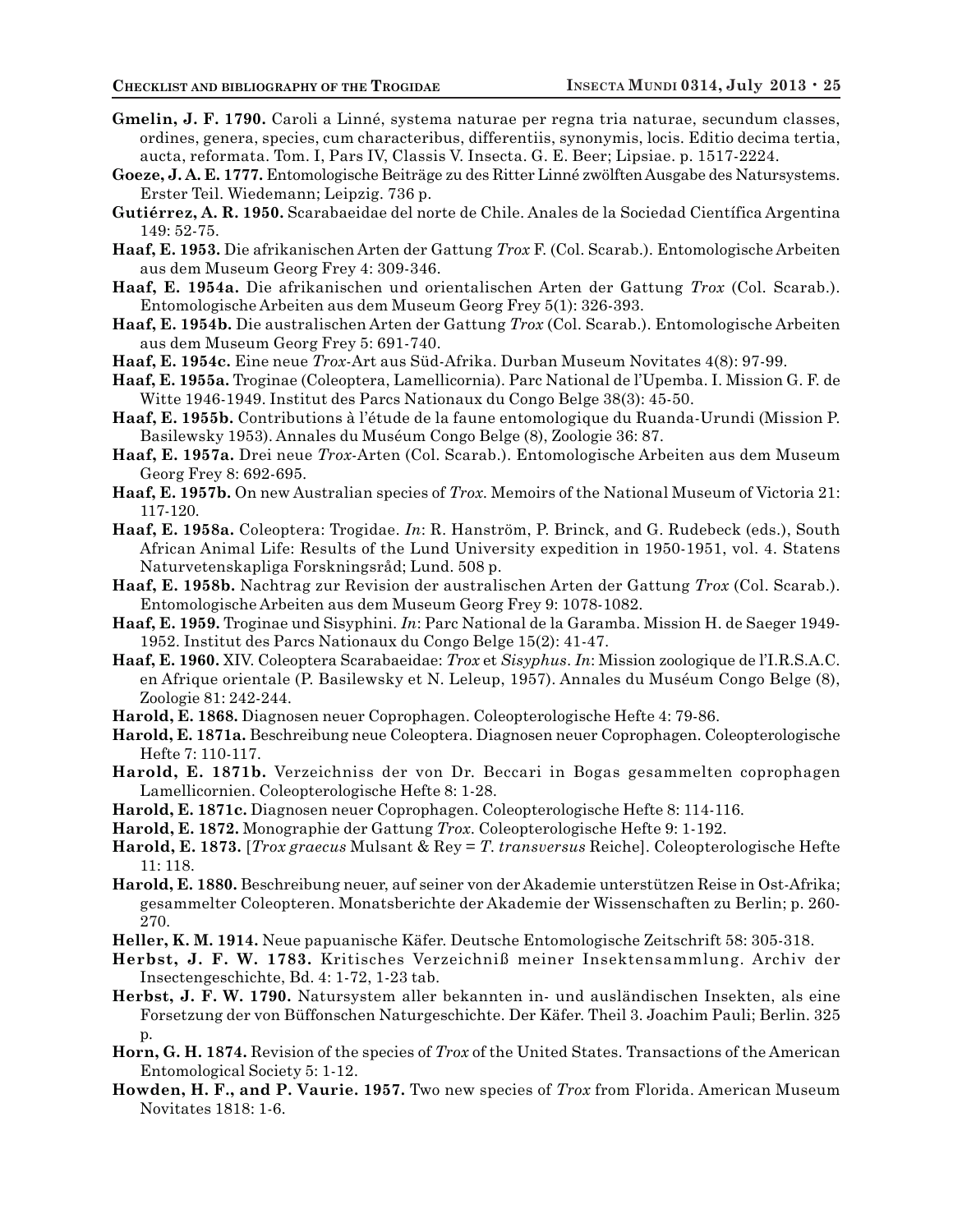**Gmelin, J. F. 1790.** Caroli a Linné, systema naturae per regna tria naturae, secundum classes, ordines, genera, species, cum characteribus, differentiis, synonymis, locis. Editio decima tertia, aucta, reformata. Tom. I, Pars IV, Classis V. Insecta. G. E. Beer; Lipsiae. p. 1517-2224.

**Goeze, J. A. E. 1777.** Entomologische Beiträge zu des Ritter Linné zwölften Ausgabe des Natursystems. Erster Teil. Wiedemann; Leipzig. 736 p.

**Gutiérrez, A. R. 1950.** Scarabaeidae del norte de Chile. Anales de la Sociedad Científica Argentina 149: 52-75.

**Haaf, E. 1953.** Die afrikanischen Arten der Gattung *Trox* F. (Col. Scarab.). Entomologische Arbeiten aus dem Museum Georg Frey 4: 309-346.

**Haaf, E. 1954a.** Die afrikanischen und orientalischen Arten der Gattung *Trox* (Col. Scarab.). Entomologische Arbeiten aus dem Museum Georg Frey 5(1): 326-393.

**Haaf, E. 1954b.** Die australischen Arten der Gattung *Trox* (Col. Scarab.). Entomologische Arbeiten aus dem Museum Georg Frey 5: 691-740.

**Haaf, E. 1954c.** Eine neue *Trox*-Art aus Süd-Afrika. Durban Museum Novitates 4(8): 97-99.

**Haaf, E. 1955a.** Troginae (Coleoptera, Lamellicornia). Parc National de l'Upemba. I. Mission G. F. de Witte 1946-1949. Institut des Parcs Nationaux du Congo Belge 38(3): 45-50.

**Haaf, E. 1955b.** Contributions à l'étude de la faune entomologique du Ruanda-Urundi (Mission P. Basilewsky 1953). Annales du Muséum Congo Belge (8), Zoologie 36: 87.

**Haaf, E. 1957a.** Drei neue *Trox*-Arten (Col. Scarab.). Entomologische Arbeiten aus dem Museum Georg Frey 8: 692-695.

**Haaf, E. 1957b.** On new Australian species of *Trox*. Memoirs of the National Museum of Victoria 21: 117-120.

**Haaf, E. 1958a.** Coleoptera: Trogidae. *In*: R. Hanström, P. Brinck, and G. Rudebeck (eds.), South African Animal Life: Results of the Lund University expedition in 1950-1951, vol. 4. Statens Naturvetenskapliga Forskningsråd; Lund. 508 p.

**Haaf, E. 1958b.** Nachtrag zur Revision der australischen Arten der Gattung *Trox* (Col. Scarab.). Entomologische Arbeiten aus dem Museum Georg Frey 9: 1078-1082.

**Haaf, E. 1959.** Troginae und Sisyphini. *In*: Parc National de la Garamba. Mission H. de Saeger 1949-1952. Institut des Parcs Nationaux du Congo Belge 15(2): 41-47.

**Haaf, E. 1960.** XIV. Coleoptera Scarabaeidae: *Trox* et *Sisyphus*. *In*: Mission zoologique de l'I.R.S.A.C. en Afrique orientale (P. Basilewsky et N. Leleup, 1957). Annales du Muséum Congo Belge (8), Zoologie 81: 242-244.

**Harold, E. 1868.** Diagnosen neuer Coprophagen. Coleopterologische Hefte 4: 79-86.

**Harold, E. 1871a.** Beschreibung neue Coleoptera. Diagnosen neuer Coprophagen. Coleopterologische Hefte 7: 110-117.

**Harold, E. 1871b.** Verzeichniss der von Dr. Beccari in Bogas gesammelten coprophagen Lamellicornien. Coleopterologische Hefte 8: 1-28.

**Harold, E. 1871c.** Diagnosen neuer Coprophagen. Coleopterologische Hefte 8: 114-116.

**Harold, E. 1872.** Monographie der Gattung *Trox*. Coleopterologische Hefte 9: 1-192.

**Harold, E. 1873.** [*Trox graecus* Mulsant & Rey = *T. transversus* Reiche]. Coleopterologische Hefte 11: 118.

**Harold, E. 1880.** Beschreibung neuer, auf seiner von der Akademie unterstützen Reise in Ost-Afrika; gesammelter Coleopteren. Monatsberichte der Akademie der Wissenschaften zu Berlin; p. 260-270.

**Heller, K. M. 1914.** Neue papuanische Käfer. Deutsche Entomologische Zeitschrift 58: 305-318.

**Herbst, J. F. W. 1783.** Kritisches Verzeichniß meiner Insektensammlung. Archiv der Insectengeschichte, Bd. 4: 1-72, 1-23 tab.

**Herbst, J. F. W. 1790.** Natursystem aller bekannten in- und ausländischen Insekten, als eine Forsetzung der von Büffonschen Naturgeschichte. Der Käfer. Theil 3. Joachim Pauli; Berlin. 325 p.

**Horn, G. H. 1874.** Revision of the species of *Trox* of the United States. Transactions of the American Entomological Society 5: 1-12.

**Howden, H. F., and P. Vaurie. 1957.** Two new species of *Trox* from Florida. American Museum Novitates 1818: 1-6.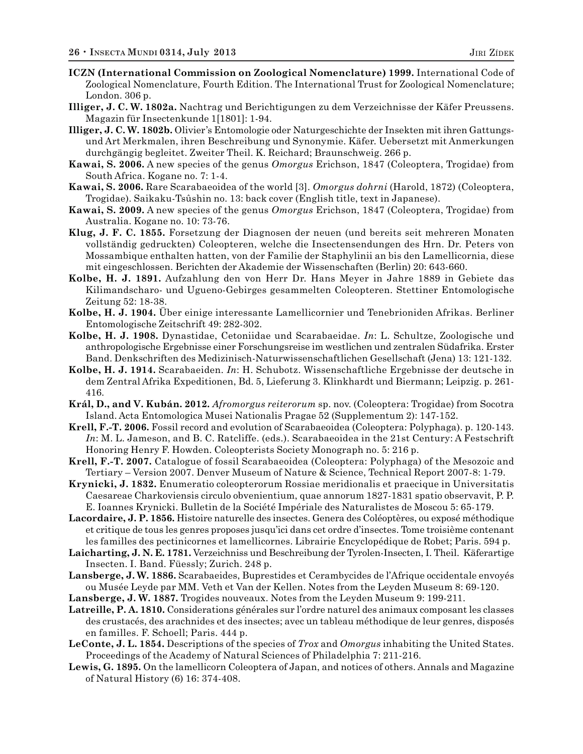**ICZN (International Commission on Zoological Nomenclature) 1999.** International Code of Zoological Nomenclature, Fourth Edition. The International Trust for Zoological Nomenclature; London. 306 p.

**Illiger, J. C. W. 1802a.** Nachtrag und Berichtigungen zu dem Verzeichnisse der Käfer Preussens. Magazin für Insectenkunde 1[1801]: 1-94.

**Illiger, J. C. W. 1802b.** Olivier's Entomologie oder Naturgeschichte der Insekten mit ihren Gattungs- und Art Merkmalen, ihren Beschreibung und Synonymie. Käfer. Uebersetzt mit Anmerkungen durchgängig begleitet. Zweiter Theil. K. Reichard; Braunschweig. 266 p.

**Kawai, S. 2006.** A new species of the genus *Omorgus* Erichson, 1847 (Coleoptera, Trogidae) from South Africa. Kogane no. 7: 1-4.

**Kawai, S. 2006.** Rare Scarabaeoidea of the world [3]. *Omorgus dohrni* (Harold, 1872) (Coleoptera, Trogidae). Saikaku-Tsûshin no. 13: back cover (English title, text in Japanese).

**Kawai, S. 2009.** A new species of the genus *Omorgus* Erichson, 1847 (Coleoptera, Trogidae) from Australia. Kogane no. 10: 73-76.

**Klug, J. F. C. 1855.** Forsetzung der Diagnosen der neuen (und bereits seit mehreren Monaten vollständig gedruckten) Coleopteren, welche die Insectensendungen des Hrn. Dr. Peters von Mossambique enthalten hatten, von der Familie der Staphylinii an bis den Lamellicornia, diese mit eingeschlossen. Berichten der Akademie der Wissenschaften (Berlin) 20: 643-660.

**Kolbe, H. J. 1891.** Aufzahlung den von Herr Dr. Hans Meyer in Jahre 1889 in Gebiete das Kilimandscharo- und Ugueno-Gebirges gesammelten Coleopteren. Stettiner Entomologische Zeitung 52: 18-38.

**Kolbe, H. J. 1904.** Über einige interessante Lamellicornier und Tenebrioniden Afrikas. Berliner Entomologische Zeitschrift 49: 282-302.

**Kolbe, H. J. 1908.** Dynastidae, Cetoniidae und Scarabaeidae. *In*: L. Schultze, Zoologische und anthropologische Ergebnisse einer Forschungsreise im westlichen und zentralen Südafrika. Erster Band. Denkschriften des Medizinisch-Naturwissenschaftlichen Gesellschaft (Jena) 13: 121-132.

**Kolbe, H. J. 1914.** Scarabaeiden. *In*: H. Schubotz. Wissenschaftliche Ergebnisse der deutsche in dem Zentral Afrika Expeditionen, Bd. 5, Lieferung 3. Klinkhardt und Biermann; Leipzig. p. 261-416.

**Král, D., and V. Kubán. 2012.** *Afromorgus reiterorum* sp. nov. (Coleoptera: Trogidae) from Socotra Island. Acta Entomologica Musei Nationalis Pragae 52 (Supplementum 2): 147-152.

**Krell, F.-T. 2006.** Fossil record and evolution of Scarabaeoidea (Coleoptera: Polyphaga). p. 120-143. *In*: M. L. Jameson, and B. C. Ratcliffe. (eds.). Scarabaeoidea in the 21st Century: A Festschrift Honoring Henry F. Howden. Coleopterists Society Monograph no. 5: 216 p.

**Krell, F.-T. 2007.** Catalogue of fossil Scarabaeoidea (Coleoptera: Polyphaga) of the Mesozoic and Tertiary – Version 2007. Denver Museum of Nature & Science, Technical Report 2007-8: 1-79.

**Krynicki, J. 1832.** Enumeratio coleopterorum Rossiae meridionalis et praecique in Universitatis Caesareae Charkoviensis circulo obvenientium, quae annorum 1827-1831 spatio observavit, P. P. E. Ioannes Krynicki. Bulletin de la Société Impériale des Naturalistes de Moscou 5: 65-179.

**Lacordaire, J. P. 1856.** Histoire naturelle des insectes. Genera des Coléoptères, ou exposé méthodique et critique de tous les genres proposes jusqu'ici dans cet ordre d'insectes. Tome troisième contenant les familles des pectinicornes et lamellicornes. Librairie Encyclopédique de Robet; Paris. 594 p.

**Laicharting, J. N. E. 1781.** Verzeichniss und Beschreibung der Tyrolen-Insecten, I. Theil. Käferartige Insecten. I. Band. Füessly; Zurich. 248 p.

**Lansberge, J. W. 1886.** Scarabaeides, Buprestides et Cerambycides de l'Afrique occidentale envoyés ou Musée Leyde par MM. Veth et Van der Kellen. Notes from the Leyden Museum 8: 69-120.

**Lansberge, J. W. 1887.** Trogides nouveaux. Notes from the Leyden Museum 9: 199-211.

**Latreille, P. A. 1810.** Considerations générales sur l'ordre naturel des animaux composant les classes des crustacés, des arachnides et des insectes; avec un tableau méthodique de leur genres, disposés en familles. F. Schoell; Paris. 444 p.

**LeConte, J. L. 1854.** Descriptions of the species of *Trox* and *Omorgus* inhabiting the United States. Proceedings of the Academy of Natural Sciences of Philadelphia 7: 211-216.

**Lewis, G. 1895.** On the lamellicorn Coleoptera of Japan, and notices of others. Annals and Magazine of Natural History (6) 16: 374-408.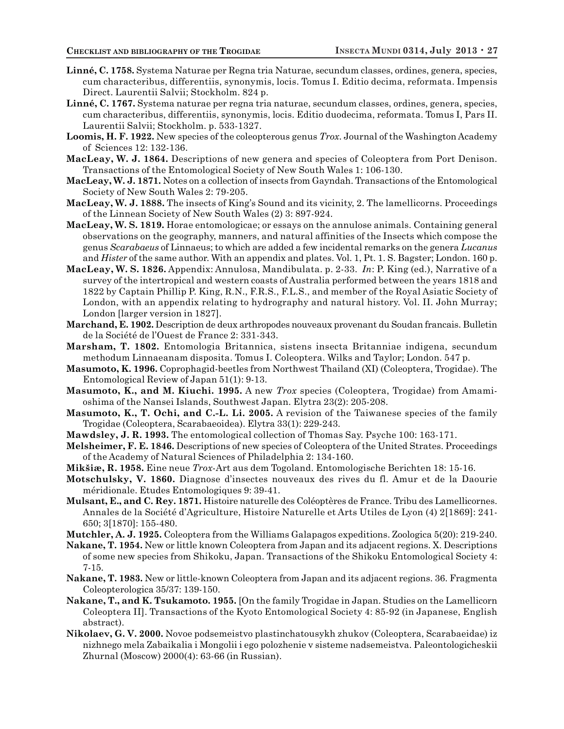**Linné, C. 1758.** Systema Naturae per Regna tria Naturae, secundum classes, ordines, genera, species, cum characteribus, differentiis, synonymis, locis. Tomus I. Editio decima, reformata. Impensis Direct. Laurentii Salvii; Stockholm. 824 p.

**Linné, C. 1767.** Systema naturae per regna tria naturae, secundum classes, ordines, genera, species, cum characteribus, differentiis, synonymis, locis. Editio duodecima, reformata. Tomus I, Pars II. Laurentii Salvii; Stockholm. p. 533-1327.

**Loomis, H. F. 1922.** New species of the coleopterous genus *Trox.* Journal of the Washington Academy of Sciences 12: 132-136.

**MacLeay, W. J. 1864.** Descriptions of new genera and species of Coleoptera from Port Denison. Transactions of the Entomological Society of New South Wales 1: 106-130.

**MacLeay, W. J. 1871.** Notes on a collection of insects from Gayndah. Transactions of the Entomological Society of New South Wales 2: 79-205.

**MacLeay, W. J. 1888.** The insects of King's Sound and its vicinity, 2. The lamellicorns. Proceedings of the Linnean Society of New South Wales (2) 3: 897-924.

**MacLeay, W. S. 1819.** Horae entomologicae; or essays on the annulose animals. Containing general observations on the geography, manners, and natural affinities of the Insects which compose the genus *Scarabaeus* of Linnaeus; to which are added a few incidental remarks on the genera *Lucanus* and *Hister* of the same author. With an appendix and plates. Vol. 1, Pt. 1. S. Bagster; London. 160 p.

**MacLeay, W. S. 1826.** Appendix: Annulosa, Mandibulata. p. 2-33. *In*: P. King (ed.), Narrative of a survey of the intertropical and western coasts of Australia performed between the years 1818 and 1822 by Captain Phillip P. King, R.N., F.R.S., F.L.S., and member of the Royal Asiatic Society of London, with an appendix relating to hydrography and natural history. Vol. II. John Murray; London [larger version in 1827].

**Marchand, E. 1902.** Description de deux arthropodes nouveaux provenant du Soudan francais. Bulletin de la Société de l'Ouest de France 2: 331-343.

**Marsham, T. 1802.** Entomologia Britannica, sistens insecta Britanniae indigena, secundum methodum Linnaeanam disposita. Tomus I. Coleoptera. Wilks and Taylor; London. 547 p.

**Masumoto, K. 1996.** Coprophagid-beetles from Northwest Thailand (XI) (Coleoptera, Trogidae). The Entomological Review of Japan 51(1): 9-13.

**Masumoto, K., and M. Kiuchi. 1995.** A new *Trox* species (Coleoptera, Trogidae) from Amami-oshima of the Nansei Islands, Southwest Japan. Elytra 23(2): 205-208.

**Masumoto, K., T. Ochi, and C.-L. Li. 2005.** A revision of the Taiwanese species of the family Trogidae (Coleoptera, Scarabaeoidea). Elytra 33(1): 229-243.

**Mawdsley, J. R. 1993.** The entomological collection of Thomas Say. Psyche 100: 163-171.

**Melsheimer, F. E. 1846.** Descriptions of new species of Coleoptera of the United Strates. Proceedings of the Academy of Natural Sciences of Philadelphia 2: 134-160.

**Mikšiæ, R. 1958.** Eine neue *Trox*-Art aus dem Togoland. Entomologische Berichten 18: 15-16.

**Motschulsky, V. 1860.** Diagnose d'insectes nouveaux des rives du fl. Amur et de la Daourie méridionale. Etudes Entomologiques 9: 39-41.

**Mulsant, E., and C. Rey. 1871.** Histoire naturelle des Coléoptères de France. Tribu des Lamellicornes. Annales de la Société d'Agriculture, Histoire Naturelle et Arts Utiles de Lyon (4) 2[1869]: 241-650; 3[1870]: 155-480.

**Mutchler, A. J. 1925.** Coleoptera from the Williams Galapagos expeditions. Zoologica 5(20): 219-240.

**Nakane, T. 1954.** New or little known Coleoptera from Japan and its adjacent regions. X. Descriptions of some new species from Shikoku, Japan. Transactions of the Shikoku Entomological Society 4: 7-15.

**Nakane, T. 1983.** New or little-known Coleoptera from Japan and its adjacent regions. 36. Fragmenta Coleopterologica 35/37: 139-150.

**Nakane, T., and K. Tsukamoto. 1955.** [On the family Trogidae in Japan. Studies on the Lamellicorn Coleoptera II]. Transactions of the Kyoto Entomological Society 4: 85-92 (in Japanese, English abstract).

**Nikolaev, G. V. 2000.** Novoe podsemeistvo plastinchatousykh zhukov (Coleoptera, Scarabaeidae) iz nizhnego mela Zabaikalia i Mongolii i ego polozhenie v sisteme nadsemeistva. Paleontologicheskii Zhurnal (Moscow) 2000(4): 63-66 (in Russian).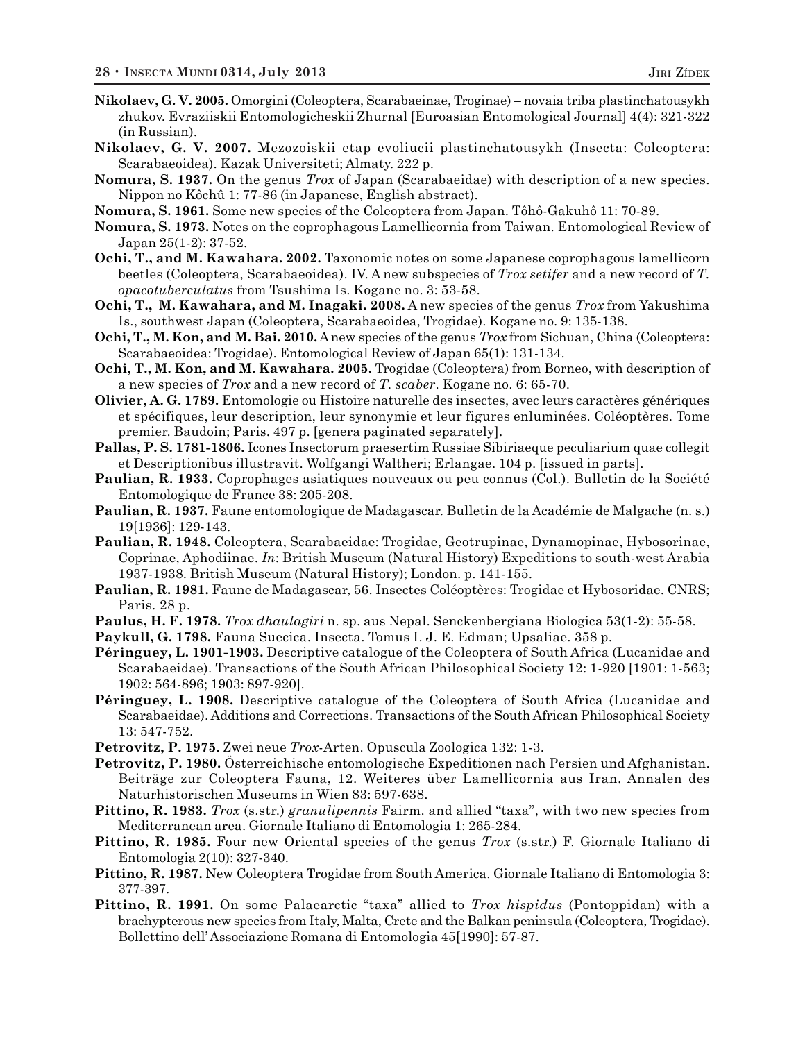**Nikolaev, G. V. 2005.** Omorgini (Coleoptera, Scarabaeinae, Troginae) – novaia triba plastinchatousykh zhukov. Evraziiskii Entomologicheskii Zhurnal [Euroasian Entomological Journal] 4(4): 321-322 (in Russian).

**Nikolaev, G. V. 2007.** Mezozoiskii etap evoliucii plastinchatousykh (Insecta: Coleoptera: Scarabaeoidea). Kazak Universiteti; Almaty. 222 p.

**Nomura, S. 1937.** On the genus *Trox* of Japan (Scarabaeidae) with description of a new species. Nippon no Kôchû 1: 77-86 (in Japanese, English abstract).

**Nomura, S. 1961.** Some new species of the Coleoptera from Japan. Tôhô-Gakuhô 11: 70-89.

**Nomura, S. 1973.** Notes on the coprophagous Lamellicornia from Taiwan. Entomological Review of Japan 25(1-2): 37-52.

**Ochi, T., and M. Kawahara. 2002.** Taxonomic notes on some Japanese coprophagous lamellicorn beetles (Coleoptera, Scarabaeoidea). IV. A new subspecies of *Trox setifer* and a new record of *T. opacotuberculatus* from Tsushima Is. Kogane no. 3: 53-58.

**Ochi, T., M. Kawahara, and M. Inagaki. 2008.** A new species of the genus *Trox* from Yakushima Is., southwest Japan (Coleoptera, Scarabaeoidea, Trogidae). Kogane no. 9: 135-138.

**Ochi, T., M. Kon, and M. Bai. 2010.** A new species of the genus *Trox* from Sichuan, China (Coleoptera: Scarabaeoidea: Trogidae). Entomological Review of Japan 65(1): 131-134.

**Ochi, T., M. Kon, and M. Kawahara. 2005.** Trogidae (Coleoptera) from Borneo, with description of a new species of *Trox* and a new record of *T. scaber*. Kogane no. 6: 65-70.

**Olivier, A. G. 1789.** Entomologie ou Histoire naturelle des insectes, avec leurs caractères génériques et spécifiques, leur description, leur synonymie et leur figures enluminées. Coléoptères. Tome premier. Baudoin; Paris. 497 p. [genera paginated separately].

**Pallas, P. S. 1781-1806.** Icones Insectorum praesertim Russiae Sibiriaeque peculiarium quae collegit et Descriptionibus illustravit. Wolfgangi Waltheri; Erlangae. 104 p. [issued in parts].

**Paulian, R. 1933.** Coprophages asiatiques nouveaux ou peu connus (Col.). Bulletin de la Société Entomologique de France 38: 205-208.

**Paulian, R. 1937.** Faune entomologique de Madagascar. Bulletin de la Académie de Malgache (n. s.) 19[1936]: 129-143.

**Paulian, R. 1948.** Coleoptera, Scarabaeidae: Trogidae, Geotrupinae, Dynamopinae, Hybosorinae, Coprinae, Aphodiinae. *In*: British Museum (Natural History) Expeditions to south-west Arabia 1937-1938. British Museum (Natural History); London. p. 141-155.

**Paulian, R. 1981.** Faune de Madagascar, 56. Insectes Coléoptères: Trogidae et Hybosoridae. CNRS; Paris. 28 p.

**Paulus, H. F. 1978.** *Trox dhaulagiri* n. sp. aus Nepal. Senckenbergiana Biologica 53(1-2): 55-58.

**Paykull, G. 1798.** Fauna Suecica. Insecta. Tomus I. J. E. Edman; Upsaliae. 358 p.

**Péringuey, L. 1901-1903.** Descriptive catalogue of the Coleoptera of South Africa (Lucanidae and Scarabaeidae). Transactions of the South African Philosophical Society 12: 1-920 [1901: 1-563; 1902: 564-896; 1903: 897-920].

**Péringuey, L. 1908.** Descriptive catalogue of the Coleoptera of South Africa (Lucanidae and Scarabaeidae). Additions and Corrections. Transactions of the South African Philosophical Society 13: 547-752.

**Petrovitz, P. 1975.** Zwei neue *Trox*-Arten. Opuscula Zoologica 132: 1-3.

**Petrovitz, P. 1980.** Österreichische entomologische Expeditionen nach Persien und Afghanistan. Beiträge zur Coleoptera Fauna, 12. Weiteres über Lamellicornia aus Iran. Annalen des Naturhistorischen Museums in Wien 83: 597-638.

**Pittino, R. 1983.** *Trox* (s.str.) *granulipennis* Fairm. and allied "taxa", with two new species from Mediterranean area. Giornale Italiano di Entomologia 1: 265-284.

**Pittino, R. 1985.** Four new Oriental species of the genus *Trox* (s.str.) F. Giornale Italiano di Entomologia 2(10): 327-340.

**Pittino, R. 1987.** New Coleoptera Trogidae from South America. Giornale Italiano di Entomologia 3: 377-397.

**Pittino, R. 1991.** On some Palaearctic "taxa" allied to *Trox hispidus* (Pontoppidan) with a brachypterous new species from Italy, Malta, Crete and the Balkan peninsula (Coleoptera, Trogidae). Bollettino dell'Associazione Romana di Entomologia 45[1990]: 57-87.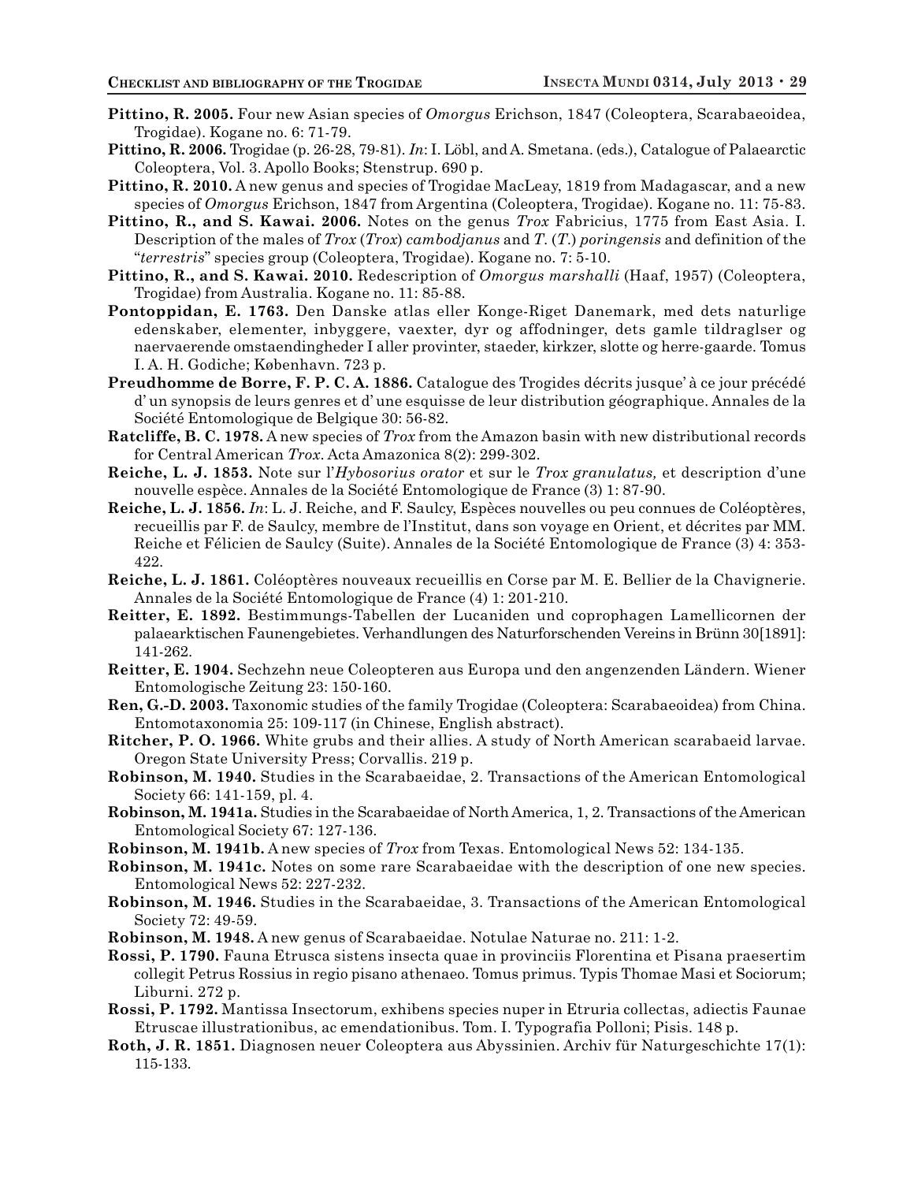**Pittino, R. 2005.** Four new Asian species of *Omorgus* Erichson, 1847 (Coleoptera, Scarabaeoidea, Trogidae). Kogane no. 6: 71-79.

**Pittino, R. 2006.** Trogidae (p. 26-28, 79-81). *In*: I. Löbl, and A. Smetana. (eds.), Catalogue of Palaearctic Coleoptera, Vol. 3. Apollo Books; Stenstrup. 690 p.

**Pittino, R. 2010.** A new genus and species of Trogidae MacLeay, 1819 from Madagascar, and a new species of *Omorgus* Erichson, 1847 from Argentina (Coleoptera, Trogidae). Kogane no. 11: 75-83.

**Pittino, R., and S. Kawai. 2006.** Notes on the genus *Trox* Fabricius, 1775 from East Asia. I. Description of the males of *Trox* (*Trox*) *cambodjanus* and *T*. (*T*.) *poringensis* and definition of the "*terrestris*" species group (Coleoptera, Trogidae). Kogane no. 7: 5-10.

**Pittino, R., and S. Kawai. 2010.** Redescription of *Omorgus marshalli* (Haaf, 1957) (Coleoptera, Trogidae) from Australia. Kogane no. 11: 85-88.

**Pontoppidan, E. 1763.** Den Danske atlas eller Konge-Riget Danemark, med dets naturlige edenskaber, elementer, inbyggere, vaexter, dyr og affodninger, dets gamle tildraglser og naervaerende omstaendingheder I aller provinter, staeder, kirkzer, slotte og herre-gaarde. Tomus I. A. H. Godiche; København. 723 p.

**Preudhomme de Borre, F. P. C. A. 1886.** Catalogue des Trogides décrits jusque' à ce jour précédé d' un synopsis de leurs genres et d' une esquisse de leur distribution géographique. Annales de la Société Entomologique de Belgique 30: 56-82.

**Ratcliffe, B. C. 1978.** A new species of *Trox* from the Amazon basin with new distributional records for Central American *Trox*. Acta Amazonica 8(2): 299-302.

**Reiche, L. J. 1853.** Note sur l'*Hybosorius orator* et sur le *Trox granulatus,* et description d'une nouvelle espèce. Annales de la Société Entomologique de France (3) 1: 87-90.

**Reiche, L. J. 1856.** *In*: L. J. Reiche, and F. Saulcy, Espèces nouvelles ou peu connues de Coléoptères, recueillis par F. de Saulcy, membre de l'Institut, dans son voyage en Orient, et décrites par MM. Reiche et Félicien de Saulcy (Suite). Annales de la Société Entomologique de France (3) 4: 353-422.

**Reiche, L. J. 1861.** Coléoptères nouveaux recueillis en Corse par M. E. Bellier de la Chavignerie. Annales de la Société Entomologique de France (4) 1: 201-210.

**Reitter, E. 1892.** Bestimmungs-Tabellen der Lucaniden und coprophagen Lamellicornen der palaearktischen Faunengebietes. Verhandlungen des Naturforschenden Vereins in Brünn 30[1891]: 141-262.

**Reitter, E. 1904.** Sechzehn neue Coleopteren aus Europa und den angenzenden Ländern. Wiener Entomologische Zeitung 23: 150-160.

**Ren, G.-D. 2003.** Taxonomic studies of the family Trogidae (Coleoptera: Scarabaeoidea) from China. Entomotaxonomia 25: 109-117 (in Chinese, English abstract).

**Ritcher, P. O. 1966.** White grubs and their allies. A study of North American scarabaeid larvae. Oregon State University Press; Corvallis. 219 p.

**Robinson, M. 1940.** Studies in the Scarabaeidae, 2. Transactions of the American Entomological Society 66: 141-159, pl. 4.

**Robinson, M. 1941a.** Studies in the Scarabaeidae of North America, 1, 2. Transactions of the American Entomological Society 67: 127-136.

**Robinson, M. 1941b.** A new species of *Trox* from Texas. Entomological News 52: 134-135.

**Robinson, M. 1941c.** Notes on some rare Scarabaeidae with the description of one new species. Entomological News 52: 227-232.

**Robinson, M. 1946.** Studies in the Scarabaeidae, 3. Transactions of the American Entomological Society 72: 49-59.

**Robinson, M. 1948.** A new genus of Scarabaeidae. Notulae Naturae no. 211: 1-2.

**Rossi, P. 1790.** Fauna Etrusca sistens insecta quae in provinciis Florentina et Pisana praesertim collegit Petrus Rossius in regio pisano athenaeo. Tomus primus. Typis Thomae Masi et Sociorum; Liburni. 272 p.

**Rossi, P. 1792.** Mantissa Insectorum, exhibens species nuper in Etruria collectas, adiectis Faunae Etruscae illustrationibus, ac emendationibus. Tom. I. Typografia Polloni; Pisis. 148 p.

**Roth, J. R. 1851.** Diagnosen neuer Coleoptera aus Abyssinien. Archiv für Naturgeschichte 17(1): 115-133.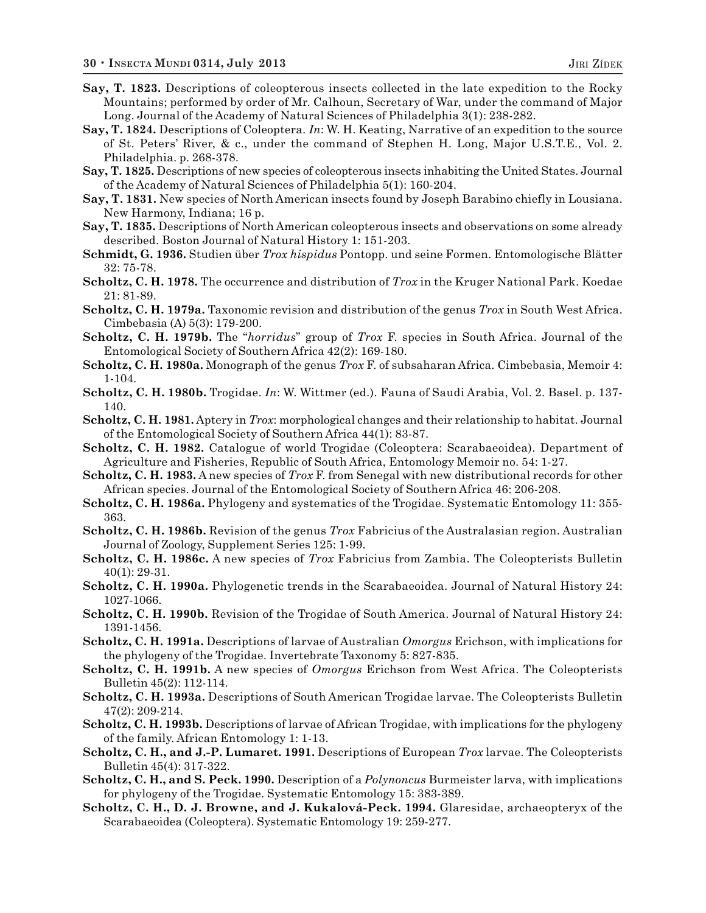**Say, T. 1823.** Descriptions of coleopterous insects collected in the late expedition to the Rocky Mountains; performed by order of Mr. Calhoun, Secretary of War, under the command of Major Long. Journal of the Academy of Natural Sciences of Philadelphia 3(1): 238-282.

**Say, T. 1824.** Descriptions of Coleoptera. *In*: W. H. Keating, Narrative of an expedition to the source of St. Peters' River, & c., under the command of Stephen H. Long, Major U.S.T.E., Vol. 2. Philadelphia. p. 268-378.

**Say, T. 1825.** Descriptions of new species of coleopterous insects inhabiting the United States. Journal of the Academy of Natural Sciences of Philadelphia 5(1): 160-204.

**Say, T. 1831.** New species of North American insects found by Joseph Barabino chiefly in Lousiana. New Harmony, Indiana; 16 p.

**Say, T. 1835.** Descriptions of North American coleopterous insects and observations on some already described. Boston Journal of Natural History 1: 151-203.

**Schmidt, G. 1936.** Studien über *Trox hispidus* Pontopp. und seine Formen. Entomologische Blätter 32: 75-78.

**Scholtz, C. H. 1978.** The occurrence and distribution of *Trox* in the Kruger National Park. Koedae 21: 81-89.

**Scholtz, C. H. 1979a.** Taxonomic revision and distribution of the genus *Trox* in South West Africa. Cimbebasia (A) 5(3): 179-200.

**Scholtz, C. H. 1979b.** The "*horridus*" group of *Trox* F. species in South Africa. Journal of the Entomological Society of Southern Africa 42(2): 169-180.

**Scholtz, C. H. 1980a.** Monograph of the genus *Trox* F. of subsaharan Africa. Cimbebasia, Memoir 4: 1-104.

**Scholtz, C. H. 1980b.** Trogidae. *In*: W. Wittmer (ed.). Fauna of Saudi Arabia, Vol. 2. Basel. p. 137-140.

**Scholtz, C. H. 1981.** Aptery in *Trox*: morphological changes and their relationship to habitat. Journal of the Entomological Society of Southern Africa 44(1): 83-87.

**Scholtz, C. H. 1982.** Catalogue of world Trogidae (Coleoptera: Scarabaeoidea). Department of Agriculture and Fisheries, Republic of South Africa, Entomology Memoir no. 54: 1-27.

**Scholtz, C. H. 1983.** A new species of *Trox* F. from Senegal with new distributional records for other African species. Journal of the Entomological Society of Southern Africa 46: 206-208.

**Scholtz, C. H. 1986a.** Phylogeny and systematics of the Trogidae. Systematic Entomology 11: 355-363.

**Scholtz, C. H. 1986b.** Revision of the genus *Trox* Fabricius of the Australasian region. Australian Journal of Zoology, Supplement Series 125: 1-99.

**Scholtz, C. H. 1986c.** A new species of *Trox* Fabricius from Zambia. The Coleopterists Bulletin 40(1): 29-31.

**Scholtz, C. H. 1990a.** Phylogenetic trends in the Scarabaeoidea. Journal of Natural History 24: 1027-1066.

**Scholtz, C. H. 1990b.** Revision of the Trogidae of South America. Journal of Natural History 24: 1391-1456.

**Scholtz, C. H. 1991a.** Descriptions of larvae of Australian *Omorgus* Erichson, with implications for the phylogeny of the Trogidae. Invertebrate Taxonomy 5: 827-835.

**Scholtz, C. H. 1991b.** A new species of *Omorgus* Erichson from West Africa. The Coleopterists Bulletin 45(2): 112-114.

**Scholtz, C. H. 1993a.** Descriptions of South American Trogidae larvae. The Coleopterists Bulletin 47(2): 209-214.

**Scholtz, C. H. 1993b.** Descriptions of larvae of African Trogidae, with implications for the phylogeny of the family. African Entomology 1: 1-13.

**Scholtz, C. H., and J.-P. Lumaret. 1991.** Descriptions of European *Trox* larvae. The Coleopterists Bulletin 45(4): 317-322.

**Scholtz, C. H., and S. Peck. 1990.** Description of a *Polynoncus* Burmeister larva, with implications for phylogeny of the Trogidae. Systematic Entomology 15: 383-389.

**Scholtz, C. H., D. J. Browne, and J. Kukalová-Peck. 1994.** Glaresidae, archaeopteryx of the Scarabaeoidea (Coleoptera). Systematic Entomology 19: 259-277.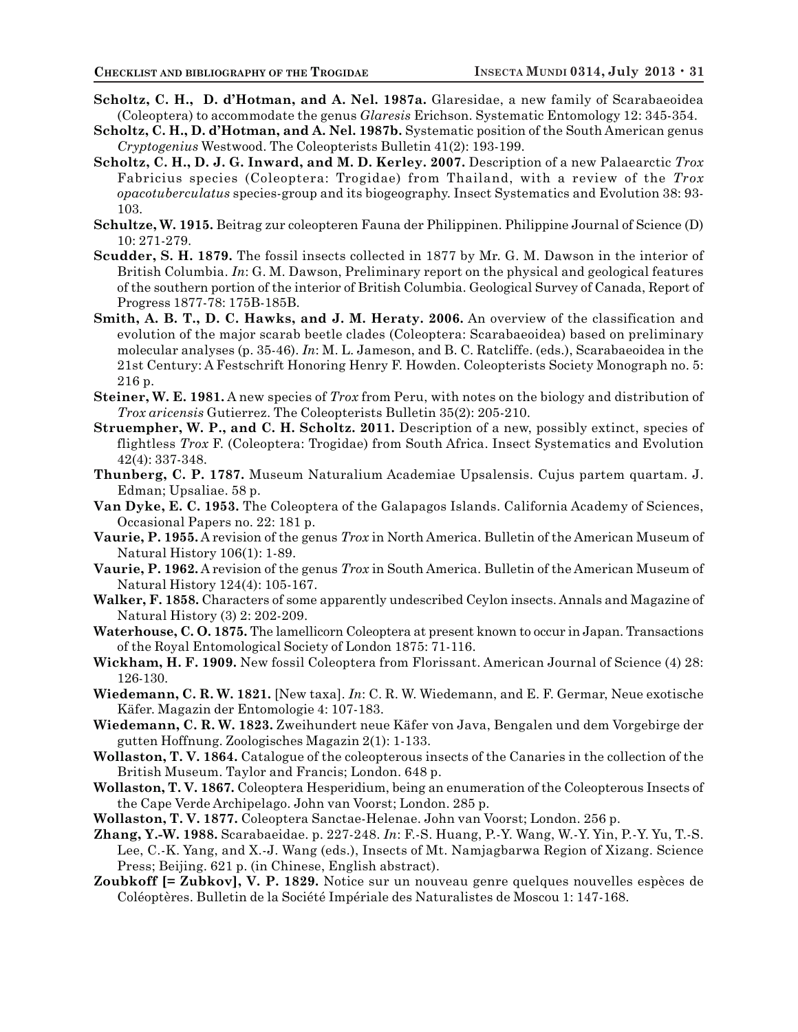**Scholtz, C. H., D. d'Hotman, and A. Nel. 1987a.** Glaresidae, a new family of Scarabaeoidea (Coleoptera) to accommodate the genus *Glaresis* Erichson. Systematic Entomology 12: 345-354.

**Scholtz, C. H., D. d'Hotman, and A. Nel. 1987b.** Systematic position of the South American genus *Cryptogenius* Westwood. The Coleopterists Bulletin 41(2): 193-199.

**Scholtz, C. H., D. J. G. Inward, and M. D. Kerley. 2007.** Description of a new Palaearctic *Trox* Fabricius species (Coleoptera: Trogidae) from Thailand, with a review of the *Trox opacotuberculatus* species-group and its biogeography. Insect Systematics and Evolution 38: 93-103.

**Schultze, W. 1915.** Beitrag zur coleopteren Fauna der Philippinen. Philippine Journal of Science (D) 10: 271-279.

**Scudder, S. H. 1879.** The fossil insects collected in 1877 by Mr. G. M. Dawson in the interior of British Columbia. *In*: G. M. Dawson, Preliminary report on the physical and geological features of the southern portion of the interior of British Columbia. Geological Survey of Canada, Report of Progress 1877-78: 175B-185B.

**Smith, A. B. T., D. C. Hawks, and J. M. Heraty. 2006.** An overview of the classification and evolution of the major scarab beetle clades (Coleoptera: Scarabaeoidea) based on preliminary molecular analyses (p. 35-46). *In*: M. L. Jameson, and B. C. Ratcliffe. (eds.), Scarabaeoidea in the 21st Century: A Festschrift Honoring Henry F. Howden. Coleopterists Society Monograph no. 5: 216 p.

**Steiner, W. E. 1981.** A new species of *Trox* from Peru, with notes on the biology and distribution of *Trox aricensis* Gutierrez. The Coleopterists Bulletin 35(2): 205-210.

**Struempher, W. P., and C. H. Scholtz. 2011.** Description of a new, possibly extinct, species of flightless *Trox* F. (Coleoptera: Trogidae) from South Africa. Insect Systematics and Evolution 42(4): 337-348.

**Thunberg, C. P. 1787.** Museum Naturalium Academiae Upsalensis. Cujus partem quartam. J. Edman; Upsaliae. 58 p.

**Van Dyke, E. C. 1953.** The Coleoptera of the Galapagos Islands. California Academy of Sciences, Occasional Papers no. 22: 181 p.

**Vaurie, P. 1955.** A revision of the genus *Trox* in North America. Bulletin of the American Museum of Natural History 106(1): 1-89.

**Vaurie, P. 1962.** A revision of the genus *Trox* in South America. Bulletin of the American Museum of Natural History 124(4): 105-167.

**Walker, F. 1858.** Characters of some apparently undescribed Ceylon insects. Annals and Magazine of Natural History (3) 2: 202-209.

**Waterhouse, C. O. 1875.** The lamellicorn Coleoptera at present known to occur in Japan. Transactions of the Royal Entomological Society of London 1875: 71-116.

**Wickham, H. F. 1909.** New fossil Coleoptera from Florissant. American Journal of Science (4) 28: 126-130.

**Wiedemann, C. R. W. 1821.** [New taxa]. *In*: C. R. W. Wiedemann, and E. F. Germar, Neue exotische Käfer. Magazin der Entomologie 4: 107-183.

**Wiedemann, C. R. W. 1823.** Zweihundert neue Käfer von Java, Bengalen und dem Vorgebirge der gutten Hoffnung. Zoologisches Magazin 2(1): 1-133.

**Wollaston, T. V. 1864.** Catalogue of the coleopterous insects of the Canaries in the collection of the British Museum. Taylor and Francis; London. 648 p.

**Wollaston, T. V. 1867.** Coleoptera Hesperidium, being an enumeration of the Coleopterous Insects of the Cape Verde Archipelago. John van Voorst; London. 285 p.

**Wollaston, T. V. 1877.** Coleoptera Sanctae-Helenae. John van Voorst; London. 256 p.

**Zhang, Y.-W. 1988.** Scarabaeidae. p. 227-248. *In*: F.-S. Huang, P.-Y. Wang, W.-Y. Yin, P.-Y. Yu, T.-S. Lee, C.-K. Yang, and X.-J. Wang (eds.), Insects of Mt. Namjagbarwa Region of Xizang. Science Press; Beijing. 621 p. (in Chinese, English abstract).

**Zoubkoff [= Zubkov], V. P. 1829.** Notice sur un nouveau genre quelques nouvelles espèces de Coléoptères. Bulletin de la Société Impériale des Naturalistes de Moscou 1: 147-168.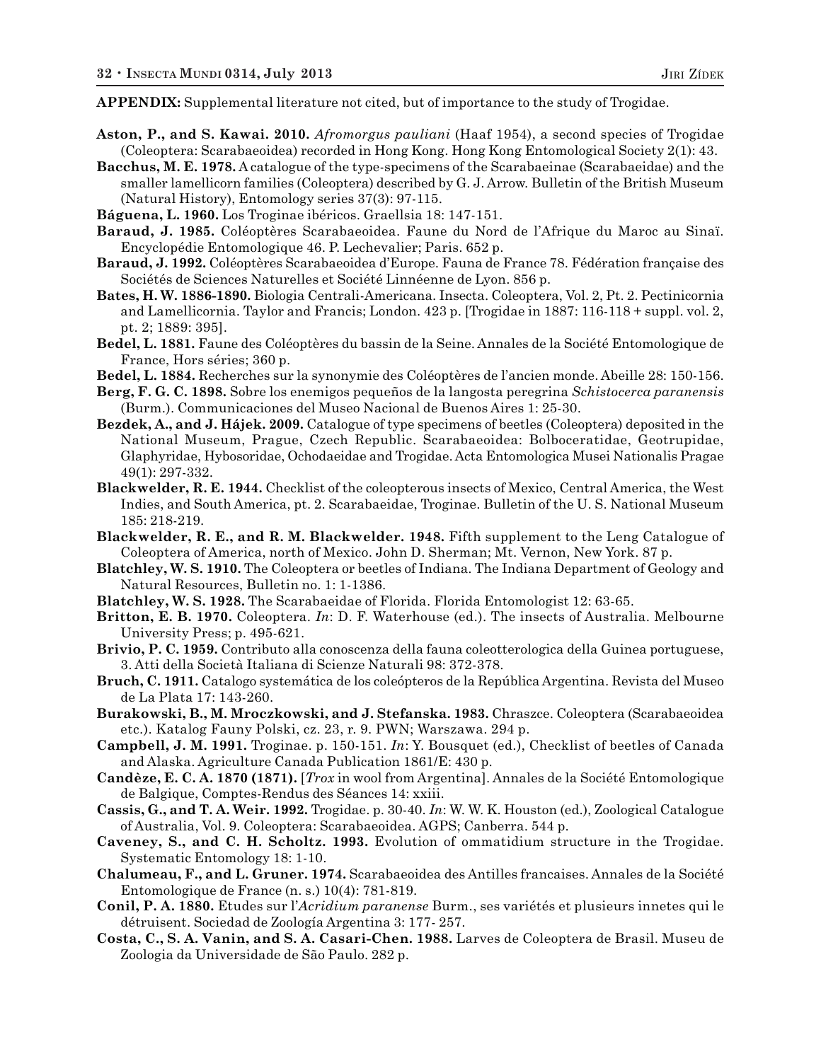**APPENDIX:** Supplemental literature not cited, but of importance to the study of Trogidae.

**Aston, P., and S. Kawai. 2010.** *Afromorgus pauliani* (Haaf 1954), a second species of Trogidae (Coleoptera: Scarabaeoidea) recorded in Hong Kong. Hong Kong Entomological Society 2(1): 43.

**Bacchus, M. E. 1978.** A catalogue of the type-specimens of the Scarabaeinae (Scarabaeidae) and the smaller lamellicorn families (Coleoptera) described by G. J. Arrow. Bulletin of the British Museum (Natural History), Entomology series 37(3): 97-115.

**Báguena, L. 1960.** Los Troginae ibéricos. Graellsia 18: 147-151.

**Baraud, J. 1985.** Coléoptères Scarabaeoidea. Faune du Nord de l'Afrique du Maroc au Sinaï. Encyclopédie Entomologique 46. P. Lechevalier; Paris. 652 p.

**Baraud, J. 1992.** Coléoptères Scarabaeoidea d'Europe. Fauna de France 78. Fédération française des Sociétés de Sciences Naturelles et Société Linnéenne de Lyon. 856 p.

**Bates, H. W. 1886-1890.** Biologia Centrali-Americana. Insecta. Coleoptera, Vol. 2, Pt. 2. Pectinicornia and Lamellicornia. Taylor and Francis; London. 423 p. [Trogidae in 1887: 116-118 + suppl. vol. 2, pt. 2; 1889: 395].

**Bedel, L. 1881.** Faune des Coléoptères du bassin de la Seine. Annales de la Société Entomologique de France, Hors séries; 360 p.

**Bedel, L. 1884.** Recherches sur la synonymie des Coléoptères de l'ancien monde. Abeille 28: 150-156.

**Berg, F. G. C. 1898.** Sobre los enemigos pequeños de la langosta peregrina *Schistocerca paranensis* (Burm.). Communicaciones del Museo Nacional de Buenos Aires 1: 25-30.

**Bezdek, A., and J. Hájek. 2009.** Catalogue of type specimens of beetles (Coleoptera) deposited in the National Museum, Prague, Czech Republic. Scarabaeoidea: Bolboceratidae, Geotrupidae, Glaphyridae, Hybosoridae, Ochodaeidae and Trogidae. Acta Entomologica Musei Nationalis Pragae 49(1): 297-332.

**Blackwelder, R. E. 1944.** Checklist of the coleopterous insects of Mexico, Central America, the West Indies, and South America, pt. 2. Scarabaeidae, Troginae. Bulletin of the U. S. National Museum 185: 218-219.

**Blackwelder, R. E., and R. M. Blackwelder. 1948.** Fifth supplement to the Leng Catalogue of Coleoptera of America, north of Mexico. John D. Sherman; Mt. Vernon, New York. 87 p.

**Blatchley, W. S. 1910.** The Coleoptera or beetles of Indiana. The Indiana Department of Geology and Natural Resources, Bulletin no. 1: 1-1386.

**Blatchley, W. S. 1928.** The Scarabaeidae of Florida. Florida Entomologist 12: 63-65.

**Britton, E. B. 1970.** Coleoptera. *In*: D. F. Waterhouse (ed.). The insects of Australia. Melbourne University Press; p. 495-621.

**Brivio, P. C. 1959.** Contributo alla conoscenza della fauna coleotterologica della Guinea portuguese, 3. Atti della Società Italiana di Scienze Naturali 98: 372-378.

**Bruch, C. 1911.** Catalogo systemática de los coleópteros de la República Argentina. Revista del Museo de La Plata 17: 143-260.

**Burakowski, B., M. Mroczkowski, and J. Stefanska. 1983.** Chraszce. Coleoptera (Scarabaeoidea etc.). Katalog Fauny Polski, cz. 23, r. 9. PWN; Warszawa. 294 p.

**Campbell, J. M. 1991.** Troginae. p. 150-151. *In*: Y. Bousquet (ed.), Checklist of beetles of Canada and Alaska. Agriculture Canada Publication 1861/E: 430 p.

**Candèze, E. C. A. 1870 (1871).** [*Trox* in wool from Argentina]. Annales de la Société Entomologique de Balgique, Comptes-Rendus des Séances 14: xxiii.

**Cassis, G., and T. A. Weir. 1992.** Trogidae. p. 30-40. *In*: W. W. K. Houston (ed.), Zoological Catalogue of Australia, Vol. 9. Coleoptera: Scarabaeoidea. AGPS; Canberra. 544 p.

**Caveney, S., and C. H. Scholtz. 1993.** Evolution of ommatidium structure in the Trogidae. Systematic Entomology 18: 1-10.

**Chalumeau, F., and L. Gruner. 1974.** Scarabaeoidea des Antilles francaises. Annales de la Société Entomologique de France (n. s.) 10(4): 781-819.

**Conil, P. A. 1880.** Etudes sur l'*Acridium paranense* Burm., ses variétés et plusieurs innetes qui le détruisent. Sociedad de Zoología Argentina 3: 177- 257.

**Costa, C., S. A. Vanin, and S. A. Casari-Chen. 1988.** Larves de Coleoptera de Brasil. Museu de Zoologia da Universidade de São Paulo. 282 p.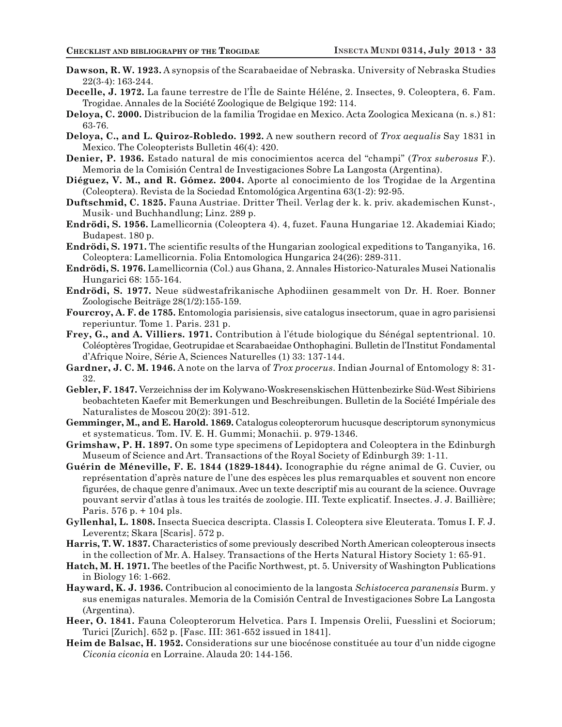**Dawson, R. W. 1923.** A synopsis of the Scarabaeidae of Nebraska. University of Nebraska Studies 22(3-4): 163-244.

**Decelle, J. 1972.** La faune terrestre de l'Île de Sainte Héléne, 2. Insectes, 9. Coleoptera, 6. Fam. Trogidae. Annales de la Société Zoologique de Belgique 192: 114.

**Deloya, C. 2000.** Distribucion de la familia Trogidae en Mexico. Acta Zoologica Mexicana (n. s.) 81: 63-76.

**Deloya, C., and L. Quiroz-Robledo. 1992.** A new southern record of *Trox aequalis* Say 1831 in Mexico. The Coleopterists Bulletin 46(4): 420.

**Denier, P. 1936.** Estado natural de mis conocimientos acerca del "champi" (*Trox suberosus* F.). Memoria de la Comisión Central de Investigaciones Sobre La Langosta (Argentina).

**Diéguez, V. M., and R. Gómez. 2004.** Aporte al conocimiento de los Trogidae de la Argentina (Coleoptera). Revista de la Sociedad Entomológica Argentina 63(1-2): 92-95.

**Duftschmid, C. 1825.** Fauna Austriae. Dritter Theil. Verlag der k. k. priv. akademischen Kunst-, Musik- und Buchhandlung; Linz. 289 p.

**Endrödi, S. 1956.** Lamellicornia (Coleoptera 4). 4, fuzet. Fauna Hungariae 12. Akademiai Kiado; Budapest. 180 p.

**Endrödi, S. 1971.** The scientific results of the Hungarian zoological expeditions to Tanganyika, 16. Coleoptera: Lamellicornia. Folia Entomologica Hungarica 24(26): 289-311.

**Endrödi, S. 1976.** Lamellicornia (Col.) aus Ghana, 2. Annales Historico-Naturales Musei Nationalis Hungarici 68: 155-164.

**Endrödi, S. 1977.** Neue südwestafrikanische Aphodiinen gesammelt von Dr. H. Roer. Bonner Zoologische Beiträge 28(1/2):155-159.

**Fourcroy, A. F. de 1785.** Entomologia parisiensis, sive catalogus insectorum, quae in agro parisiensi reperiuntur. Tome 1. Paris. 231 p.

**Frey, G., and A. Villiers. 1971.** Contribution à l'étude biologique du Sénégal septentrional. 10. Coléoptères Trogidae, Geotrupidae et Scarabaeidae Onthophagini. Bulletin de l'Institut Fondamental d'Afrique Noire, Série A, Sciences Naturelles (1) 33: 137-144.

**Gardner, J. C. M. 1946.** A note on the larva of *Trox procerus*. Indian Journal of Entomology 8: 31-32.

**Gebler, F. 1847.** Verzeichniss der im Kolywano-Woskresenskischen Hüttenbezirke Süd-West Sibiriens beobachteten Kaefer mit Bemerkungen und Beschreibungen. Bulletin de la Société Impériale des Naturalistes de Moscou 20(2): 391-512.

**Gemminger, M., and E. Harold. 1869.** Catalogus coleopterorum hucusque descriptorum synonymicus et systematicus. Tom. IV. E. H. Gummi; Monachii. p. 979-1346.

**Grimshaw, P. H. 1897.** On some type specimens of Lepidoptera and Coleoptera in the Edinburgh Museum of Science and Art. Transactions of the Royal Society of Edinburgh 39: 1-11.

**Guérin de Méneville, F. E. 1844 (1829-1844).** Iconographie du régne animal de G. Cuvier, ou représentation d'après nature de l'une des espèces les plus remarquables et souvent non encore figurées, de chaque genre d'animaux. Avec un texte descriptif mis au courant de la science. Ouvrage pouvant servir d'atlas à tous les traités de zoologie. III. Texte explicatif. Insectes. J. J. Baillière; Paris. 576 p. + 104 pls.

**Gyllenhal, L. 1808.** Insecta Suecica descripta. Classis I. Coleoptera sive Eleuterata. Tomus I. F. J. Leverentz; Skara [Scaris]. 572 p.

**Harris, T. W. 1837.** Characteristics of some previously described North American coleopterous insects in the collection of Mr. A. Halsey. Transactions of the Herts Natural History Society 1: 65-91.

**Hatch, M. H. 1971.** The beetles of the Pacific Northwest, pt. 5. University of Washington Publications in Biology 16: 1-662.

**Hayward, K. J. 1936.** Contribucion al conocimiento de la langosta *Schistocerca paranensis* Burm. y sus enemigas naturales. Memoria de la Comisión Central de Investigaciones Sobre La Langosta (Argentina).

**Heer, O. 1841.** Fauna Coleopterorum Helvetica. Pars I. Impensis Orelii, Fuesslini et Sociorum; Turici [Zurich]. 652 p. [Fasc. III: 361-652 issued in 1841].

**Heim de Balsac, H. 1952.** Considerations sur une biocénose constituée au tour d'un nidde cigogne *Ciconia ciconia* en Lorraine. Alauda 20: 144-156.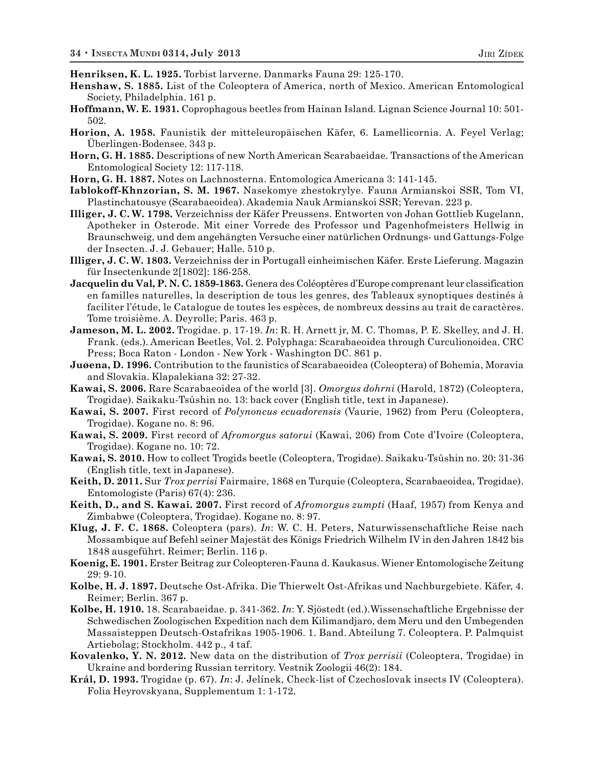**Henriksen, K. L. 1925.** Torbist larverne. Danmarks Fauna 29: 125-170.

**Henshaw, S. 1885.** List of the Coleoptera of America, north of Mexico. American Entomological Society, Philadelphia. 161 p.

**Hoffmann, W. E. 1931.** Coprophagous beetles from Hainan Island. Lignan Science Journal 10: 501-502.

**Horion, A. 1958.** Faunistik der mitteleuropäischen Käfer, 6. Lamellicornia. A. Feyel Verlag; Überlingen-Bodensee. 343 p.

**Horn, G. H. 1885.** Descriptions of new North American Scarabaeidae. Transactions of the American Entomological Society 12: 117-118.

**Horn, G. H. 1887.** Notes on Lachnosterna. Entomologica Americana 3: 141-145.

**Iablokoff-Khnzorian, S. M. 1967.** Nasekomye zhestokrylye. Fauna Armianskoi SSR, Tom VI, Plastinchatousye (Scarabaeoidea). Akademia Nauk Armianskoi SSR; Yerevan. 223 p.

**Illiger, J. C. W. 1798.** Verzeichniss der Käfer Preussens. Entworten von Johan Gottlieb Kugelann, Apotheker in Osterode. Mit einer Vorrede des Professor und Pagenhofmeisters Hellwig in Braunschweig, und dem angehängten Versuche einer natürlichen Ordnungs- und Gattungs-Folge der Insecten. J. J. Gebauer; Halle. 510 p.

**Illiger, J. C. W. 1803.** Verzeichniss der in Portugall einheimischen Käfer. Erste Lieferung. Magazin für Insectenkunde 2[1802]: 186-258.

**Jacquelin du Val, P. N. C. 1859-1863.** Genera des Coléoptères d'Europe comprenant leur classification en familles naturelles, la description de tous les genres, des Tableaux synoptiques destinés à faciliter l'étude, le Catalogue de toutes les espèces, de nombreux dessins au trait de caractères. Tome troisième. A. Deyrolle; Paris. 463 p.

**Jameson, M. L. 2002.** Trogidae. p. 17-19. *In*: R. H. Arnett jr, M. C. Thomas, P. E. Skelley, and J. H. Frank. (eds.). American Beetles, Vol. 2. Polyphaga: Scarabaeoidea through Curculionoidea. CRC Press; Boca Raton - London - New York - Washington DC. 861 p.

**Juøena, D. 1996.** Contribution to the faunistics of Scarabaeoidea (Coleoptera) of Bohemia, Moravia and Slovakia. Klapalekiana 32: 27-32.

**Kawai, S. 2006.** Rare Scarabaeoidea of the world [3]. *Omorgus dohrni* (Harold, 1872) (Coleoptera, Trogidae). Saikaku-Tsûshin no. 13: back cover (English title, text in Japanese).

**Kawai, S. 2007.** First record of *Polynoncus ecuadorensis* (Vaurie, 1962) from Peru (Coleoptera, Trogidae). Kogane no. 8: 96.

**Kawai, S. 2009.** First record of *Afromorgus satorui* (Kawai, 206) from Cote d'Ivoire (Coleoptera, Trogidae). Kogane no. 10: 72.

**Kawai, S. 2010.** How to collect Trogids beetle (Coleoptera, Trogidae). Saikaku-Tsûshin no. 20: 31-36 (English title, text in Japanese).

**Keith, D. 2011.** Sur *Trox perrisi* Fairmaire, 1868 en Turquie (Coleoptera, Scarabaeoidea, Trogidae). Entomologiste (Paris) 67(4): 236.

**Keith, D., and S. Kawai. 2007.** First record of *Afromorgus zumpti* (Haaf, 1957) from Kenya and Zimbabwe (Coleoptera, Trogidae). Kogane no. 8: 97.

**Klug, J. F. C. 1868.** Coleoptera (pars). *In*: W. C. H. Peters, Naturwissenschaftliche Reise nach Mossambique auf Befehl seiner Majestät des Königs Friedrich Wilhelm IV in den Jahren 1842 bis 1848 ausgeführt. Reimer; Berlin. 116 p.

**Koenig, E. 1901.** Erster Beitrag zur Coleopteren-Fauna d. Kaukasus. Wiener Entomologische Zeitung 29: 9-10.

**Kolbe, H. J. 1897.** Deutsche Ost-Afrika. Die Thierwelt Ost-Afrikas und Nachburgebiete. Käfer, 4. Reimer; Berlin. 367 p.

**Kolbe, H. 1910.** 18. Scarabaeidae. p. 341-362. *In*: Y. Sjöstedt (ed.).Wissenschaftliche Ergebnisse der Schwedischen Zoologischen Expedition nach dem Kilimandjaro, dem Meru und den Umbegenden Massaisteppen Deutsch-Ostafrikas 1905-1906. 1. Band. Abteilung 7. Coleoptera. P. Palmquist Artiebolag; Stockholm. 442 p., 4 taf.

**Kovalenko, Y. N. 2012.** New data on the distribution of *Trox perrisii* (Coleoptera, Trogidae) in Ukraine and bordering Russian territory. Vestnik Zoologii 46(2): 184.

**Král, D. 1993.** Trogidae (p. 67). *In*: J. Jelínek, Check-list of Czechoslovak insects IV (Coleoptera). Folia Heyrovskyana, Supplementum 1: 1-172.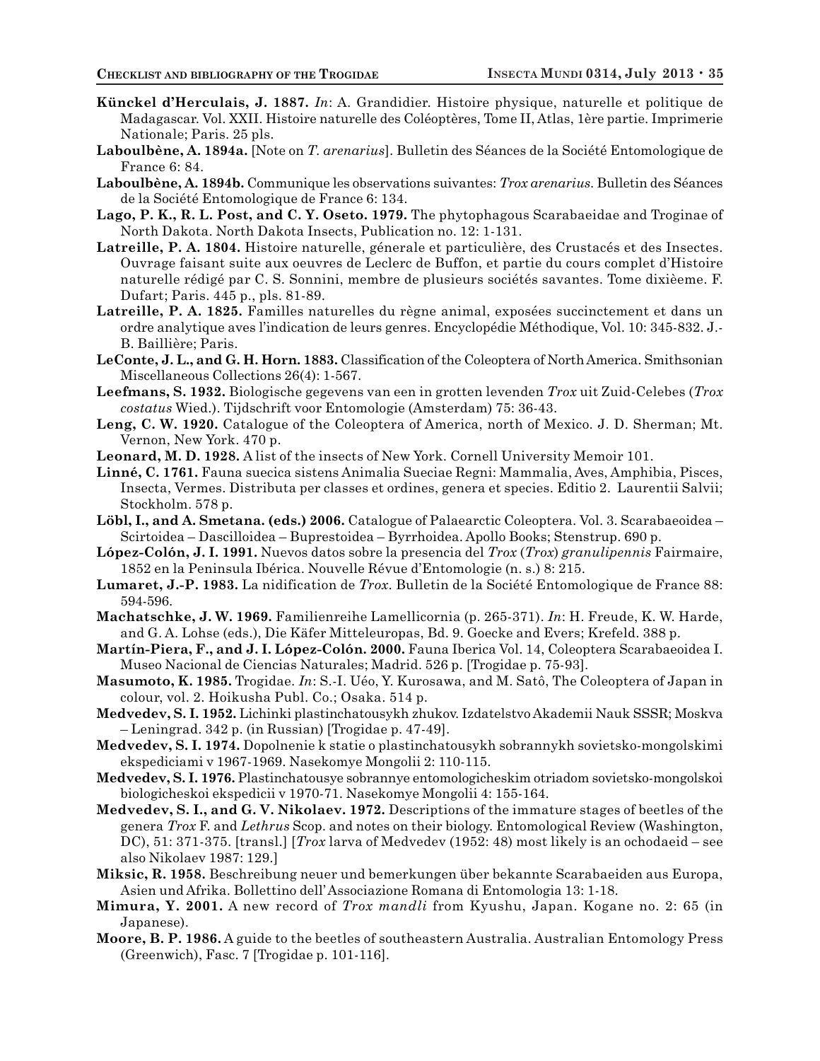**Künckel d'Herculais, J. 1887.** *In*: A. Grandidier. Histoire physique, naturelle et politique de Madagascar. Vol. XXII. Histoire naturelle des Coléoptères, Tome II, Atlas, 1ère partie. Imprimerie Nationale; Paris. 25 pls.

**Laboulbène, A. 1894a.** [Note on *T. arenarius*]. Bulletin des Séances de la Société Entomologique de France 6: 84.

**Laboulbène, A. 1894b.** Communique les observations suivantes: *Trox arenarius*. Bulletin des Séances de la Société Entomologique de France 6: 134.

**Lago, P. K., R. L. Post, and C. Y. Oseto. 1979.** The phytophagous Scarabaeidae and Troginae of North Dakota. North Dakota Insects, Publication no. 12: 1-131.

**Latreille, P. A. 1804.** Histoire naturelle, génerale et particulière, des Crustacés et des Insectes. Ouvrage faisant suite aux oeuvres de Leclerc de Buffon, et partie du cours complet d'Histoire naturelle rédigé par C. S. Sonnini, membre de plusieurs sociétés savantes. Tome dixièeme. F. Dufart; Paris. 445 p., pls. 81-89.

**Latreille, P. A. 1825.** Familles naturelles du règne animal, exposées succinctement et dans un ordre analytique aves l'indication de leurs genres. Encyclopédie Méthodique, Vol. 10: 345-832. J.-B. Baillière; Paris.

**LeConte, J. L., and G. H. Horn. 1883.** Classification of the Coleoptera of North America. Smithsonian Miscellaneous Collections 26(4): 1-567.

**Leefmans, S. 1932.** Biologische gegevens van een in grotten levenden *Trox* uit Zuid-Celebes (*Trox costatus* Wied.). Tijdschrift voor Entomologie (Amsterdam) 75: 36-43.

**Leng, C. W. 1920.** Catalogue of the Coleoptera of America, north of Mexico. J. D. Sherman; Mt. Vernon, New York. 470 p.

**Leonard, M. D. 1928.** A list of the insects of New York. Cornell University Memoir 101.

**Linné, C. 1761.** Fauna suecica sistens Animalia Sueciae Regni: Mammalia, Aves, Amphibia, Pisces, Insecta, Vermes. Distributa per classes et ordines, genera et species. Editio 2. Laurentii Salvii; Stockholm. 578 p.

**Löbl, I., and A. Smetana. (eds.) 2006.** Catalogue of Palaearctic Coleoptera. Vol. 3. Scarabaeoidea – Scirtoidea – Dascilloidea – Buprestoidea – Byrrhoidea. Apollo Books; Stenstrup. 690 p.

**López-Colón, J. I. 1991.** Nuevos datos sobre la presencia del *Trox* (*Trox*) *granulipennis* Fairmaire, 1852 en la Peninsula Ibérica. Nouvelle Révue d'Entomologie (n. s.) 8: 215.

**Lumaret, J.-P. 1983.** La nidification de *Trox*. Bulletin de la Société Entomologique de France 88: 594-596.

**Machatschke, J. W. 1969.** Familienreihe Lamellicornia (p. 265-371). *In*: H. Freude, K. W. Harde, and G. A. Lohse (eds.), Die Käfer Mitteleuropas, Bd. 9. Goecke and Evers; Krefeld. 388 p.

**Martín-Piera, F., and J. I. López-Colón. 2000.** Fauna Iberica Vol. 14, Coleoptera Scarabaeoidea I. Museo Nacional de Ciencias Naturales; Madrid. 526 p. [Trogidae p. 75-93].

**Masumoto, K. 1985.** Trogidae. *In*: S.-I. Uéo, Y. Kurosawa, and M. Satô, The Coleoptera of Japan in colour, vol. 2. Hoikusha Publ. Co.; Osaka. 514 p.

**Medvedev, S. I. 1952.** Lichinki plastinchatousykh zhukov. Izdatelstvo Akademii Nauk SSSR; Moskva – Leningrad. 342 p. (in Russian) [Trogidae p. 47-49].

**Medvedev, S. I. 1974.** Dopolnenie k statie o plastinchatousykh sobrannykh sovietsko-mongolskimi ekspediciami v 1967-1969. Nasekomye Mongolii 2: 110-115.

**Medvedev, S. I. 1976.** Plastinchatousye sobrannye entomologicheskim otriadom sovietsko-mongolskoi biologicheskoi ekspedicii v 1970-71. Nasekomye Mongolii 4: 155-164.

**Medvedev, S. I., and G. V. Nikolaev. 1972.** Descriptions of the immature stages of beetles of the genera *Trox* F. and *Lethrus* Scop. and notes on their biology. Entomological Review (Washington, DC), 51: 371-375. [transl.] [*Trox* larva of Medvedev (1952: 48) most likely is an ochodaeid – see also Nikolaev 1987: 129.]

**Miksic, R. 1958.** Beschreibung neuer und bemerkungen über bekannte Scarabaeiden aus Europa, Asien und Afrika. Bollettino dell'Associazione Romana di Entomologia 13: 1-18.

**Mimura, Y. 2001.** A new record of *Trox mandli* from Kyushu, Japan. Kogane no. 2: 65 (in Japanese).

**Moore, B. P. 1986.** A guide to the beetles of southeastern Australia. Australian Entomology Press (Greenwich), Fasc. 7 [Trogidae p. 101-116].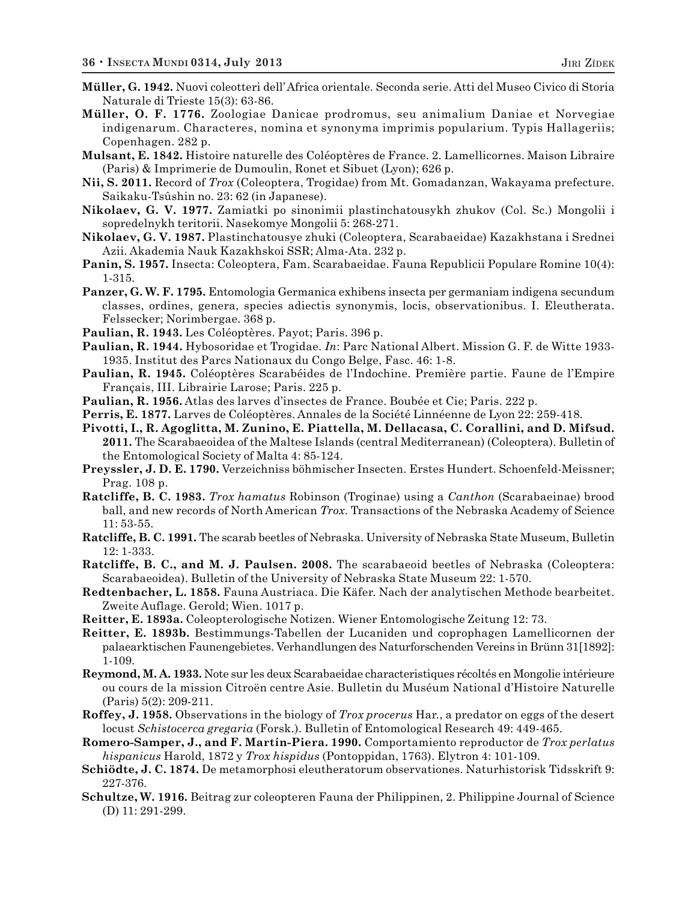**Müller, G. 1942.** Nuovi coleotteri dell'Africa orientale. Seconda serie. Atti del Museo Civico di Storia Naturale di Trieste 15(3): 63-86.

**Müller, O. F. 1776.** Zoologiae Danicae prodromus, seu animalium Daniae et Norvegiae indigenarum. Characteres, nomina et synonyma imprimis popularium. Typis Hallageriis; Copenhagen. 282 p.

**Mulsant, E. 1842.** Histoire naturelle des Coléoptères de France. 2. Lamellicornes. Maison Libraire (Paris) & Imprimerie de Dumoulin, Ronet et Sibuet (Lyon); 626 p.

**Nii, S. 2011.** Record of *Trox* (Coleoptera, Trogidae) from Mt. Gomadanzan, Wakayama prefecture. Saikaku-Tsûshin no. 23: 62 (in Japanese).

**Nikolaev, G. V. 1977.** Zamiatki po sinonimii plastinchatousykh zhukov (Col. Sc.) Mongolii i sopredelnykh teritorii. Nasekomye Mongolii 5: 268-271.

**Nikolaev, G. V. 1987.** Plastinchatousye zhuki (Coleoptera, Scarabaeidae) Kazakhstana i Srednei Azii. Akademia Nauk Kazakhskoi SSR; Alma-Ata. 232 p.

**Panin, S. 1957.** Insecta: Coleoptera, Fam. Scarabaeidae. Fauna Republicii Populare Romine 10(4): 1-315.

**Panzer, G. W. F. 1795.** Entomologia Germanica exhibens insecta per germaniam indigena secundum classes, ordines, genera, species adiectis synonymis, locis, observationibus. I. Eleutherata. Felssecker; Norimbergae. 368 p.

**Paulian, R. 1943.** Les Coléoptères. Payot; Paris. 396 p.

**Paulian, R. 1944.** Hybosoridae et Trogidae. *In*: Parc National Albert. Mission G. F. de Witte 1933-1935. Institut des Parcs Nationaux du Congo Belge, Fasc. 46: 1-8.

**Paulian, R. 1945.** Coléoptères Scarabéides de l'Indochine. Première partie. Faune de l'Empire Français, III. Librairie Larose; Paris. 225 p.

**Paulian, R. 1956.** Atlas des larves d'insectes de France. Boubée et Cie; Paris. 222 p.

**Perris, E. 1877.** Larves de Coléoptères. Annales de la Société Linnéenne de Lyon 22: 259-418.

**Pivotti, I., R. Agoglitta, M. Zunino, E. Piattella, M. Dellacasa, C. Corallini, and D. Mifsud. 2011.** The Scarabaeoidea of the Maltese Islands (central Mediterranean) (Coleoptera). Bulletin of the Entomological Society of Malta 4: 85-124.

**Preyssler, J. D. E. 1790.** Verzeichniss böhmischer Insecten. Erstes Hundert. Schoenfeld-Meissner; Prag. 108 p.

**Ratcliffe, B. C. 1983.** *Trox hamatus* Robinson (Troginae) using a *Canthon* (Scarabaeinae) brood ball, and new records of North American *Trox*. Transactions of the Nebraska Academy of Science 11: 53-55.

**Ratcliffe, B. C. 1991.** The scarab beetles of Nebraska. University of Nebraska State Museum, Bulletin 12: 1-333.

**Ratcliffe, B. C., and M. J. Paulsen. 2008.** The scarabaeoid beetles of Nebraska (Coleoptera: Scarabaeoidea). Bulletin of the University of Nebraska State Museum 22: 1-570.

**Redtenbacher, L. 1858.** Fauna Austriaca. Die Käfer. Nach der analytischen Methode bearbeitet. Zweite Auflage. Gerold; Wien. 1017 p.

**Reitter, E. 1893a.** Coleopterologische Notizen. Wiener Entomologische Zeitung 12: 73.

**Reitter, E. 1893b.** Bestimmungs-Tabellen der Lucaniden und coprophagen Lamellicornen der palaearktischen Faunengebietes. Verhandlungen des Naturforschenden Vereins in Brünn 31[1892]: 1-109.

**Reymond, M. A. 1933.** Note sur les deux Scarabaeidae characteristiques récoltés en Mongolie intérieure ou cours de la mission Citroën centre Asie. Bulletin du Muséum National d'Histoire Naturelle (Paris) 5(2): 209-211.

**Roffey, J. 1958.** Observations in the biology of *Trox procerus* Har., a predator on eggs of the desert locust *Schistocerca gregaria* (Forsk.). Bulletin of Entomological Research 49: 449-465.

**Romero-Samper, J., and F. Martín-Piera. 1990.** Comportamiento reproductor de *Trox perlatus hispanicus* Harold, 1872 y *Trox hispidus* (Pontoppidan, 1763). Elytron 4: 101-109.

**Schiödte, J. C. 1874.** De metamorphosi eleutheratorum observationes. Naturhistorisk Tidsskrift 9: 227-376.

**Schultze, W. 1916.** Beitrag zur coleopteren Fauna der Philippinen, 2. Philippine Journal of Science (D) 11: 291-299.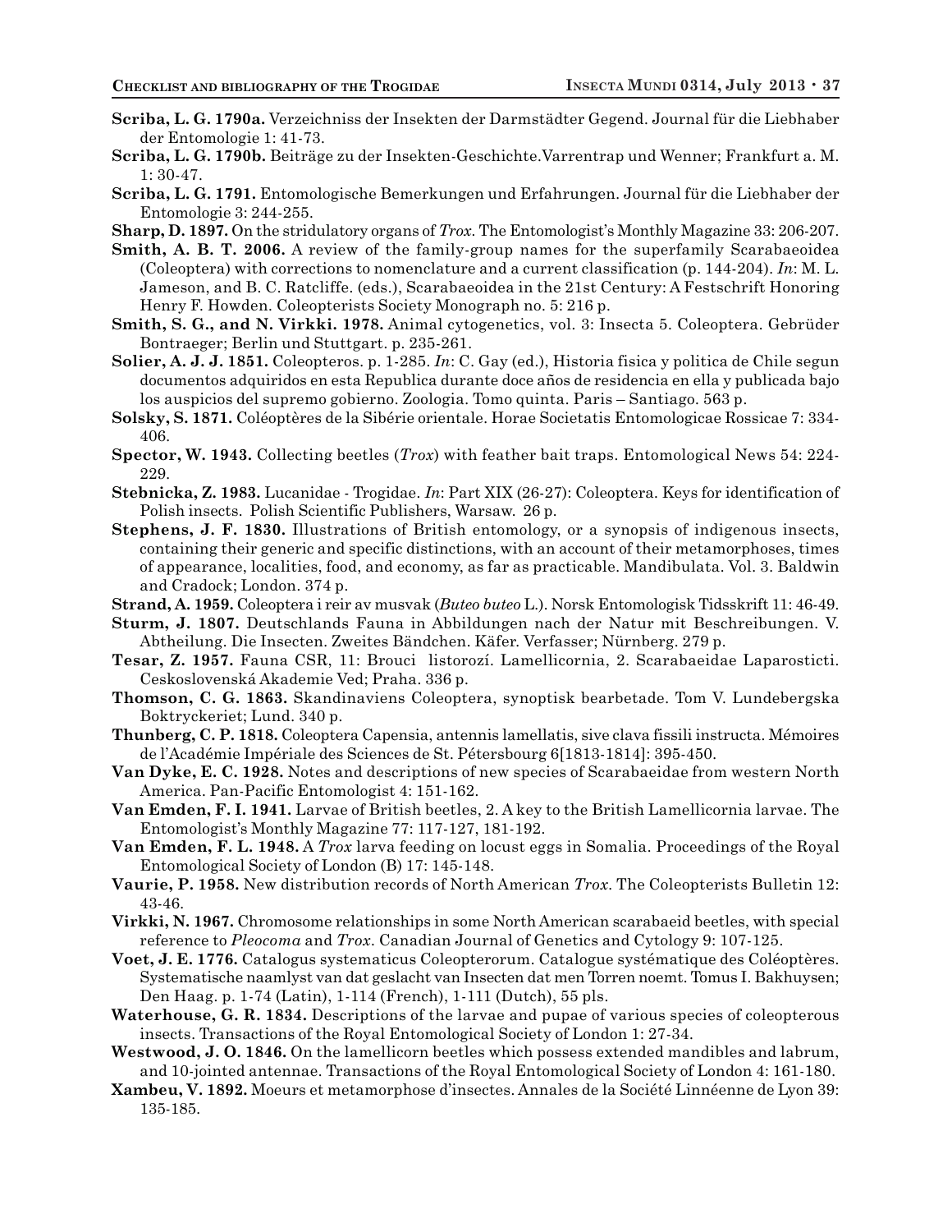**Scriba, L. G. 1790a.** Verzeichniss der Insekten der Darmstädter Gegend. Journal für die Liebhaber der Entomologie 1: 41-73.

**Scriba, L. G. 1790b.** Beiträge zu der Insekten-Geschichte.Varrentrap und Wenner; Frankfurt a. M. 1: 30-47.

**Scriba, L. G. 1791.** Entomologische Bemerkungen und Erfahrungen. Journal für die Liebhaber der Entomologie 3: 244-255.

**Sharp, D. 1897.** On the stridulatory organs of *Trox*. The Entomologist's Monthly Magazine 33: 206-207.

**Smith, A. B. T. 2006.** A review of the family-group names for the superfamily Scarabaeoidea (Coleoptera) with corrections to nomenclature and a current classification (p. 144-204). *In*: M. L. Jameson, and B. C. Ratcliffe. (eds.), Scarabaeoidea in the 21st Century: A Festschrift Honoring Henry F. Howden. Coleopterists Society Monograph no. 5: 216 p.

**Smith, S. G., and N. Virkki. 1978.** Animal cytogenetics, vol. 3: Insecta 5. Coleoptera. Gebrüder Bontraeger; Berlin und Stuttgart. p. 235-261.

**Solier, A. J. J. 1851.** Coleopteros. p. 1-285. *In*: C. Gay (ed.), Historia fisica y politica de Chile segun documentos adquiridos en esta Republica durante doce años de residencia en ella y publicada bajo los auspicios del supremo gobierno. Zoologia. Tomo quinta. Paris – Santiago. 563 p.

**Solsky, S. 1871.** Coléoptères de la Sibérie orientale. Horae Societatis Entomologicae Rossicae 7: 334-406.

**Spector, W. 1943.** Collecting beetles (*Trox*) with feather bait traps. Entomological News 54: 224-229.

**Stebnicka, Z. 1983.** Lucanidae - Trogidae. *In*: Part XIX (26-27): Coleoptera. Keys for identification of Polish insects. Polish Scientific Publishers, Warsaw. 26 p.

**Stephens, J. F. 1830.** Illustrations of British entomology, or a synopsis of indigenous insects, containing their generic and specific distinctions, with an account of their metamorphoses, times of appearance, localities, food, and economy, as far as practicable. Mandibulata. Vol. 3. Baldwin and Cradock; London. 374 p.

**Strand, A. 1959.** Coleoptera i reir av musvak (*Buteo buteo* L.). Norsk Entomologisk Tidsskrift 11: 46-49.

**Sturm, J. 1807.** Deutschlands Fauna in Abbildungen nach der Natur mit Beschreibungen. V. Abtheilung. Die Insecten. Zweites Bändchen. Käfer. Verfasser; Nürnberg. 279 p.

**Tesar, Z. 1957.** Fauna CSR, 11: Brouci listorozí. Lamellicornia, 2. Scarabaeidae Laparosticti. Ceskoslovenská Akademie Ved; Praha. 336 p.

**Thomson, C. G. 1863.** Skandinaviens Coleoptera, synoptisk bearbetade. Tom V. Lundebergska Boktryckeriet; Lund. 340 p.

**Thunberg, C. P. 1818.** Coleoptera Capensia, antennis lamellatis, sive clava fissili instructa. Mémoires de l'Académie Impériale des Sciences de St. Pétersbourg 6[1813-1814]: 395-450.

**Van Dyke, E. C. 1928.** Notes and descriptions of new species of Scarabaeidae from western North America. Pan-Pacific Entomologist 4: 151-162.

**Van Emden, F. I. 1941.** Larvae of British beetles, 2. A key to the British Lamellicornia larvae. The Entomologist's Monthly Magazine 77: 117-127, 181-192.

**Van Emden, F. L. 1948.** A *Trox* larva feeding on locust eggs in Somalia. Proceedings of the Royal Entomological Society of London (B) 17: 145-148.

**Vaurie, P. 1958.** New distribution records of North American *Trox*. The Coleopterists Bulletin 12: 43-46.

**Virkki, N. 1967.** Chromosome relationships in some North American scarabaeid beetles, with special reference to *Pleocoma* and *Trox*. Canadian Journal of Genetics and Cytology 9: 107-125.

**Voet, J. E. 1776.** Catalogus systematicus Coleopterorum. Catalogue systématique des Coléoptères. Systematische naamlyst van dat geslacht van Insecten dat men Torren noemt. Tomus I. Bakhuysen; Den Haag. p. 1-74 (Latin), 1-114 (French), 1-111 (Dutch), 55 pls.

**Waterhouse, G. R. 1834.** Descriptions of the larvae and pupae of various species of coleopterous insects. Transactions of the Royal Entomological Society of London 1: 27-34.

**Westwood, J. O. 1846.** On the lamellicorn beetles which possess extended mandibles and labrum, and 10-jointed antennae. Transactions of the Royal Entomological Society of London 4: 161-180.

**Xambeu, V. 1892.** Moeurs et metamorphose d'insectes. Annales de la Société Linnéenne de Lyon 39: 135-185.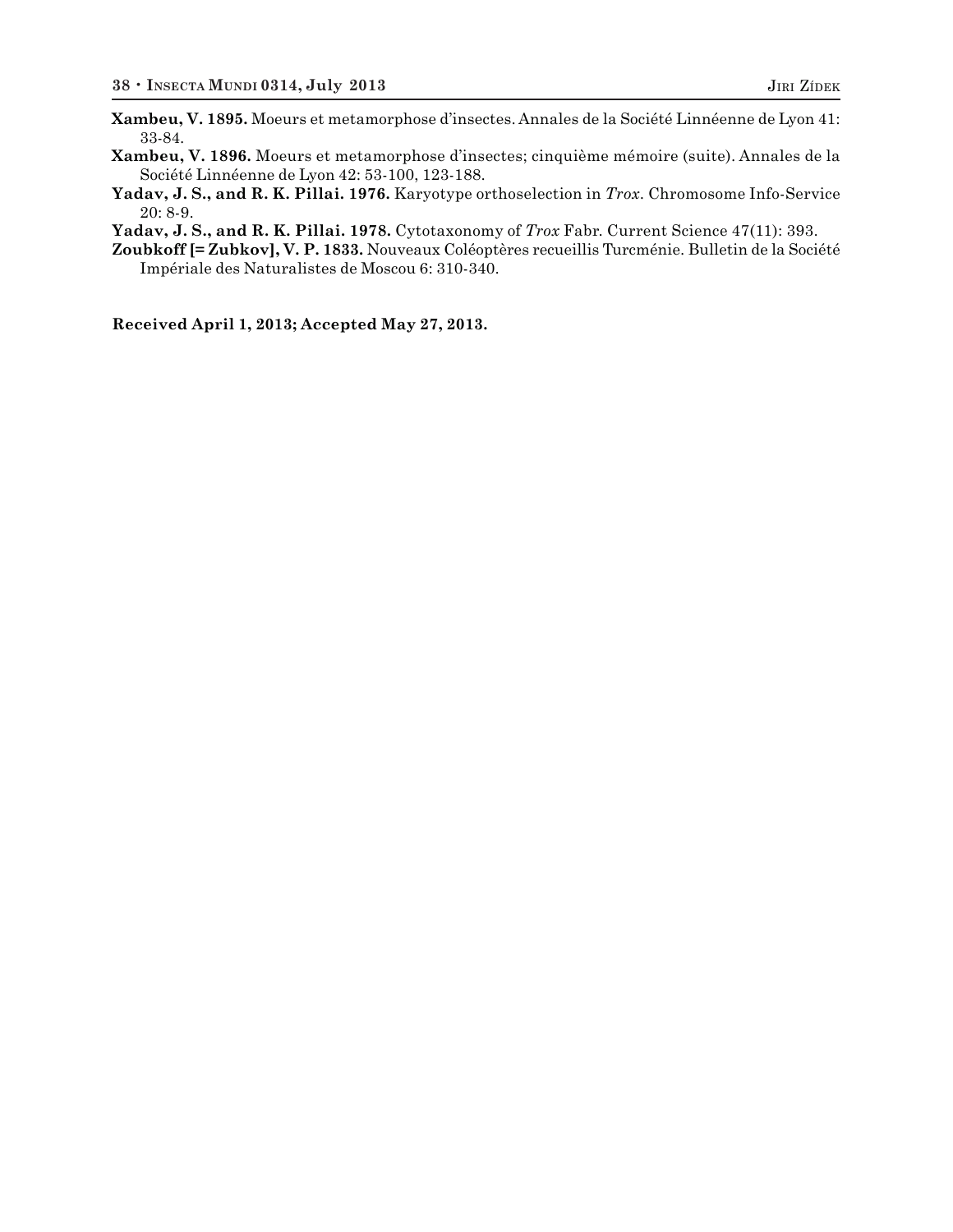**Xambeu, V. 1895.** Moeurs et metamorphose d'insectes. Annales de la Société Linnéenne de Lyon 41: 33-84.

**Xambeu, V. 1896.** Moeurs et metamorphose d'insectes; cinquième mémoire (suite). Annales de la Société Linnéenne de Lyon 42: 53-100, 123-188.

**Yadav, J. S., and R. K. Pillai. 1976.** Karyotype orthoselection in *Trox*. Chromosome Info-Service 20: 8-9.

**Yadav, J. S., and R. K. Pillai. 1978.** Cytotaxonomy of *Trox* Fabr. Current Science 47(11): 393.

**Zoubkoff [= Zubkov], V. P. 1833.** Nouveaux Coléoptères recueillis Turcménie. Bulletin de la Société Impériale des Naturalistes de Moscou 6: 310-340.

**Received April 1, 2013; Accepted May 27, 2013.**